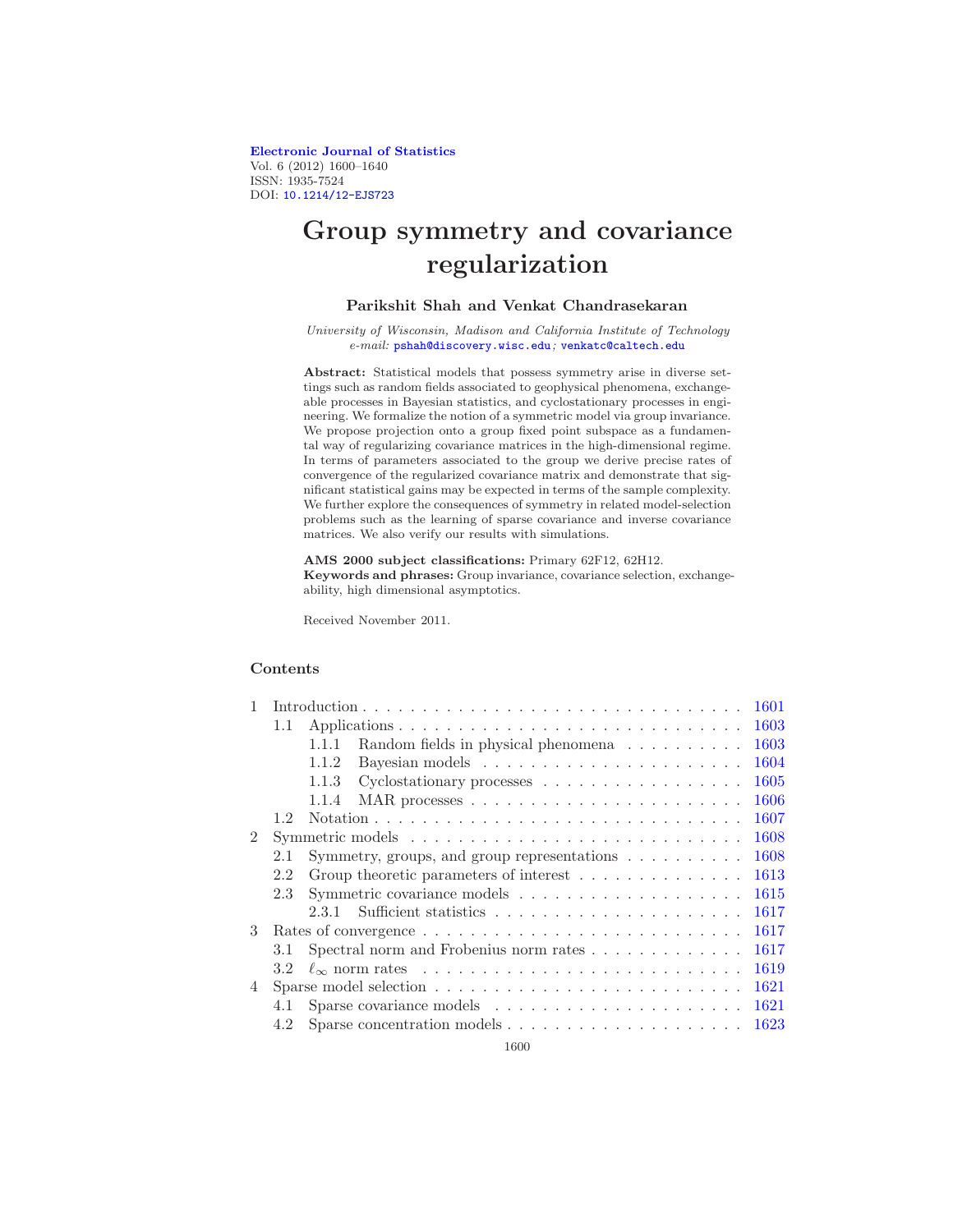Electronic Journal of Statistics
Vol. 6 (2012) 1600–1640
ISSN: 1935-7524
DOI: 10.1214/12-EJS723

# Group symmetry and covariance regularization

**Parikshit Shah and Venkat Chandrasekaran**

*University of Wisconsin, Madison and California Institute of Technology*
*e-mail:* pshah@discovery.wisc.edu; venkatc@caltech.edu

**Abstract:** Statistical models that possess symmetry arise in diverse settings such as random fields associated to geophysical phenomena, exchangeable processes in Bayesian statistics, and cyclostationary processes in engineering. We formalize the notion of a symmetric model via group invariance. We propose projection onto a group fixed point subspace as a fundamental way of regularizing covariance matrices in the high-dimensional regime. In terms of parameters associated to the group we derive precise rates of convergence of the regularized covariance matrix and demonstrate that significant statistical gains may be expected in terms of the sample complexity. We further explore the consequences of symmetry in related model-selection problems such as the learning of sparse covariance and inverse covariance matrices. We also verify our results with simulations.

**AMS 2000 subject classifications:** Primary 62F12, 62H12.
**Keywords and phrases:** Group invariance, covariance selection, exchangeability, high dimensional asymptotics.

Received November 2011.

## Contents

- 1 Introduction . . . 1601
  - 1.1 Applications . . . 1603
    - 1.1.1 Random fields in physical phenomena . . . 1603
    - 1.1.2 Bayesian models . . . 1604
    - 1.1.3 Cyclostationary processes . . . 1605
    - 1.1.4 MAR processes . . . 1606
  - 1.2 Notation . . . 1607
- 2 Symmetric models . . . 1608
  - 2.1 Symmetry, groups, and group representations . . . 1608
  - 2.2 Group theoretic parameters of interest . . . 1613
  - 2.3 Symmetric covariance models . . . 1615
    - 2.3.1 Sufficient statistics . . . 1617
- 3 Rates of convergence . . . 1617
  - 3.1 Spectral norm and Frobenius norm rates . . . 1617
  - 3.2 $\ell_\infty$ norm rates . . . 1619
- 4 Sparse model selection . . . 1621
  - 4.1 Sparse covariance models . . . 1621
  - 4.2 Sparse concentration models . . . 1623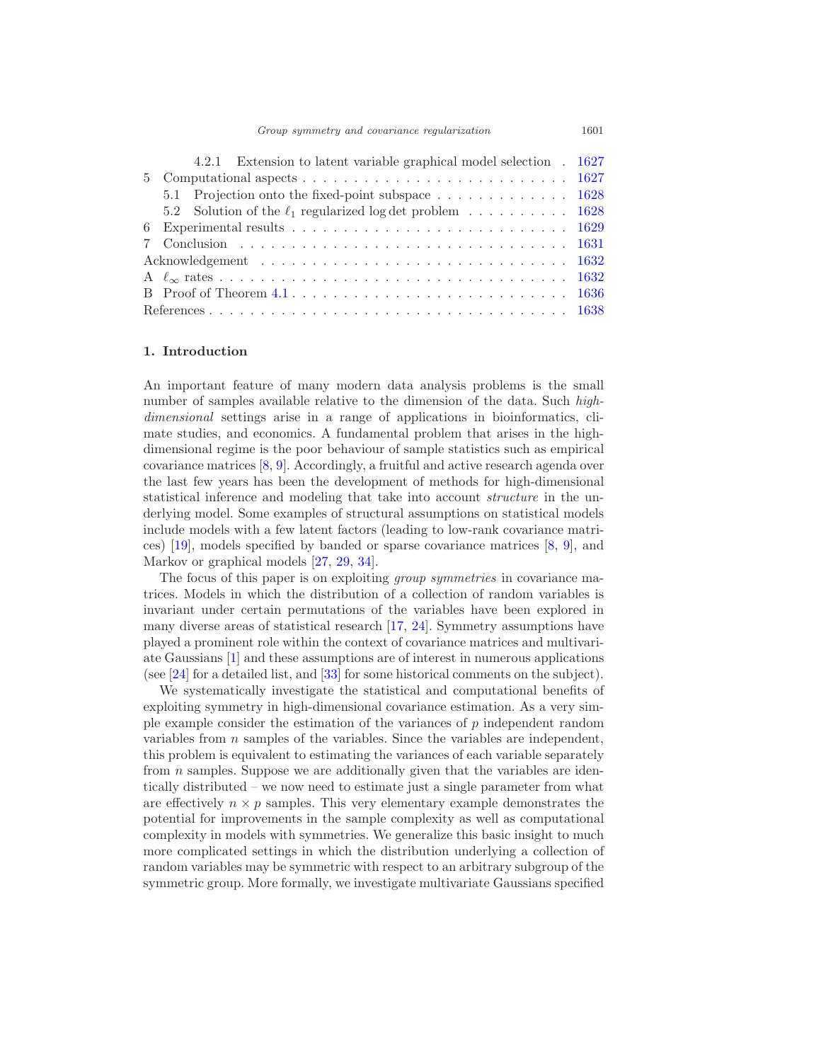4.2.1 Extension to latent variable graphical model selection . 1627

5 Computational aspects . . . . . . . . . . . . . . . . . . . . . . . . . . 1627

5.1 Projection onto the fixed-point subspace . . . . . . . . . . . . . 1628

5.2 Solution of the $\ell_1$ regularized log det problem . . . . . . . . . . 1628

6 Experimental results . . . . . . . . . . . . . . . . . . . . . . . . . . 1629

7 Conclusion . . . . . . . . . . . . . . . . . . . . . . . . . . . . . . . 1631

Acknowledgement . . . . . . . . . . . . . . . . . . . . . . . . . . . . . . 1632

A $\ell_\infty$ rates . . . . . . . . . . . . . . . . . . . . . . . . . . . . . . . 1632

B Proof of Theorem 4.1 . . . . . . . . . . . . . . . . . . . . . . . . . . . 1636

References . . . . . . . . . . . . . . . . . . . . . . . . . . . . . . . . . . 1638

## 1. Introduction

An important feature of many modern data analysis problems is the small number of samples available relative to the dimension of the data. Such *high-dimensional* settings arise in a range of applications in bioinformatics, climate studies, and economics. A fundamental problem that arises in the high-dimensional regime is the poor behaviour of sample statistics such as empirical covariance matrices [8, 9]. Accordingly, a fruitful and active research agenda over the last few years has been the development of methods for high-dimensional statistical inference and modeling that take into account *structure* in the underlying model. Some examples of structural assumptions on statistical models include models with a few latent factors (leading to low-rank covariance matrices) [19], models specified by banded or sparse covariance matrices [8, 9], and Markov or graphical models [27, 29, 34].

The focus of this paper is on exploiting *group symmetries* in covariance matrices. Models in which the distribution of a collection of random variables is invariant under certain permutations of the variables have been explored in many diverse areas of statistical research [17, 24]. Symmetry assumptions have played a prominent role within the context of covariance matrices and multivariate Gaussians [1] and these assumptions are of interest in numerous applications (see [24] for a detailed list, and [33] for some historical comments on the subject).

We systematically investigate the statistical and computational benefits of exploiting symmetry in high-dimensional covariance estimation. As a very simple example consider the estimation of the variances of $p$ independent random variables from $n$ samples of the variables. Since the variables are independent, this problem is equivalent to estimating the variances of each variable separately from $n$ samples. Suppose we are additionally given that the variables are identically distributed – we now need to estimate just a single parameter from what are effectively $n \times p$ samples. This very elementary example demonstrates the potential for improvements in the sample complexity as well as computational complexity in models with symmetries. We generalize this basic insight to much more complicated settings in which the distribution underlying a collection of random variables may be symmetric with respect to an arbitrary subgroup of the symmetric group. More formally, we investigate multivariate Gaussians specified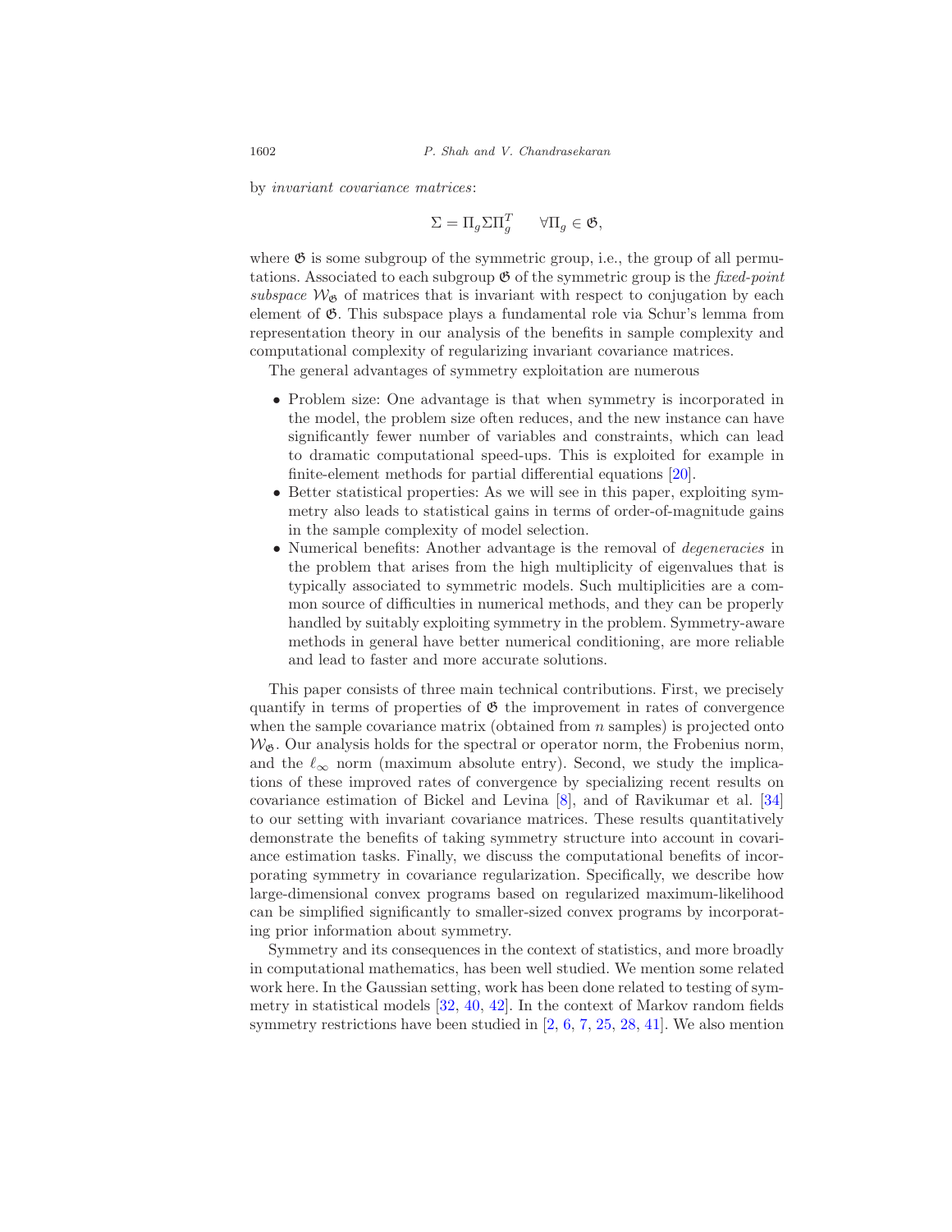by *invariant covariance matrices*:

$$\Sigma = \Pi_g \Sigma \Pi_g^T \qquad \forall \Pi_g \in \mathfrak{G},$$

where $\mathfrak{G}$ is some subgroup of the symmetric group, i.e., the group of all permutations. Associated to each subgroup $\mathfrak{G}$ of the symmetric group is the *fixed-point subspace* $\mathcal{W}_{\mathfrak{G}}$ of matrices that is invariant with respect to conjugation by each element of $\mathfrak{G}$. This subspace plays a fundamental role via Schur's lemma from representation theory in our analysis of the benefits in sample complexity and computational complexity of regularizing invariant covariance matrices.

The general advantages of symmetry exploitation are numerous

- Problem size: One advantage is that when symmetry is incorporated in the model, the problem size often reduces, and the new instance can have significantly fewer number of variables and constraints, which can lead to dramatic computational speed-ups. This is exploited for example in finite-element methods for partial differential equations [20].
- Better statistical properties: As we will see in this paper, exploiting symmetry also leads to statistical gains in terms of order-of-magnitude gains in the sample complexity of model selection.
- Numerical benefits: Another advantage is the removal of *degeneracies* in the problem that arises from the high multiplicity of eigenvalues that is typically associated to symmetric models. Such multiplicities are a common source of difficulties in numerical methods, and they can be properly handled by suitably exploiting symmetry in the problem. Symmetry-aware methods in general have better numerical conditioning, are more reliable and lead to faster and more accurate solutions.

This paper consists of three main technical contributions. First, we precisely quantify in terms of properties of $\mathfrak{G}$ the improvement in rates of convergence when the sample covariance matrix (obtained from $n$ samples) is projected onto $\mathcal{W}_{\mathfrak{G}}$. Our analysis holds for the spectral or operator norm, the Frobenius norm, and the $\ell_\infty$ norm (maximum absolute entry). Second, we study the implications of these improved rates of convergence by specializing recent results on covariance estimation of Bickel and Levina [8], and of Ravikumar et al. [34] to our setting with invariant covariance matrices. These results quantitatively demonstrate the benefits of taking symmetry structure into account in covariance estimation tasks. Finally, we discuss the computational benefits of incorporating symmetry in covariance regularization. Specifically, we describe how large-dimensional convex programs based on regularized maximum-likelihood can be simplified significantly to smaller-sized convex programs by incorporating prior information about symmetry.

Symmetry and its consequences in the context of statistics, and more broadly in computational mathematics, has been well studied. We mention some related work here. In the Gaussian setting, work has been done related to testing of symmetry in statistical models [32, 40, 42]. In the context of Markov random fields symmetry restrictions have been studied in [2, 6, 7, 25, 28, 41]. We also mention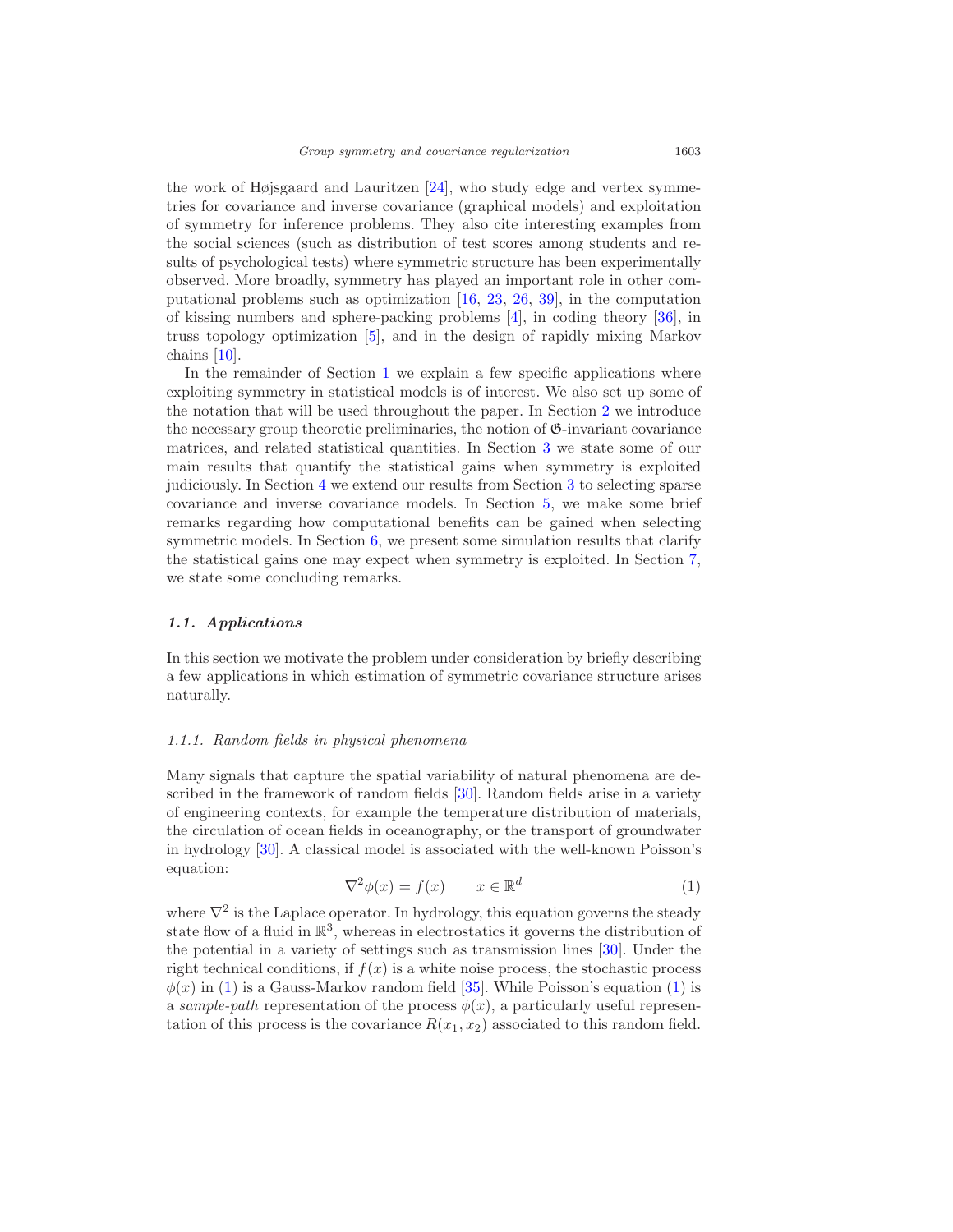the work of Højsgaard and Lauritzen [24], who study edge and vertex symmetries for covariance and inverse covariance (graphical models) and exploitation of symmetry for inference problems. They also cite interesting examples from the social sciences (such as distribution of test scores among students and results of psychological tests) where symmetric structure has been experimentally observed. More broadly, symmetry has played an important role in other computational problems such as optimization [16, 23, 26, 39], in the computation of kissing numbers and sphere-packing problems [4], in coding theory [36], in truss topology optimization [5], and in the design of rapidly mixing Markov chains [10].

In the remainder of Section 1 we explain a few specific applications where exploiting symmetry in statistical models is of interest. We also set up some of the notation that will be used throughout the paper. In Section 2 we introduce the necessary group theoretic preliminaries, the notion of $\mathfrak{G}$-invariant covariance matrices, and related statistical quantities. In Section 3 we state some of our main results that quantify the statistical gains when symmetry is exploited judiciously. In Section 4 we extend our results from Section 3 to selecting sparse covariance and inverse covariance models. In Section 5, we make some brief remarks regarding how computational benefits can be gained when selecting symmetric models. In Section 6, we present some simulation results that clarify the statistical gains one may expect when symmetry is exploited. In Section 7, we state some concluding remarks.

### *1.1. Applications*

In this section we motivate the problem under consideration by briefly describing a few applications in which estimation of symmetric covariance structure arises naturally.

#### *1.1.1. Random fields in physical phenomena*

Many signals that capture the spatial variability of natural phenomena are described in the framework of random fields [30]. Random fields arise in a variety of engineering contexts, for example the temperature distribution of materials, the circulation of ocean fields in oceanography, or the transport of groundwater in hydrology [30]. A classical model is associated with the well-known Poisson's equation:

$$\nabla^2 \phi(x) = f(x) \qquad x \in \mathbb{R}^d \tag{1}$$

where $\nabla^2$ is the Laplace operator. In hydrology, this equation governs the steady state flow of a fluid in $\mathbb{R}^3$, whereas in electrostatics it governs the distribution of the potential in a variety of settings such as transmission lines [30]. Under the right technical conditions, if $f(x)$ is a white noise process, the stochastic process $\phi(x)$ in (1) is a Gauss-Markov random field [35]. While Poisson's equation (1) is a *sample-path* representation of the process $\phi(x)$, a particularly useful representation of this process is the covariance $R(x_1, x_2)$ associated to this random field.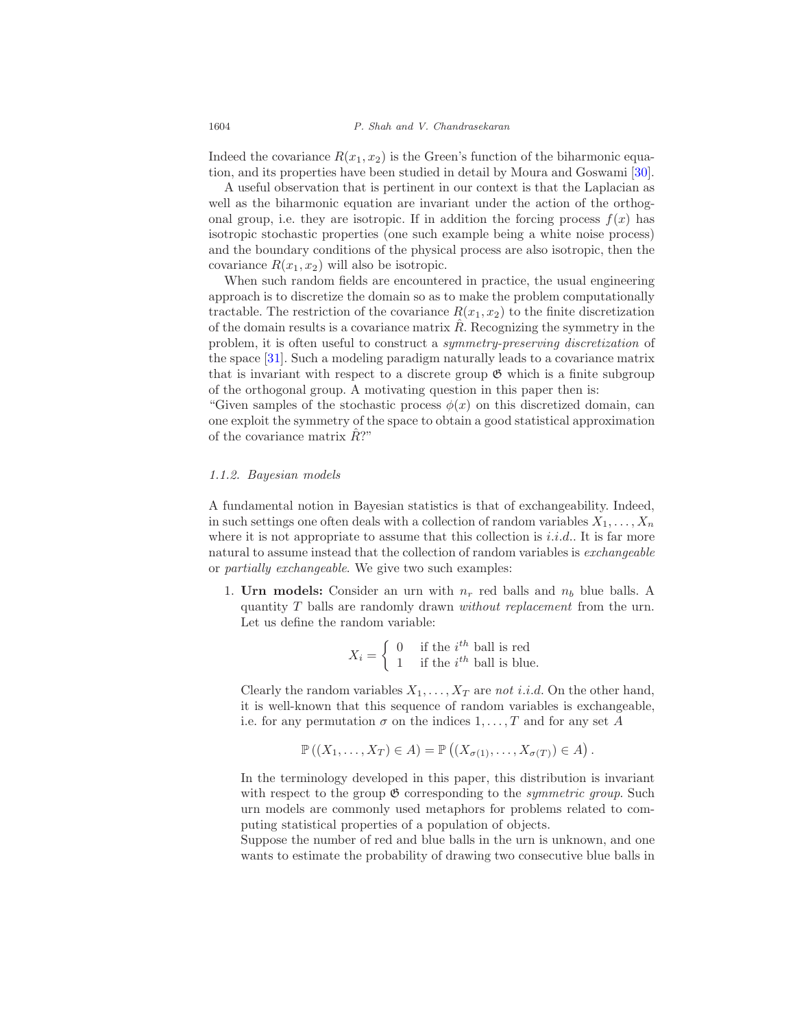Indeed the covariance $R(x_1, x_2)$ is the Green's function of the biharmonic equation, and its properties have been studied in detail by Moura and Goswami [30].

A useful observation that is pertinent in our context is that the Laplacian as well as the biharmonic equation are invariant under the action of the orthogonal group, i.e. they are isotropic. If in addition the forcing process $f(x)$ has isotropic stochastic properties (one such example being a white noise process) and the boundary conditions of the physical process are also isotropic, then the covariance $R(x_1, x_2)$ will also be isotropic.

When such random fields are encountered in practice, the usual engineering approach is to discretize the domain so as to make the problem computationally tractable. The restriction of the covariance $R(x_1, x_2)$ to the finite discretization of the domain results is a covariance matrix $\hat{R}$. Recognizing the symmetry in the problem, it is often useful to construct a *symmetry-preserving discretization* of the space [31]. Such a modeling paradigm naturally leads to a covariance matrix that is invariant with respect to a discrete group $\mathfrak{G}$ which is a finite subgroup of the orthogonal group. A motivating question in this paper then is:
"Given samples of the stochastic process $\phi(x)$ on this discretized domain, can one exploit the symmetry of the space to obtain a good statistical approximation of the covariance matrix $\hat{R}$?"

#### *1.1.2. Bayesian models*

A fundamental notion in Bayesian statistics is that of exchangeability. Indeed, in such settings one often deals with a collection of random variables $X_1, \ldots, X_n$ where it is not appropriate to assume that this collection is *i.i.d.*. It is far more natural to assume instead that the collection of random variables is *exchangeable* or *partially exchangeable*. We give two such examples:

1. **Urn models:** Consider an urn with $n_r$ red balls and $n_b$ blue balls. A quantity $T$ balls are randomly drawn *without replacement* from the urn. Let us define the random variable:

$$X_i = \begin{cases} 0 & \text{if the } i^{th} \text{ ball is red} \\ 1 & \text{if the } i^{th} \text{ ball is blue.} \end{cases}$$

   Clearly the random variables $X_1, \ldots, X_T$ are *not i.i.d.* On the other hand, it is well-known that this sequence of random variables is exchangeable, i.e. for any permutation $\sigma$ on the indices $1, \ldots, T$ and for any set $A$

$$\mathbb{P}\left((X_1, \ldots, X_T) \in A\right) = \mathbb{P}\left((X_{\sigma(1)}, \ldots, X_{\sigma(T)}) \in A\right).$$

   In the terminology developed in this paper, this distribution is invariant with respect to the group $\mathfrak{G}$ corresponding to the *symmetric group*. Such urn models are commonly used metaphors for problems related to computing statistical properties of a population of objects.
   Suppose the number of red and blue balls in the urn is unknown, and one wants to estimate the probability of drawing two consecutive blue balls in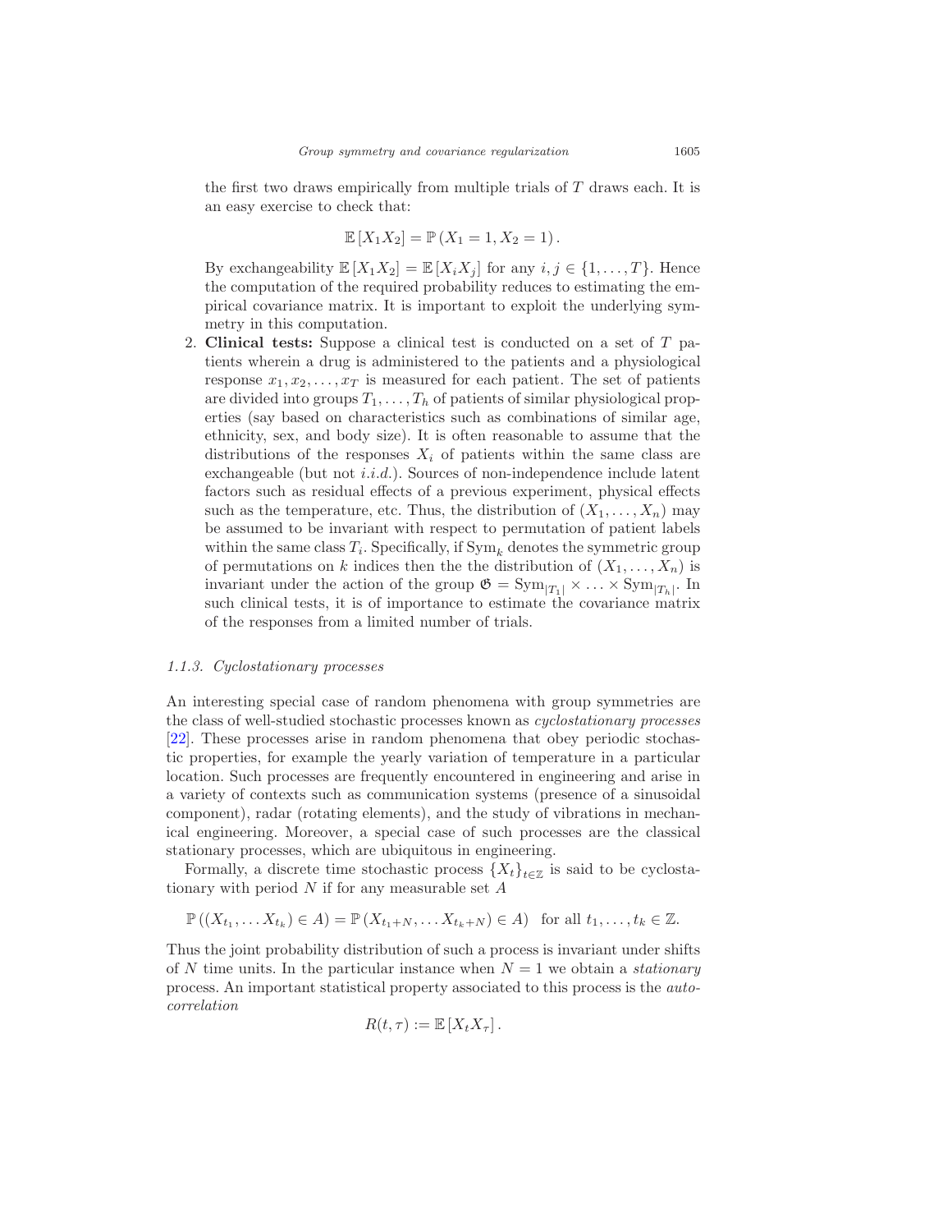the first two draws empirically from multiple trials of $T$ draws each. It is an easy exercise to check that:

$$\mathbb{E}[X_1 X_2] = \mathbb{P}(X_1 = 1, X_2 = 1).$$

By exchangeability $\mathbb{E}[X_1 X_2] = \mathbb{E}[X_i X_j]$ for any $i, j \in \{1, \ldots, T\}$. Hence the computation of the required probability reduces to estimating the empirical covariance matrix. It is important to exploit the underlying symmetry in this computation.

2. **Clinical tests:** Suppose a clinical test is conducted on a set of $T$ patients wherein a drug is administered to the patients and a physiological response $x_1, x_2, \ldots, x_T$ is measured for each patient. The set of patients are divided into groups $T_1, \ldots, T_h$ of patients of similar physiological properties (say based on characteristics such as combinations of similar age, ethnicity, sex, and body size). It is often reasonable to assume that the distributions of the responses $X_i$ of patients within the same class are exchangeable (but not *i.i.d.*). Sources of non-independence include latent factors such as residual effects of a previous experiment, physical effects such as the temperature, etc. Thus, the distribution of $(X_1, \ldots, X_n)$ may be assumed to be invariant with respect to permutation of patient labels within the same class $T_i$. Specifically, if $\mathrm{Sym}_k$ denotes the symmetric group of permutations on $k$ indices then the the distribution of $(X_1, \ldots, X_n)$ is invariant under the action of the group $\mathfrak{G} = \mathrm{Sym}_{|T_1|} \times \ldots \times \mathrm{Sym}_{|T_h|}$. In such clinical tests, it is of importance to estimate the covariance matrix of the responses from a limited number of trials.

#### 1.1.3. Cyclostationary processes

An interesting special case of random phenomena with group symmetries are the class of well-studied stochastic processes known as *cyclostationary processes* [22]. These processes arise in random phenomena that obey periodic stochastic properties, for example the yearly variation of temperature in a particular location. Such processes are frequently encountered in engineering and arise in a variety of contexts such as communication systems (presence of a sinusoidal component), radar (rotating elements), and the study of vibrations in mechanical engineering. Moreover, a special case of such processes are the classical stationary processes, which are ubiquitous in engineering.

Formally, a discrete time stochastic process $\{X_t\}_{t \in \mathbb{Z}}$ is said to be cyclostationary with period $N$ if for any measurable set $A$

$$\mathbb{P}((X_{t_1}, \ldots X_{t_k}) \in A) = \mathbb{P}(X_{t_1+N}, \ldots X_{t_k+N}) \in A) \quad \text{for all } t_1, \ldots, t_k \in \mathbb{Z}.$$

Thus the joint probability distribution of such a process is invariant under shifts of $N$ time units. In the particular instance when $N = 1$ we obtain a *stationary* process. An important statistical property associated to this process is the *autocorrelation*

$$R(t, \tau) := \mathbb{E}[X_t X_\tau].$$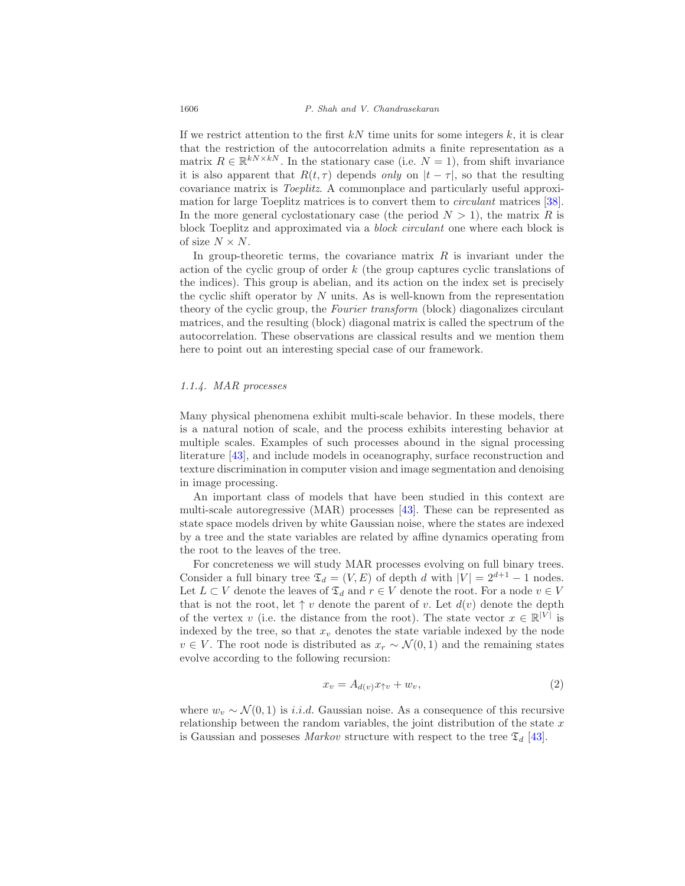If we restrict attention to the first $kN$ time units for some integers $k$, it is clear that the restriction of the autocorrelation admits a finite representation as a matrix $R \in \mathbb{R}^{kN \times kN}$. In the stationary case (i.e. $N = 1$), from shift invariance it is also apparent that $R(t, \tau)$ depends *only* on $|t - \tau|$, so that the resulting covariance matrix is *Toeplitz*. A commonplace and particularly useful approximation for large Toeplitz matrices is to convert them to *circulant* matrices [38]. In the more general cyclostationary case (the period $N > 1$), the matrix $R$ is block Toeplitz and approximated via a *block circulant* one where each block is of size $N \times N$.

In group-theoretic terms, the covariance matrix $R$ is invariant under the action of the cyclic group of order $k$ (the group captures cyclic translations of the indices). This group is abelian, and its action on the index set is precisely the cyclic shift operator by $N$ units. As is well-known from the representation theory of the cyclic group, the *Fourier transform* (block) diagonalizes circulant matrices, and the resulting (block) diagonal matrix is called the spectrum of the autocorrelation. These observations are classical results and we mention them here to point out an interesting special case of our framework.

#### *1.1.4. MAR processes*

Many physical phenomena exhibit multi-scale behavior. In these models, there is a natural notion of scale, and the process exhibits interesting behavior at multiple scales. Examples of such processes abound in the signal processing literature [43], and include models in oceanography, surface reconstruction and texture discrimination in computer vision and image segmentation and denoising in image processing.

An important class of models that have been studied in this context are multi-scale autoregressive (MAR) processes [43]. These can be represented as state space models driven by white Gaussian noise, where the states are indexed by a tree and the state variables are related by affine dynamics operating from the root to the leaves of the tree.

For concreteness we will study MAR processes evolving on full binary trees. Consider a full binary tree $\mathfrak{T}_d = (V, E)$ of depth $d$ with $|V| = 2^{d+1} - 1$ nodes. Let $L \subset V$ denote the leaves of $\mathfrak{T}_d$ and $r \in V$ denote the root. For a node $v \in V$ that is not the root, let $\uparrow v$ denote the parent of $v$. Let $d(v)$ denote the depth of the vertex $v$ (i.e. the distance from the root). The state vector $x \in \mathbb{R}^{|V|}$ is indexed by the tree, so that $x_v$ denotes the state variable indexed by the node $v \in V$. The root node is distributed as $x_r \sim \mathcal{N}(0, 1)$ and the remaining states evolve according to the following recursion:

$$x_v = A_{d(v)} x_{\uparrow v} + w_v, \tag{2}$$

where $w_v \sim \mathcal{N}(0, 1)$ is *i.i.d.* Gaussian noise. As a consequence of this recursive relationship between the random variables, the joint distribution of the state $x$ is Gaussian and posseses *Markov* structure with respect to the tree $\mathfrak{T}_d$ [43].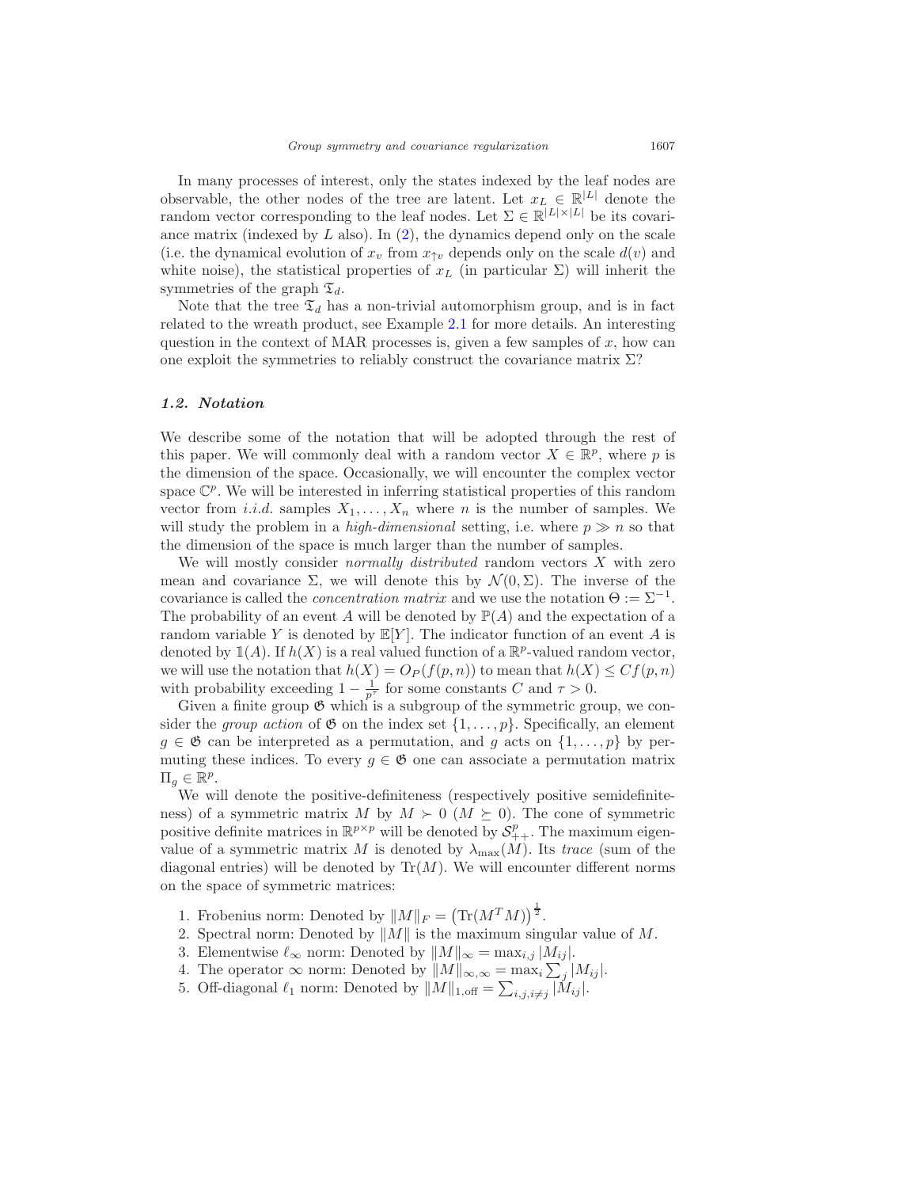In many processes of interest, only the states indexed by the leaf nodes are observable, the other nodes of the tree are latent. Let $x_L \in \mathbb{R}^{|L|}$ denote the random vector corresponding to the leaf nodes. Let $\Sigma \in \mathbb{R}^{|L|\times|L|}$ be its covariance matrix (indexed by $L$ also). In (2), the dynamics depend only on the scale (i.e. the dynamical evolution of $x_v$ from $x_{\uparrow v}$ depends only on the scale $d(v)$ and white noise), the statistical properties of $x_L$ (in particular $\Sigma$) will inherit the symmetries of the graph $\mathfrak{T}_d$.

Note that the tree $\mathfrak{T}_d$ has a non-trivial automorphism group, and is in fact related to the wreath product, see Example 2.1 for more details. An interesting question in the context of MAR processes is, given a few samples of $x$, how can one exploit the symmetries to reliably construct the covariance matrix $\Sigma$?

### *1.2. Notation*

We describe some of the notation that will be adopted through the rest of this paper. We will commonly deal with a random vector $X \in \mathbb{R}^p$, where $p$ is the dimension of the space. Occasionally, we will encounter the complex vector space $\mathbb{C}^p$. We will be interested in inferring statistical properties of this random vector from *i.i.d.* samples $X_1, \ldots, X_n$ where $n$ is the number of samples. We will study the problem in a *high-dimensional* setting, i.e. where $p \gg n$ so that the dimension of the space is much larger than the number of samples.

We will mostly consider *normally distributed* random vectors $X$ with zero mean and covariance $\Sigma$, we will denote this by $\mathcal{N}(0, \Sigma)$. The inverse of the covariance is called the *concentration matrix* and we use the notation $\Theta := \Sigma^{-1}$. The probability of an event $A$ will be denoted by $\mathbb{P}(A)$ and the expectation of a random variable $Y$ is denoted by $\mathbb{E}[Y]$. The indicator function of an event $A$ is denoted by $\mathbb{1}(A)$. If $h(X)$ is a real valued function of a $\mathbb{R}^p$-valued random vector, we will use the notation that $h(X) = O_P(f(p, n))$ to mean that $h(X) \leq Cf(p, n)$ with probability exceeding $1 - \frac{1}{p^\tau}$ for some constants $C$ and $\tau > 0$.

Given a finite group $\mathfrak{G}$ which is a subgroup of the symmetric group, we consider the *group action* of $\mathfrak{G}$ on the index set $\{1, \ldots, p\}$. Specifically, an element $g \in \mathfrak{G}$ can be interpreted as a permutation, and $g$ acts on $\{1, \ldots, p\}$ by permuting these indices. To every $g \in \mathfrak{G}$ one can associate a permutation matrix $\Pi_g \in \mathbb{R}^p$.

We will denote the positive-definiteness (respectively positive semidefiniteness) of a symmetric matrix $M$ by $M \succ 0$ ($M \succeq 0$). The cone of symmetric positive definite matrices in $\mathbb{R}^{p\times p}$ will be denoted by $\mathcal{S}^p_{++}$. The maximum eigenvalue of a symmetric matrix $M$ is denoted by $\lambda_{\max}(M)$. Its *trace* (sum of the diagonal entries) will be denoted by $\mathrm{Tr}(M)$. We will encounter different norms on the space of symmetric matrices:

1. Frobenius norm: Denoted by $\|M\|_F = \left(\mathrm{Tr}(M^T M)\right)^{\frac{1}{2}}$.
2. Spectral norm: Denoted by $\|M\|$ is the maximum singular value of $M$.
3. Elementwise $\ell_\infty$ norm: Denoted by $\|M\|_\infty = \max_{i,j} |M_{ij}|$.
4. The operator $\infty$ norm: Denoted by $\|M\|_{\infty,\infty} = \max_i \sum_j |M_{ij}|$.
5. Off-diagonal $\ell_1$ norm: Denoted by $\|M\|_{1,\text{off}} = \sum_{i,j,i\neq j} |M_{ij}|$.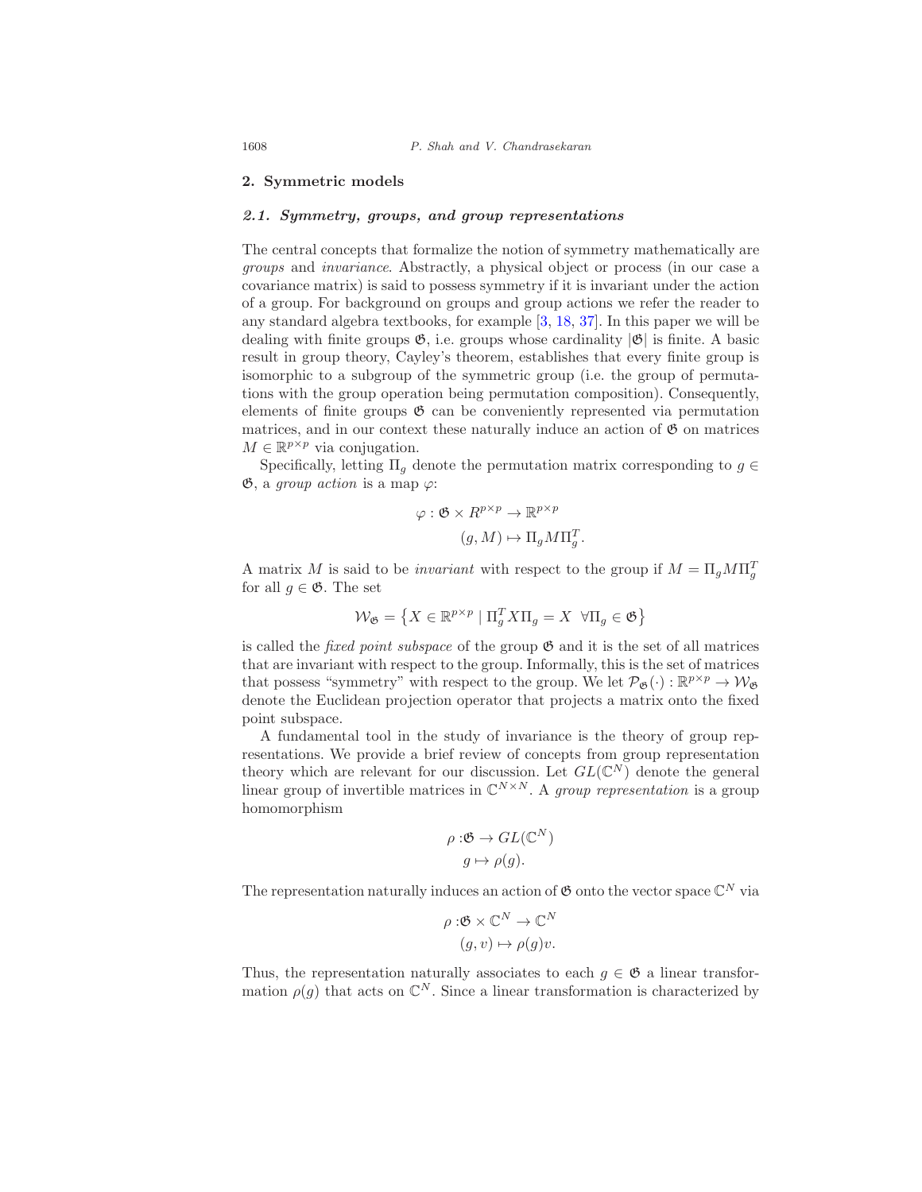## 2. Symmetric models

### 2.1. Symmetry, groups, and group representations

The central concepts that formalize the notion of symmetry mathematically are *groups* and *invariance*. Abstractly, a physical object or process (in our case a covariance matrix) is said to possess symmetry if it is invariant under the action of a group. For background on groups and group actions we refer the reader to any standard algebra textbooks, for example [3, 18, 37]. In this paper we will be dealing with finite groups $\mathfrak{G}$, i.e. groups whose cardinality $|\mathfrak{G}|$ is finite. A basic result in group theory, Cayley's theorem, establishes that every finite group is isomorphic to a subgroup of the symmetric group (i.e. the group of permutations with the group operation being permutation composition). Consequently, elements of finite groups $\mathfrak{G}$ can be conveniently represented via permutation matrices, and in our context these naturally induce an action of $\mathfrak{G}$ on matrices $M \in \mathbb{R}^{p \times p}$ via conjugation.

Specifically, letting $\Pi_g$ denote the permutation matrix corresponding to $g \in \mathfrak{G}$, a *group action* is a map $\varphi$:

$$
\begin{aligned}
\varphi : \mathfrak{G} \times R^{p \times p} &\to \mathbb{R}^{p \times p} \\
(g, M) &\mapsto \Pi_g M \Pi_g^T.
\end{aligned}
$$

A matrix $M$ is said to be *invariant* with respect to the group if $M = \Pi_g M \Pi_g^T$ for all $g \in \mathfrak{G}$. The set

$$
\mathcal{W}_{\mathfrak{G}} = \left\{ X \in \mathbb{R}^{p \times p} \mid \Pi_g^T X \Pi_g = X \ \ \forall \Pi_g \in \mathfrak{G} \right\}
$$

is called the *fixed point subspace* of the group $\mathfrak{G}$ and it is the set of all matrices that are invariant with respect to the group. Informally, this is the set of matrices that possess "symmetry" with respect to the group. We let $\mathcal{P}_{\mathfrak{G}}(\cdot) : \mathbb{R}^{p \times p} \to \mathcal{W}_{\mathfrak{G}}$ denote the Euclidean projection operator that projects a matrix onto the fixed point subspace.

A fundamental tool in the study of invariance is the theory of group representations. We provide a brief review of concepts from group representation theory which are relevant for our discussion. Let $GL(\mathbb{C}^N)$ denote the general linear group of invertible matrices in $\mathbb{C}^{N \times N}$. A *group representation* is a group homomorphism

$$
\begin{aligned}
\rho : &\mathfrak{G} \to GL(\mathbb{C}^N) \\
&g \mapsto \rho(g).
\end{aligned}
$$

The representation naturally induces an action of $\mathfrak{G}$ onto the vector space $\mathbb{C}^N$ via

$$
\begin{aligned}
\rho : &\mathfrak{G} \times \mathbb{C}^N \to \mathbb{C}^N \\
&(g, v) \mapsto \rho(g) v.
\end{aligned}
$$

Thus, the representation naturally associates to each $g \in \mathfrak{G}$ a linear transformation $\rho(g)$ that acts on $\mathbb{C}^N$. Since a linear transformation is characterized by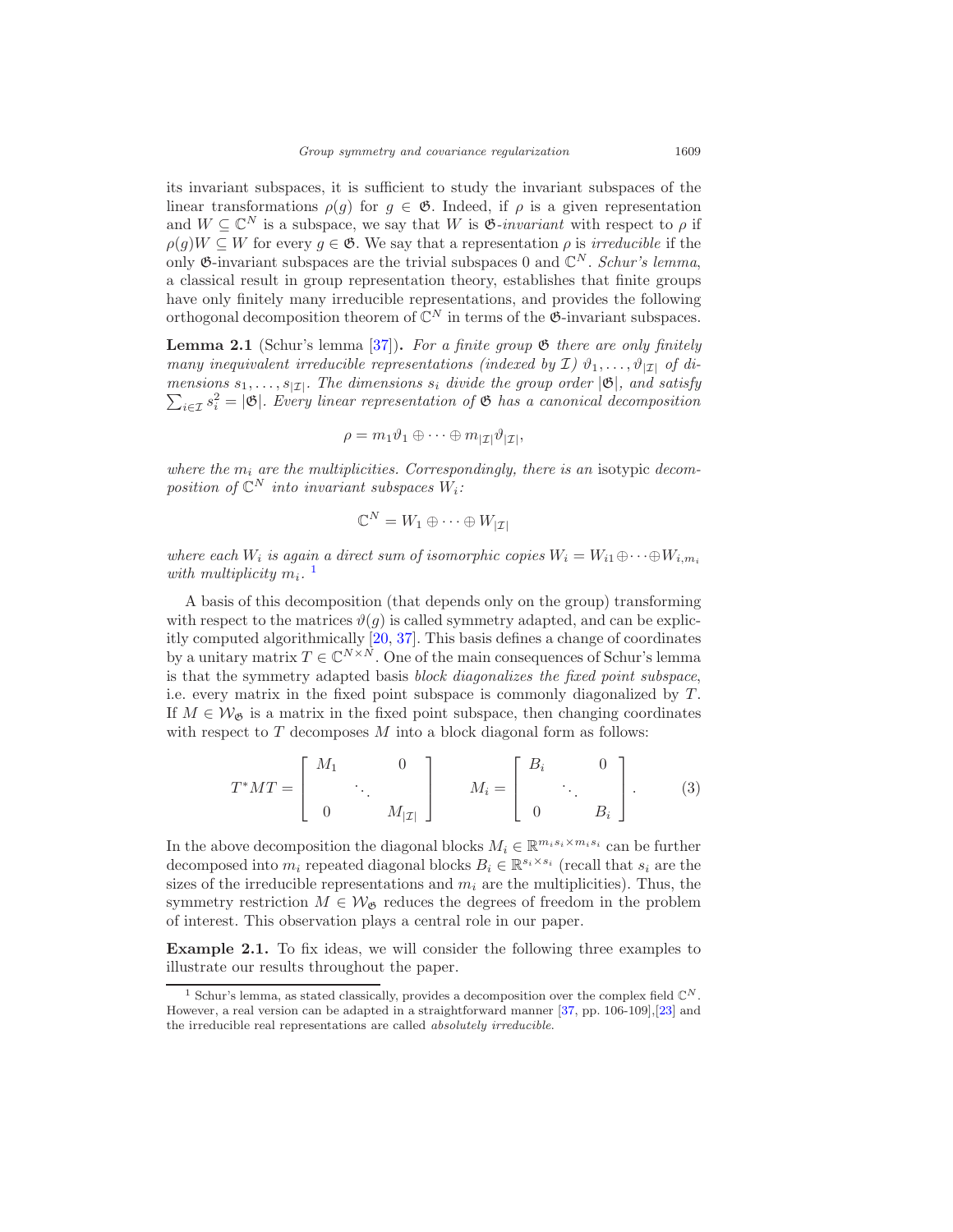its invariant subspaces, it is sufficient to study the invariant subspaces of the linear transformations $\rho(g)$ for $g \in \mathfrak{G}$. Indeed, if $\rho$ is a given representation and $W \subseteq \mathbb{C}^N$ is a subspace, we say that $W$ is $\mathfrak{G}$*-invariant* with respect to $\rho$ if $\rho(g)W \subseteq W$ for every $g \in \mathfrak{G}$. We say that a representation $\rho$ is *irreducible* if the only $\mathfrak{G}$-invariant subspaces are the trivial subspaces 0 and $\mathbb{C}^N$. *Schur's lemma*, a classical result in group representation theory, establishes that finite groups have only finitely many irreducible representations, and provides the following orthogonal decomposition theorem of $\mathbb{C}^N$ in terms of the $\mathfrak{G}$-invariant subspaces.

**Lemma 2.1** (Schur's lemma [37])**.** *For a finite group $\mathfrak{G}$ there are only finitely many inequivalent irreducible representations (indexed by $\mathcal{I}$) $\vartheta_1, \ldots, \vartheta_{|\mathcal{I}|}$ of dimensions $s_1, \ldots, s_{|\mathcal{I}|}$. The dimensions $s_i$ divide the group order $|\mathfrak{G}|$, and satisfy $\sum_{i \in \mathcal{I}} s_i^2 = |\mathfrak{G}|$. Every linear representation of $\mathfrak{G}$ has a canonical decomposition*

$$\rho = m_1 \vartheta_1 \oplus \cdots \oplus m_{|\mathcal{I}|} \vartheta_{|\mathcal{I}|},$$

*where the $m_i$ are the multiplicities. Correspondingly, there is an* isotypic *decomposition of $\mathbb{C}^N$ into invariant subspaces $W_i$:*

$$\mathbb{C}^N = W_1 \oplus \cdots \oplus W_{|\mathcal{I}|}$$

*where each $W_i$ is again a direct sum of isomorphic copies $W_i = W_{i1} \oplus \cdots \oplus W_{i,m_i}$ with multiplicity $m_i$.* [1]

A basis of this decomposition (that depends only on the group) transforming with respect to the matrices $\vartheta(g)$ is called symmetry adapted, and can be explicitly computed algorithmically [20, 37]. This basis defines a change of coordinates by a unitary matrix $T \in \mathbb{C}^{N \times N}$. One of the main consequences of Schur's lemma is that the symmetry adapted basis *block diagonalizes the fixed point subspace*, i.e. every matrix in the fixed point subspace is commonly diagonalized by $T$. If $M \in \mathcal{W}_{\mathfrak{G}}$ is a matrix in the fixed point subspace, then changing coordinates with respect to $T$ decomposes $M$ into a block diagonal form as follows:

$$T^* M T = \begin{bmatrix} M_1 & & 0 \\ & \ddots & \\ 0 & & M_{|\mathcal{I}|} \end{bmatrix} \qquad M_i = \begin{bmatrix} B_i & & 0 \\ & \ddots & \\ 0 & & B_i \end{bmatrix}. \tag{3}$$

In the above decomposition the diagonal blocks $M_i \in \mathbb{R}^{m_i s_i \times m_i s_i}$ can be further decomposed into $m_i$ repeated diagonal blocks $B_i \in \mathbb{R}^{s_i \times s_i}$ (recall that $s_i$ are the sizes of the irreducible representations and $m_i$ are the multiplicities). Thus, the symmetry restriction $M \in \mathcal{W}_{\mathfrak{G}}$ reduces the degrees of freedom in the problem of interest. This observation plays a central role in our paper.

**Example 2.1.** To fix ideas, we will consider the following three examples to illustrate our results throughout the paper.

[1] Schur's lemma, as stated classically, provides a decomposition over the complex field $\mathbb{C}^N$. However, a real version can be adapted in a straightforward manner [37, pp. 106-109],[23] and the irreducible real representations are called *absolutely irreducible*.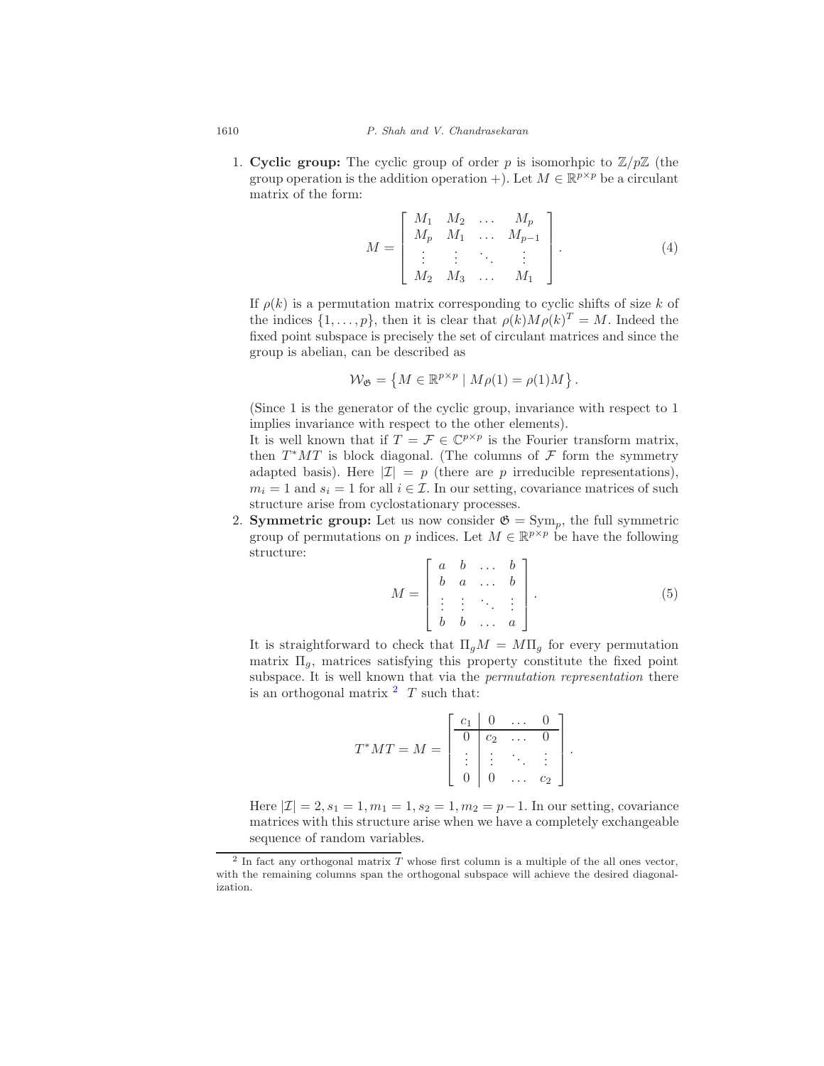1. **Cyclic group:** The cyclic group of order $p$ is isomorhpic to $\mathbb{Z}/p\mathbb{Z}$ (the group operation is the addition operation $+$). Let $M \in \mathbb{R}^{p\times p}$ be a circulant matrix of the form:

$$M = \begin{bmatrix} M_1 & M_2 & \dots & M_p \\ M_p & M_1 & \dots & M_{p-1} \\ \vdots & \vdots & \ddots & \vdots \\ M_2 & M_3 & \dots & M_1 \end{bmatrix}. \tag{4}$$

If $\rho(k)$ is a permutation matrix corresponding to cyclic shifts of size $k$ of the indices $\{1,\dots,p\}$, then it is clear that $\rho(k)M\rho(k)^T = M$. Indeed the fixed point subspace is precisely the set of circulant matrices and since the group is abelian, can be described as

$$\mathcal{W}_{\mathfrak{G}} = \left\{ M \in \mathbb{R}^{p\times p} \mid M\rho(1) = \rho(1)M \right\}.$$

(Since 1 is the generator of the cyclic group, invariance with respect to 1 implies invariance with respect to the other elements).

It is well known that if $T = \mathcal{F} \in \mathbb{C}^{p\times p}$ is the Fourier transform matrix, then $T^*MT$ is block diagonal. (The columns of $\mathcal{F}$ form the symmetry adapted basis). Here $|\mathcal{I}| = p$ (there are $p$ irreducible representations), $m_i = 1$ and $s_i = 1$ for all $i \in \mathcal{I}$. In our setting, covariance matrices of such structure arise from cyclostationary processes.

2. **Symmetric group:** Let us now consider $\mathfrak{G} = \mathrm{Sym}_p$, the full symmetric group of permutations on $p$ indices. Let $M \in \mathbb{R}^{p\times p}$ be have the following structure:

$$M = \begin{bmatrix} a & b & \dots & b \\ b & a & \dots & b \\ \vdots & \vdots & \ddots & \vdots \\ b & b & \dots & a \end{bmatrix}. \tag{5}$$

It is straightforward to check that $\Pi_g M = M\Pi_g$ for every permutation matrix $\Pi_g$, matrices satisfying this property constitute the fixed point subspace. It is well known that via the *permutation representation* there is an orthogonal matrix [2] $T$ such that:

$$T^*MT = M = \left[\begin{array}{c|ccc} c_1 & 0 & \dots & 0 \\ \hline 0 & c_2 & \dots & 0 \\ \vdots & \vdots & \ddots & \vdots \\ 0 & 0 & \dots & c_2 \end{array}\right].$$

Here $|\mathcal{I}| = 2, s_1 = 1, m_1 = 1, s_2 = 1, m_2 = p-1$. In our setting, covariance matrices with this structure arise when we have a completely exchangeable sequence of random variables.

[2] In fact any orthogonal matrix $T$ whose first column is a multiple of the all ones vector, with the remaining columns span the orthogonal subspace will achieve the desired diagonalization.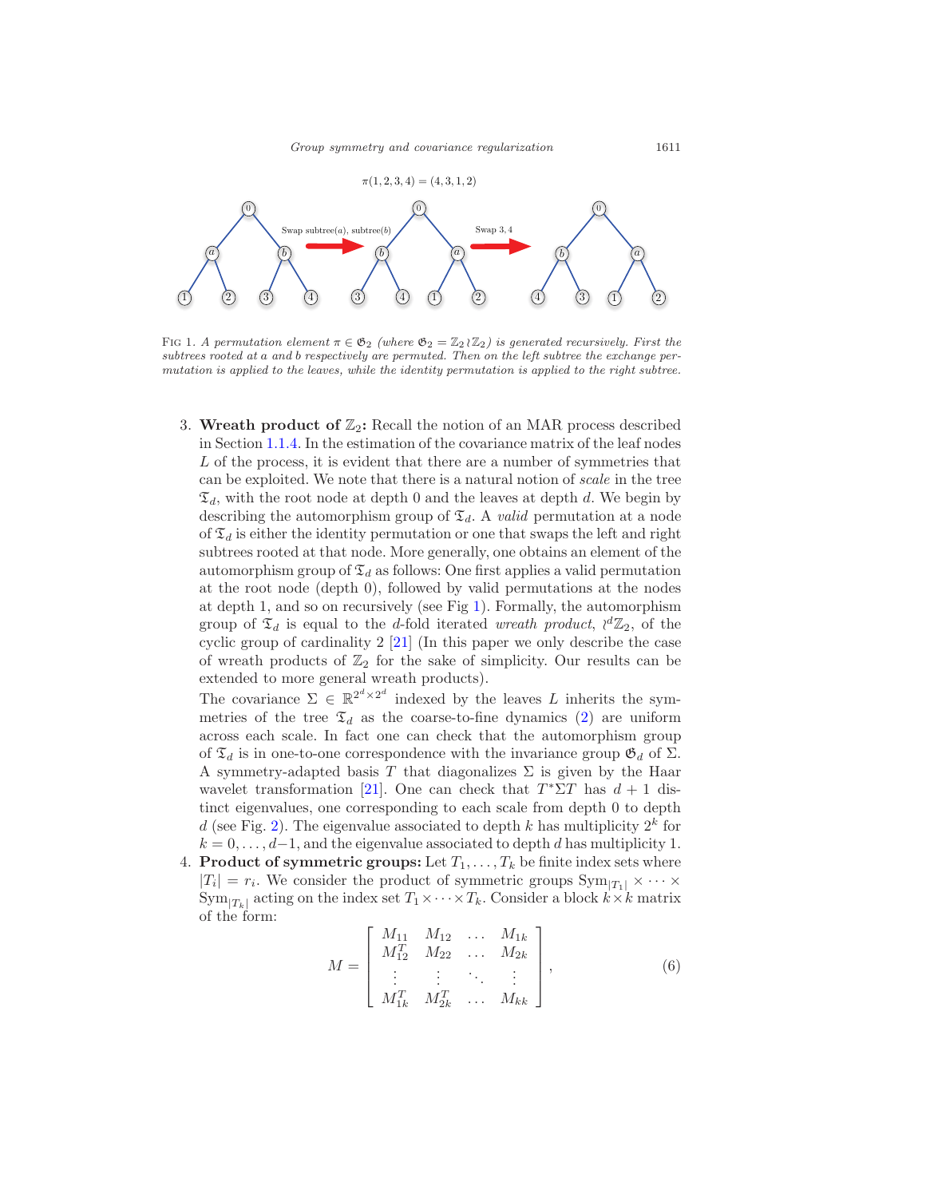$\pi(1,2,3,4) = (4,3,1,2)$

Fig 1. *A permutation element $\pi \in \mathfrak{G}_2$ (where $\mathfrak{G}_2 = \mathbb{Z}_2 \wr \mathbb{Z}_2$) is generated recursively. First the subtrees rooted at a and b respectively are permuted. Then on the left subtree the exchange permutation is applied to the leaves, while the identity permutation is applied to the right subtree.*

3. **Wreath product of $\mathbb{Z}_2$:** Recall the notion of an MAR process described in Section 1.1.4. In the estimation of the covariance matrix of the leaf nodes $L$ of the process, it is evident that there are a number of symmetries that can be exploited. We note that there is a natural notion of *scale* in the tree $\mathfrak{T}_d$, with the root node at depth 0 and the leaves at depth $d$. We begin by describing the automorphism group of $\mathfrak{T}_d$. A *valid* permutation at a node of $\mathfrak{T}_d$ is either the identity permutation or one that swaps the left and right subtrees rooted at that node. More generally, one obtains an element of the automorphism group of $\mathfrak{T}_d$ as follows: One first applies a valid permutation at the root node (depth 0), followed by valid permutations at the nodes at depth 1, and so on recursively (see Fig 1). Formally, the automorphism group of $\mathfrak{T}_d$ is equal to the $d$-fold iterated *wreath product*, $\wr^d \mathbb{Z}_2$, of the cyclic group of cardinality 2 [21] (In this paper we only describe the case of wreath products of $\mathbb{Z}_2$ for the sake of simplicity. Our results can be extended to more general wreath products).
   The covariance $\Sigma \in \mathbb{R}^{2^d \times 2^d}$ indexed by the leaves $L$ inherits the symmetries of the tree $\mathfrak{T}_d$ as the coarse-to-fine dynamics (2) are uniform across each scale. In fact one can check that the automorphism group of $\mathfrak{T}_d$ is in one-to-one correspondence with the invariance group $\mathfrak{G}_d$ of $\Sigma$. A symmetry-adapted basis $T$ that diagonalizes $\Sigma$ is given by the Haar wavelet transformation [21]. One can check that $T^* \Sigma T$ has $d+1$ distinct eigenvalues, one corresponding to each scale from depth 0 to depth $d$ (see Fig. 2). The eigenvalue associated to depth $k$ has multiplicity $2^k$ for $k = 0, \ldots, d-1$, and the eigenvalue associated to depth $d$ has multiplicity 1.
4. **Product of symmetric groups:** Let $T_1, \ldots, T_k$ be finite index sets where $|T_i| = r_i$. We consider the product of symmetric groups $\mathrm{Sym}_{|T_1|} \times \cdots \times \mathrm{Sym}_{|T_k|}$ acting on the index set $T_1 \times \cdots \times T_k$. Consider a block $k \times k$ matrix of the form:

$$M = \begin{bmatrix} M_{11} & M_{12} & \ldots & M_{1k} \\ M_{12}^T & M_{22} & \ldots & M_{2k} \\ \vdots & \vdots & \ddots & \vdots \\ M_{1k}^T & M_{2k}^T & \ldots & M_{kk} \end{bmatrix}, \tag{6}$$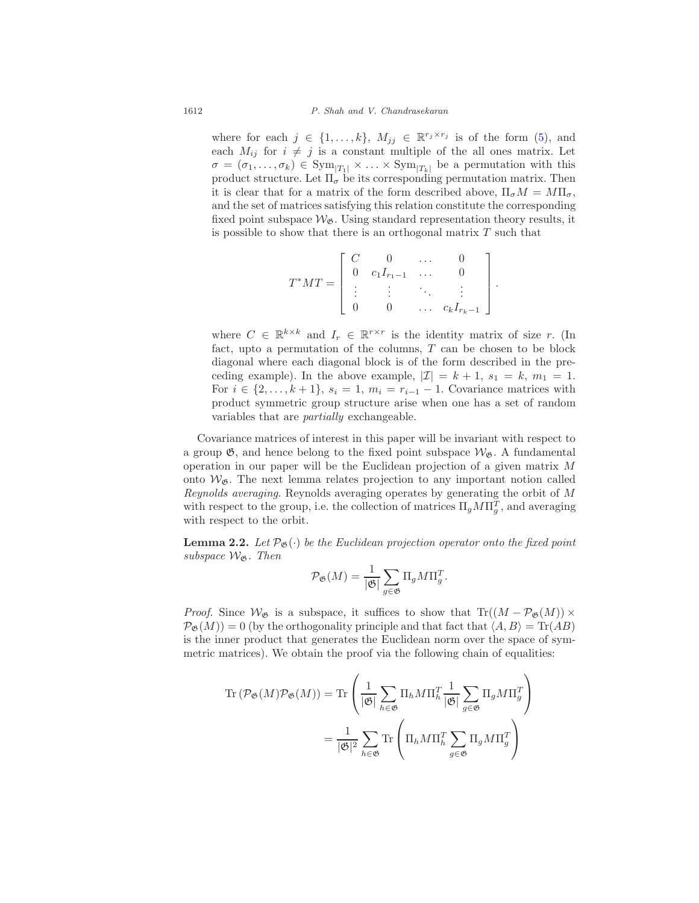where for each $j \in \{1, \ldots, k\}$, $M_{jj} \in \mathbb{R}^{r_j \times r_j}$ is of the form (5), and each $M_{ij}$ for $i \neq j$ is a constant multiple of the all ones matrix. Let $\sigma = (\sigma_1, \ldots, \sigma_k) \in \text{Sym}_{|T_1|} \times \ldots \times \text{Sym}_{|T_k|}$ be a permutation with this product structure. Let $\Pi_\sigma$ be its corresponding permutation matrix. Then it is clear that for a matrix of the form described above, $\Pi_\sigma M = M\Pi_\sigma$, and the set of matrices satisfying this relation constitute the corresponding fixed point subspace $\mathcal{W}_{\mathfrak{G}}$. Using standard representation theory results, it is possible to show that there is an orthogonal matrix $T$ such that

$$T^* M T = \begin{bmatrix} C & 0 & \ldots & 0 \\ 0 & c_1 I_{r_1 - 1} & \ldots & 0 \\ \vdots & \vdots & \ddots & \vdots \\ 0 & 0 & \ldots & c_k I_{r_k - 1} \end{bmatrix}.$$

where $C \in \mathbb{R}^{k \times k}$ and $I_r \in \mathbb{R}^{r \times r}$ is the identity matrix of size $r$. (In fact, upto a permutation of the columns, $T$ can be chosen to be block diagonal where each diagonal block is of the form described in the preceding example). In the above example, $|\mathcal{I}| = k+1$, $s_1 = k$, $m_1 = 1$. For $i \in \{2, \ldots, k+1\}$, $s_i = 1$, $m_i = r_{i-1} - 1$. Covariance matrices with product symmetric group structure arise when one has a set of random variables that are *partially* exchangeable.

Covariance matrices of interest in this paper will be invariant with respect to a group $\mathfrak{G}$, and hence belong to the fixed point subspace $\mathcal{W}_{\mathfrak{G}}$. A fundamental operation in our paper will be the Euclidean projection of a given matrix $M$ onto $\mathcal{W}_{\mathfrak{G}}$. The next lemma relates projection to any important notion called *Reynolds averaging*. Reynolds averaging operates by generating the orbit of $M$ with respect to the group, i.e. the collection of matrices $\Pi_g M \Pi_g^T$, and averaging with respect to the orbit.

**Lemma 2.2.** *Let $\mathcal{P}_{\mathfrak{G}}(\cdot)$ be the Euclidean projection operator onto the fixed point subspace $\mathcal{W}_{\mathfrak{G}}$. Then*

$$\mathcal{P}_{\mathfrak{G}}(M) = \frac{1}{|\mathfrak{G}|} \sum_{g \in \mathfrak{G}} \Pi_g M \Pi_g^T.$$

*Proof.* Since $\mathcal{W}_{\mathfrak{G}}$ is a subspace, it suffices to show that $\text{Tr}((M - \mathcal{P}_{\mathfrak{G}}(M)) \times \mathcal{P}_{\mathfrak{G}}(M)) = 0$ (by the orthogonality principle and that fact that $\langle A, B \rangle = \text{Tr}(AB)$ is the inner product that generates the Euclidean norm over the space of symmetric matrices). We obtain the proof via the following chain of equalities:

$$\begin{aligned}
\text{Tr}\left(\mathcal{P}_{\mathfrak{G}}(M)\mathcal{P}_{\mathfrak{G}}(M)\right) &= \text{Tr}\left( \frac{1}{|\mathfrak{G}|} \sum_{h \in \mathfrak{G}} \Pi_h M \Pi_h^T \frac{1}{|\mathfrak{G}|} \sum_{g \in \mathfrak{G}} \Pi_g M \Pi_g^T \right) \\
&= \frac{1}{|\mathfrak{G}|^2} \sum_{h \in \mathfrak{G}} \text{Tr}\left( \Pi_h M \Pi_h^T \sum_{g \in \mathfrak{G}} \Pi_g M \Pi_g^T \right)
\end{aligned}$$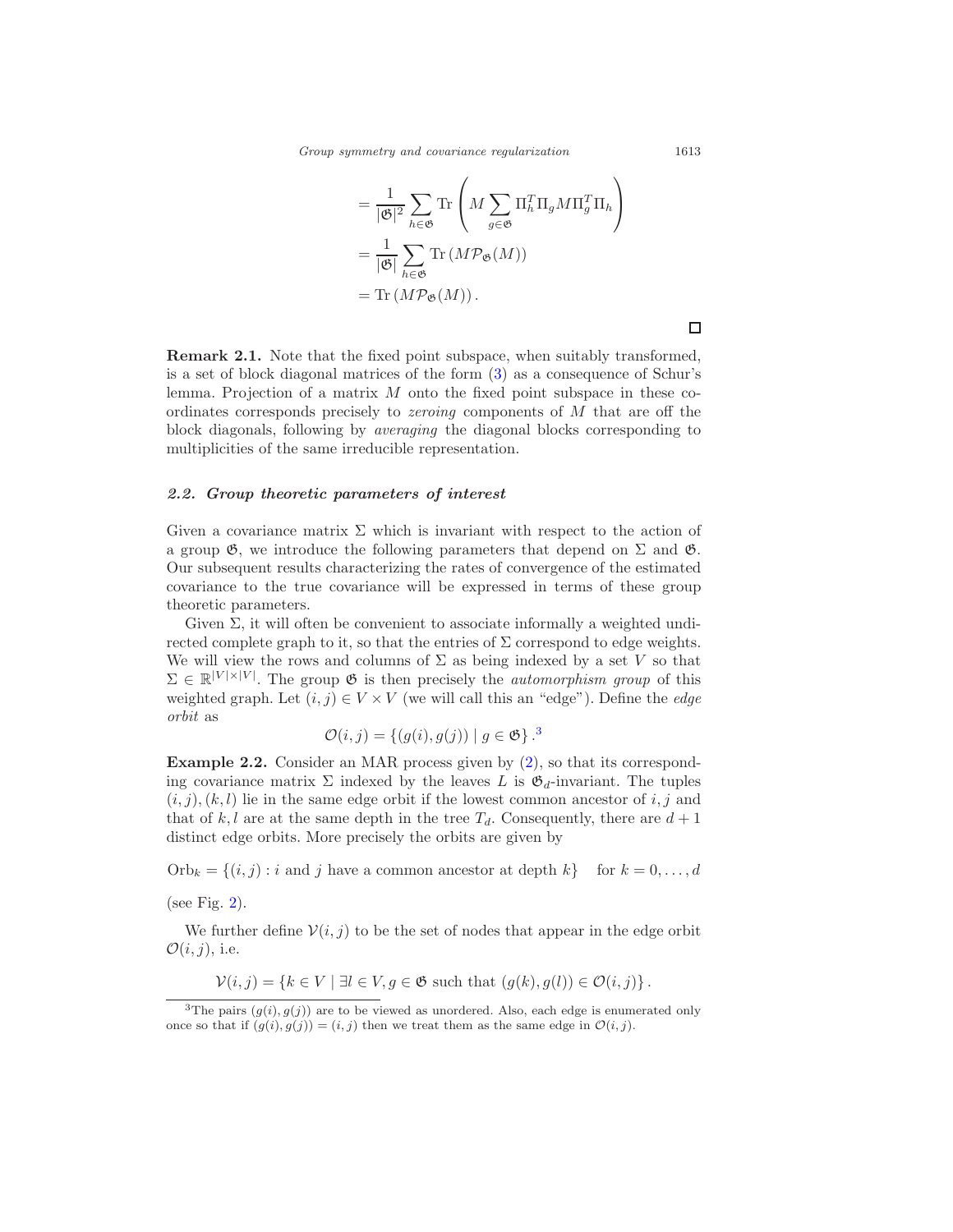$$
\begin{aligned}
&= \frac{1}{|\mathfrak{G}|^2} \sum_{h \in \mathfrak{G}} \operatorname{Tr}\left( M \sum_{g \in \mathfrak{G}} \Pi_h^T \Pi_g M \Pi_g^T \Pi_h \right) \\
&= \frac{1}{|\mathfrak{G}|} \sum_{h \in \mathfrak{G}} \operatorname{Tr}\left( M \mathcal{P}_{\mathfrak{G}}(M) \right) \\
&= \operatorname{Tr}\left( M \mathcal{P}_{\mathfrak{G}}(M) \right).
\end{aligned}
$$

□

**Remark 2.1.** Note that the fixed point subspace, when suitably transformed, is a set of block diagonal matrices of the form (3) as a consequence of Schur's lemma. Projection of a matrix $M$ onto the fixed point subspace in these coordinates corresponds precisely to *zeroing* components of $M$ that are off the block diagonals, following by *averaging* the diagonal blocks corresponding to multiplicities of the same irreducible representation.

### 2.2. Group theoretic parameters of interest

Given a covariance matrix $\Sigma$ which is invariant with respect to the action of a group $\mathfrak{G}$, we introduce the following parameters that depend on $\Sigma$ and $\mathfrak{G}$. Our subsequent results characterizing the rates of convergence of the estimated covariance to the true covariance will be expressed in terms of these group theoretic parameters.

Given $\Sigma$, it will often be convenient to associate informally a weighted undirected complete graph to it, so that the entries of $\Sigma$ correspond to edge weights. We will view the rows and columns of $\Sigma$ as being indexed by a set $V$ so that $\Sigma \in \mathbb{R}^{|V| \times |V|}$. The group $\mathfrak{G}$ is then precisely the *automorphism group* of this weighted graph. Let $(i, j) \in V \times V$ (we will call this an "edge"). Define the *edge orbit* as

$$
\mathcal{O}(i, j) = \{(g(i), g(j)) \mid g \in \mathfrak{G}\}.[3]
$$

**Example 2.2.** Consider an MAR process given by (2), so that its corresponding covariance matrix $\Sigma$ indexed by the leaves $L$ is $\mathfrak{G}_d$-invariant. The tuples $(i, j), (k, l)$ lie in the same edge orbit if the lowest common ancestor of $i, j$ and that of $k, l$ are at the same depth in the tree $T_d$. Consequently, there are $d + 1$ distinct edge orbits. More precisely the orbits are given by

$$
\text{Orb}_k = \{(i, j) : i \text{ and } j \text{ have a common ancestor at depth } k\} \quad \text{for } k = 0, \ldots, d
$$

(see Fig. 2).

We further define $\mathcal{V}(i, j)$ to be the set of nodes that appear in the edge orbit $\mathcal{O}(i, j)$, i.e.

$$
\mathcal{V}(i, j) = \{k \in V \mid \exists l \in V, g \in \mathfrak{G} \text{ such that } (g(k), g(l)) \in \mathcal{O}(i, j)\}.
$$

[3] The pairs $(g(i), g(j))$ are to be viewed as unordered. Also, each edge is enumerated only once so that if $(g(i), g(j)) = (i, j)$ then we treat them as the same edge in $\mathcal{O}(i, j)$.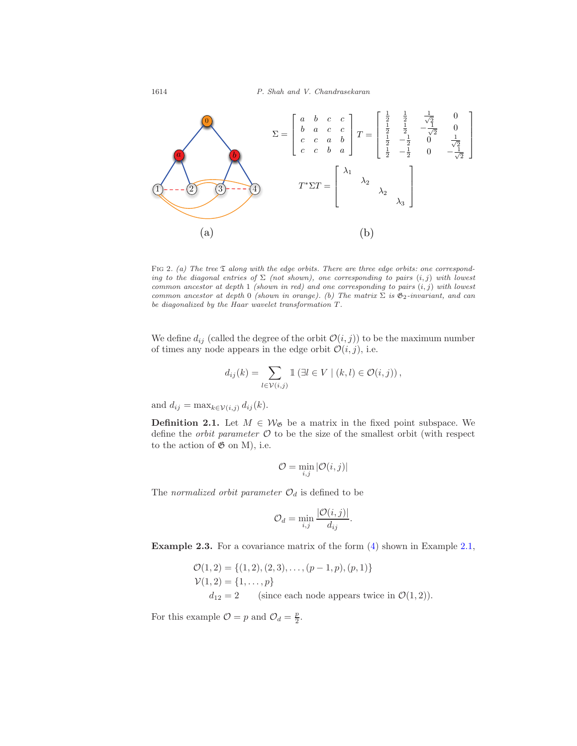$$\Sigma = \begin{bmatrix} a & b & c & c \\ b & a & c & c \\ c & c & a & b \\ c & c & b & a \end{bmatrix} \quad T = \begin{bmatrix} \frac{1}{2} & \frac{1}{2} & \frac{1}{\sqrt{2}} & 0 \\ \frac{1}{2} & \frac{1}{2} & -\frac{1}{\sqrt{2}} & 0 \\ \frac{1}{2} & -\frac{1}{2} & 0 & \frac{1}{\sqrt{2}} \\ \frac{1}{2} & -\frac{1}{2} & 0 & -\frac{1}{\sqrt{2}} \end{bmatrix}$$

$$T^* \Sigma T = \begin{bmatrix} \lambda_1 & & & \\ & \lambda_2 & & \\ & & \lambda_2 & \\ & & & \lambda_3 \end{bmatrix}$$

(a) (b)

Fig 2. *(a) The tree $\mathfrak{T}$ along with the edge orbits. There are three edge orbits: one corresponding to the diagonal entries of $\Sigma$ (not shown), one corresponding to pairs $(i,j)$ with lowest common ancestor at depth 1 (shown in red) and one corresponding to pairs $(i,j)$ with lowest common ancestor at depth 0 (shown in orange). (b) The matrix $\Sigma$ is $\mathfrak{G}_2$-invariant, and can be diagonalized by the Haar wavelet transformation $T$.*

We define $d_{ij}$ (called the degree of the orbit $\mathcal{O}(i,j)$) to be the maximum number of times any node appears in the edge orbit $\mathcal{O}(i,j)$, i.e.

$$d_{ij}(k) = \sum_{l \in \mathcal{V}(i,j)} \mathbb{1}\left(\exists l \in V \mid (k,l) \in \mathcal{O}(i,j)\right),$$

and $d_{ij} = \max_{k \in \mathcal{V}(i,j)} d_{ij}(k)$.

**Definition 2.1.** Let $M \in \mathcal{W}_{\mathfrak{G}}$ be a matrix in the fixed point subspace. We define the *orbit parameter* $\mathcal{O}$ to be the size of the smallest orbit (with respect to the action of $\mathfrak{G}$ on M), i.e.

$$\mathcal{O} = \min_{i,j} |\mathcal{O}(i,j)|$$

The *normalized orbit parameter* $\mathcal{O}_d$ is defined to be

$$\mathcal{O}_d = \min_{i,j} \frac{|\mathcal{O}(i,j)|}{d_{ij}}.$$

**Example 2.3.** For a covariance matrix of the form (4) shown in Example 2.1,

$$\begin{aligned} \mathcal{O}(1,2) &= \{(1,2),(2,3),\ldots,(p-1,p),(p,1)\} \\ \mathcal{V}(1,2) &= \{1,\ldots,p\} \\ d_{12} &= 2 \qquad \text{(since each node appears twice in } \mathcal{O}(1,2)). \end{aligned}$$

For this example $\mathcal{O} = p$ and $\mathcal{O}_d = \frac{p}{2}$.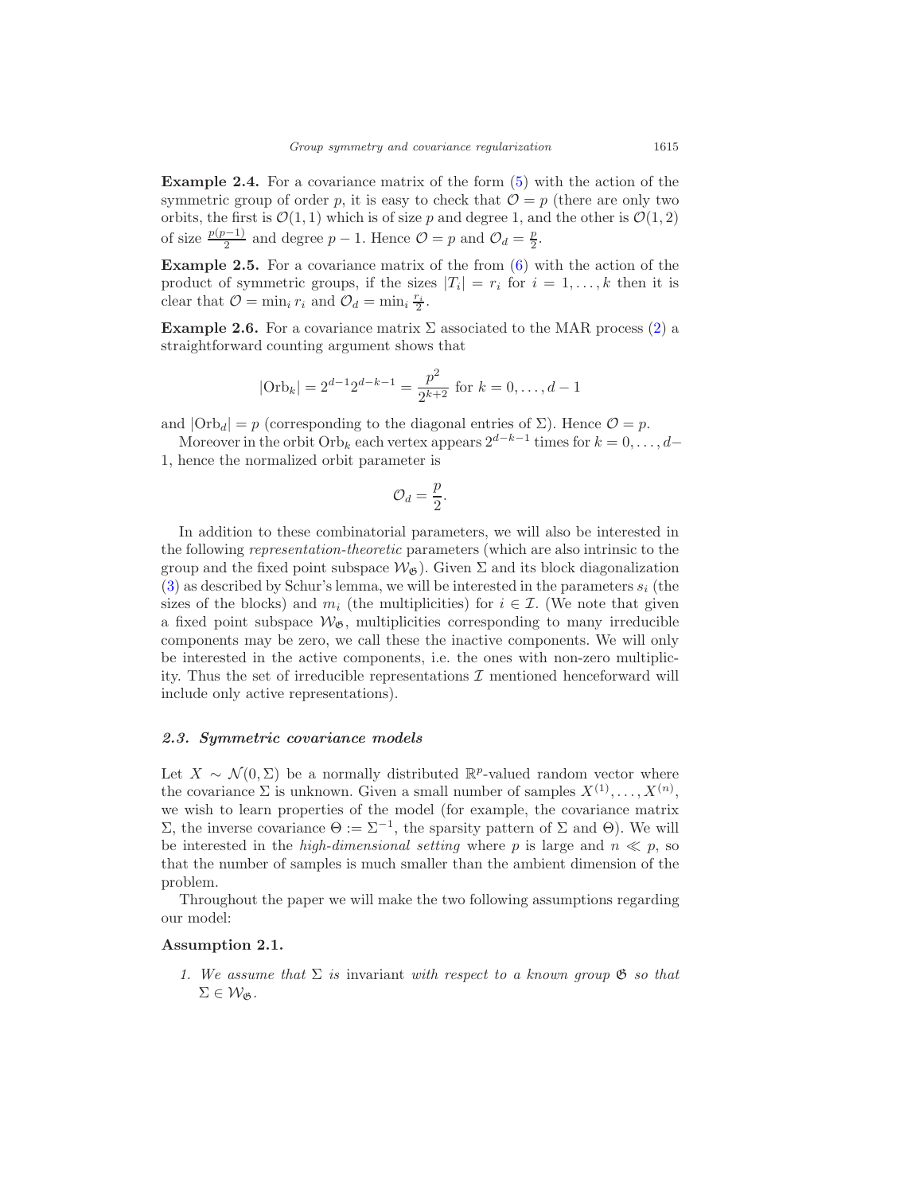**Example 2.4.** For a covariance matrix of the form (5) with the action of the symmetric group of order $p$, it is easy to check that $\mathcal{O} = p$ (there are only two orbits, the first is $\mathcal{O}(1,1)$ which is of size $p$ and degree 1, and the other is $\mathcal{O}(1,2)$ of size $\frac{p(p-1)}{2}$ and degree $p-1$. Hence $\mathcal{O} = p$ and $\mathcal{O}_d = \frac{p}{2}$.

**Example 2.5.** For a covariance matrix of the from (6) with the action of the product of symmetric groups, if the sizes $|T_i| = r_i$ for $i = 1, \ldots, k$ then it is clear that $\mathcal{O} = \min_i r_i$ and $\mathcal{O}_d = \min_i \frac{r_i}{2}$.

**Example 2.6.** For a covariance matrix $\Sigma$ associated to the MAR process (2) a straightforward counting argument shows that

$$|\mathrm{Orb}_k| = 2^{d-1}2^{d-k-1} = \frac{p^2}{2^{k+2}} \text{ for } k = 0, \ldots, d-1$$

and $|\mathrm{Orb}_d| = p$ (corresponding to the diagonal entries of $\Sigma$). Hence $\mathcal{O} = p$.

Moreover in the orbit $\mathrm{Orb}_k$ each vertex appears $2^{d-k-1}$ times for $k = 0, \ldots, d-1$, hence the normalized orbit parameter is

$$\mathcal{O}_d = \frac{p}{2}.$$

In addition to these combinatorial parameters, we will also be interested in the following *representation-theoretic* parameters (which are also intrinsic to the group and the fixed point subspace $\mathcal{W}_{\mathfrak{G}}$). Given $\Sigma$ and its block diagonalization (3) as described by Schur's lemma, we will be interested in the parameters $s_i$ (the sizes of the blocks) and $m_i$ (the multiplicities) for $i \in \mathcal{I}$. (We note that given a fixed point subspace $\mathcal{W}_{\mathfrak{G}}$, multiplicities corresponding to many irreducible components may be zero, we call these the inactive components. We will only be interested in the active components, i.e. the ones with non-zero multiplicity. Thus the set of irreducible representations $\mathcal{I}$ mentioned henceforward will include only active representations).

### 2.3. Symmetric covariance models

Let $X \sim \mathcal{N}(0, \Sigma)$ be a normally distributed $\mathbb{R}^p$-valued random vector where the covariance $\Sigma$ is unknown. Given a small number of samples $X^{(1)}, \ldots, X^{(n)}$, we wish to learn properties of the model (for example, the covariance matrix $\Sigma$, the inverse covariance $\Theta := \Sigma^{-1}$, the sparsity pattern of $\Sigma$ and $\Theta$). We will be interested in the *high-dimensional setting* where $p$ is large and $n \ll p$, so that the number of samples is much smaller than the ambient dimension of the problem.

Throughout the paper we will make the two following assumptions regarding our model:

**Assumption 2.1.**

1. *We assume that $\Sigma$ is* invariant *with respect to a known group $\mathfrak{G}$ so that $\Sigma \in \mathcal{W}_{\mathfrak{G}}$.*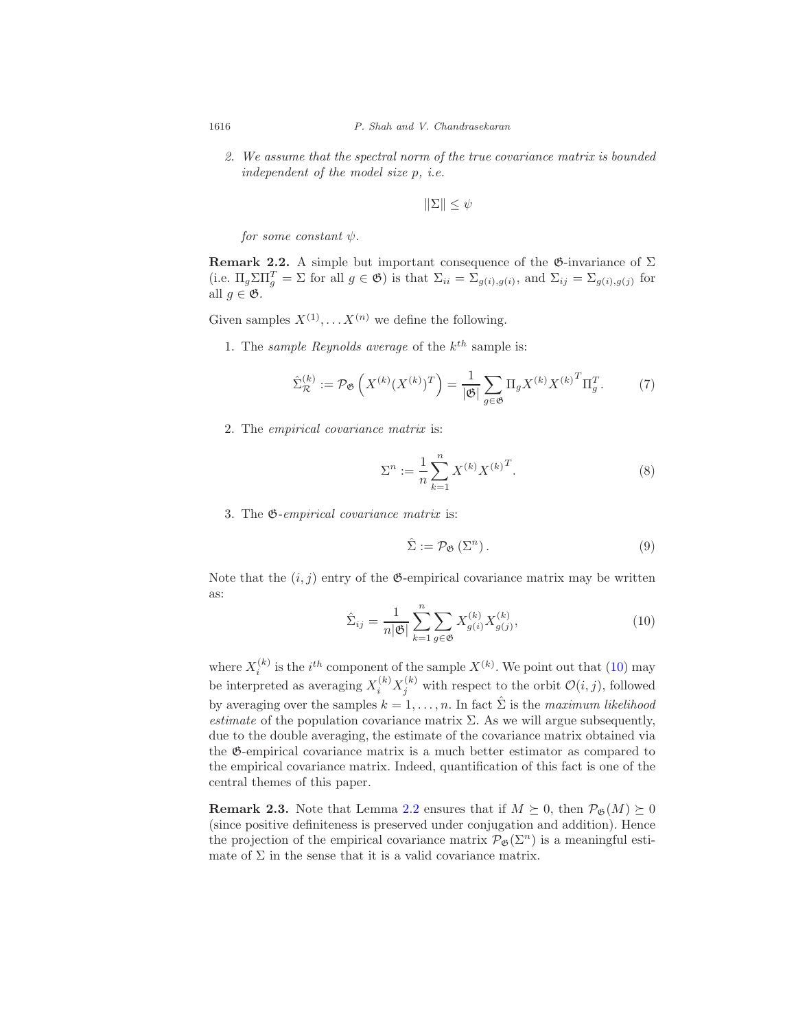2. *We assume that the spectral norm of the true covariance matrix is bounded independent of the model size p, i.e.*

$$\|\Sigma\| \leq \psi$$

*for some constant* $\psi$.

**Remark 2.2.** A simple but important consequence of the $\mathfrak{G}$-invariance of $\Sigma$ (i.e. $\Pi_g \Sigma \Pi_g^T = \Sigma$ for all $g \in \mathfrak{G}$) is that $\Sigma_{ii} = \Sigma_{g(i),g(i)}$, and $\Sigma_{ij} = \Sigma_{g(i),g(j)}$ for all $g \in \mathfrak{G}$.

Given samples $X^{(1)}, \ldots X^{(n)}$ we define the following.

1. The *sample Reynolds average* of the $k^{th}$ sample is:

$$\hat{\Sigma}_{\mathcal{R}}^{(k)} := \mathcal{P}_{\mathfrak{G}}\left(X^{(k)}(X^{(k)})^T\right) = \frac{1}{|\mathfrak{G}|}\sum_{g\in\mathfrak{G}} \Pi_g X^{(k)} {X^{(k)}}^T \Pi_g^T. \tag{7}$$

2. The *empirical covariance matrix* is:

$$\Sigma^n := \frac{1}{n}\sum_{k=1}^{n} X^{(k)} {X^{(k)}}^T. \tag{8}$$

3. The $\mathfrak{G}$*-empirical covariance matrix* is:

$$\hat{\Sigma} := \mathcal{P}_{\mathfrak{G}}\left(\Sigma^n\right). \tag{9}$$

Note that the $(i, j)$ entry of the $\mathfrak{G}$-empirical covariance matrix may be written as:

$$\hat{\Sigma}_{ij} = \frac{1}{n|\mathfrak{G}|}\sum_{k=1}^{n}\sum_{g\in\mathfrak{G}} X_{g(i)}^{(k)} X_{g(j)}^{(k)}, \tag{10}$$

where $X_i^{(k)}$ is the $i^{th}$ component of the sample $X^{(k)}$. We point out that (10) may be interpreted as averaging $X_i^{(k)} X_j^{(k)}$ with respect to the orbit $\mathcal{O}(i, j)$, followed by averaging over the samples $k = 1, \ldots, n$. In fact $\hat{\Sigma}$ is the *maximum likelihood estimate* of the population covariance matrix $\Sigma$. As we will argue subsequently, due to the double averaging, the estimate of the covariance matrix obtained via the $\mathfrak{G}$-empirical covariance matrix is a much better estimator as compared to the empirical covariance matrix. Indeed, quantification of this fact is one of the central themes of this paper.

**Remark 2.3.** Note that Lemma 2.2 ensures that if $M \succeq 0$, then $\mathcal{P}_{\mathfrak{G}}(M) \succeq 0$ (since positive definiteness is preserved under conjugation and addition). Hence the projection of the empirical covariance matrix $\mathcal{P}_{\mathfrak{G}}(\Sigma^n)$ is a meaningful estimate of $\Sigma$ in the sense that it is a valid covariance matrix.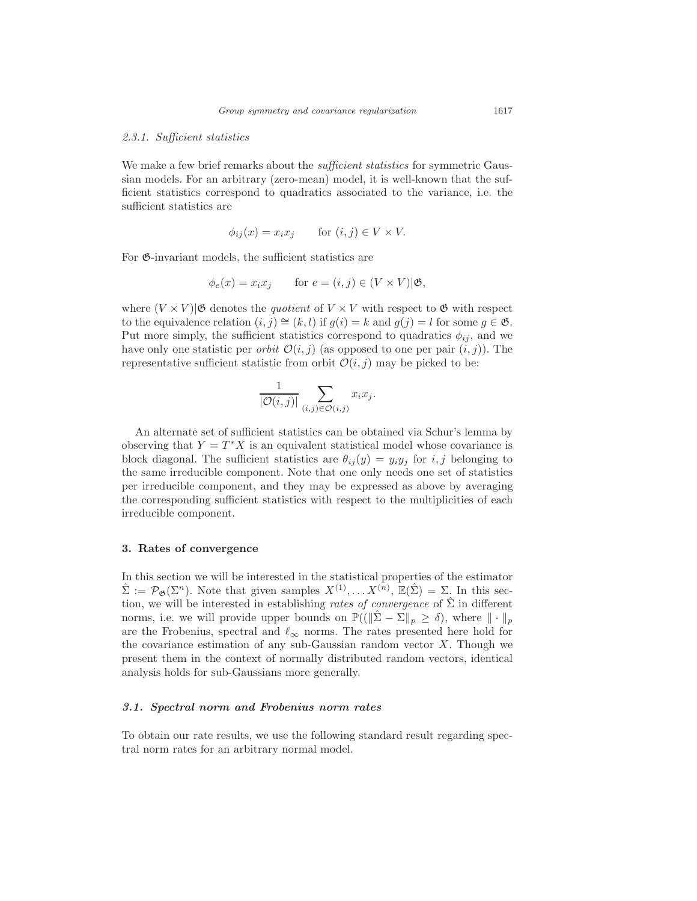#### 2.3.1. Sufficient statistics

We make a few brief remarks about the *sufficient statistics* for symmetric Gaussian models. For an arbitrary (zero-mean) model, it is well-known that the sufficient statistics correspond to quadratics associated to the variance, i.e. the sufficient statistics are

$$\phi_{ij}(x) = x_i x_j \qquad \text{for } (i,j) \in V \times V.$$

For $\mathfrak{G}$-invariant models, the sufficient statistics are

$$\phi_e(x) = x_i x_j \qquad \text{for } e = (i,j) \in (V \times V)|\mathfrak{G},$$

where $(V \times V)|\mathfrak{G}$ denotes the *quotient* of $V \times V$ with respect to $\mathfrak{G}$ with respect to the equivalence relation $(i,j) \cong (k,l)$ if $g(i) = k$ and $g(j) = l$ for some $g \in \mathfrak{G}$. Put more simply, the sufficient statistics correspond to quadratics $\phi_{ij}$, and we have only one statistic per *orbit* $\mathcal{O}(i,j)$ (as opposed to one per pair $(i,j)$). The representative sufficient statistic from orbit $\mathcal{O}(i,j)$ may be picked to be:

$$\frac{1}{|\mathcal{O}(i,j)|} \sum_{(i,j) \in \mathcal{O}(i,j)} x_i x_j.$$

An alternate set of sufficient statistics can be obtained via Schur's lemma by observing that $Y = T^* X$ is an equivalent statistical model whose covariance is block diagonal. The sufficient statistics are $\theta_{ij}(y) = y_i y_j$ for $i,j$ belonging to the same irreducible component. Note that one only needs one set of statistics per irreducible component, and they may be expressed as above by averaging the corresponding sufficient statistics with respect to the multiplicities of each irreducible component.

## 3. Rates of convergence

In this section we will be interested in the statistical properties of the estimator $\hat{\Sigma} := \mathcal{P}_{\mathfrak{G}}(\Sigma^n)$. Note that given samples $X^{(1)}, \ldots X^{(n)}$, $\mathbb{E}(\hat{\Sigma}) = \Sigma$. In this section, we will be interested in establishing *rates of convergence* of $\hat{\Sigma}$ in different norms, i.e. we will provide upper bounds on $\mathbb{P}((\|\hat{\Sigma} - \Sigma\|_p \geq \delta)$, where $\| \cdot \|_p$ are the Frobenius, spectral and $\ell_\infty$ norms. The rates presented here hold for the covariance estimation of any sub-Gaussian random vector $X$. Though we present them in the context of normally distributed random vectors, identical analysis holds for sub-Gaussians more generally.

### 3.1. Spectral norm and Frobenius norm rates

To obtain our rate results, we use the following standard result regarding spectral norm rates for an arbitrary normal model.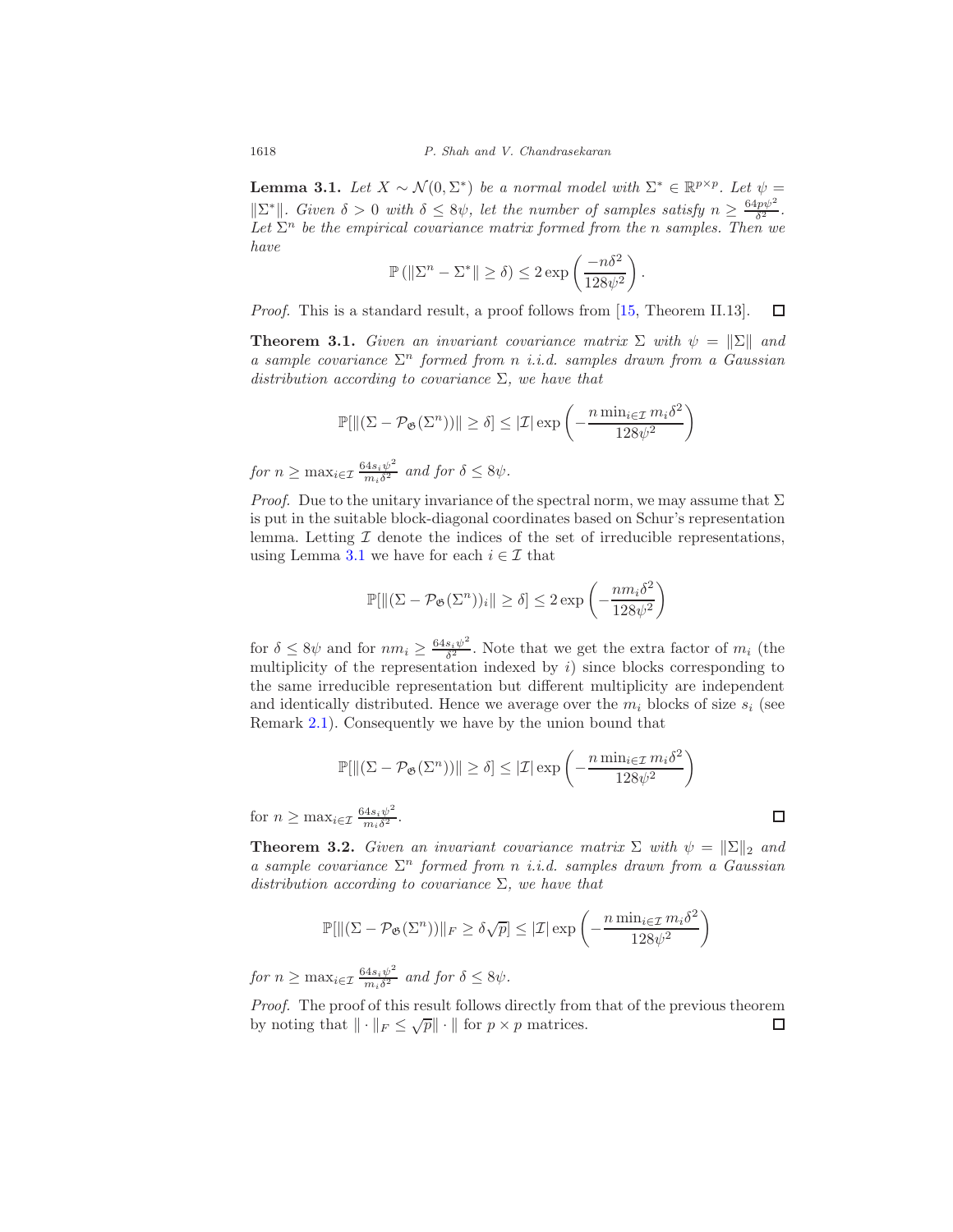**Lemma 3.1.** *Let $X \sim \mathcal{N}(0, \Sigma^*)$ be a normal model with $\Sigma^* \in \mathbb{R}^{p \times p}$. Let $\psi = \|\Sigma^*\|$. Given $\delta > 0$ with $\delta \leq 8\psi$, let the number of samples satisfy $n \geq \frac{64p\psi^2}{\delta^2}$. Let $\Sigma^n$ be the empirical covariance matrix formed from the $n$ samples. Then we have*

$$\mathbb{P}\left(\|\Sigma^n - \Sigma^*\| \geq \delta\right) \leq 2\exp\left(\frac{-n\delta^2}{128\psi^2}\right).$$

*Proof.* This is a standard result, a proof follows from [15, Theorem II.13]. □

**Theorem 3.1.** *Given an invariant covariance matrix $\Sigma$ with $\psi = \|\Sigma\|$ and a sample covariance $\Sigma^n$ formed from $n$ i.i.d. samples drawn from a Gaussian distribution according to covariance $\Sigma$, we have that*

$$\mathbb{P}[\|(\Sigma - \mathcal{P}_{\mathfrak{G}}(\Sigma^n))\| \geq \delta] \leq |\mathcal{I}| \exp\left(-\frac{n \min_{i \in \mathcal{I}} m_i \delta^2}{128\psi^2}\right)$$

*for $n \geq \max_{i \in \mathcal{I}} \frac{64 s_i \psi^2}{m_i \delta^2}$ and for $\delta \leq 8\psi$.*

*Proof.* Due to the unitary invariance of the spectral norm, we may assume that $\Sigma$ is put in the suitable block-diagonal coordinates based on Schur's representation lemma. Letting $\mathcal{I}$ denote the indices of the set of irreducible representations, using Lemma 3.1 we have for each $i \in \mathcal{I}$ that

$$\mathbb{P}[\|(\Sigma - \mathcal{P}_{\mathfrak{G}}(\Sigma^n))_i\| \geq \delta] \leq 2\exp\left(-\frac{n m_i \delta^2}{128\psi^2}\right)$$

for $\delta \leq 8\psi$ and for $n m_i \geq \frac{64 s_i \psi^2}{\delta^2}$. Note that we get the extra factor of $m_i$ (the multiplicity of the representation indexed by $i$) since blocks corresponding to the same irreducible representation but different multiplicity are independent and identically distributed. Hence we average over the $m_i$ blocks of size $s_i$ (see Remark 2.1). Consequently we have by the union bound that

$$\mathbb{P}[\|(\Sigma - \mathcal{P}_{\mathfrak{G}}(\Sigma^n))\| \geq \delta] \leq |\mathcal{I}| \exp\left(-\frac{n \min_{i \in \mathcal{I}} m_i \delta^2}{128\psi^2}\right)$$

for $n \geq \max_{i \in \mathcal{I}} \frac{64 s_i \psi^2}{m_i \delta^2}$. □

**Theorem 3.2.** *Given an invariant covariance matrix $\Sigma$ with $\psi = \|\Sigma\|_2$ and a sample covariance $\Sigma^n$ formed from $n$ i.i.d. samples drawn from a Gaussian distribution according to covariance $\Sigma$, we have that*

$$\mathbb{P}[\|(\Sigma - \mathcal{P}_{\mathfrak{G}}(\Sigma^n))\|_F \geq \delta\sqrt{p}] \leq |\mathcal{I}| \exp\left(-\frac{n \min_{i \in \mathcal{I}} m_i \delta^2}{128\psi^2}\right)$$

*for $n \geq \max_{i \in \mathcal{I}} \frac{64 s_i \psi^2}{m_i \delta^2}$ and for $\delta \leq 8\psi$.*

*Proof.* The proof of this result follows directly from that of the previous theorem by noting that $\|\cdot\|_F \leq \sqrt{p}\|\cdot\|$ for $p \times p$ matrices. □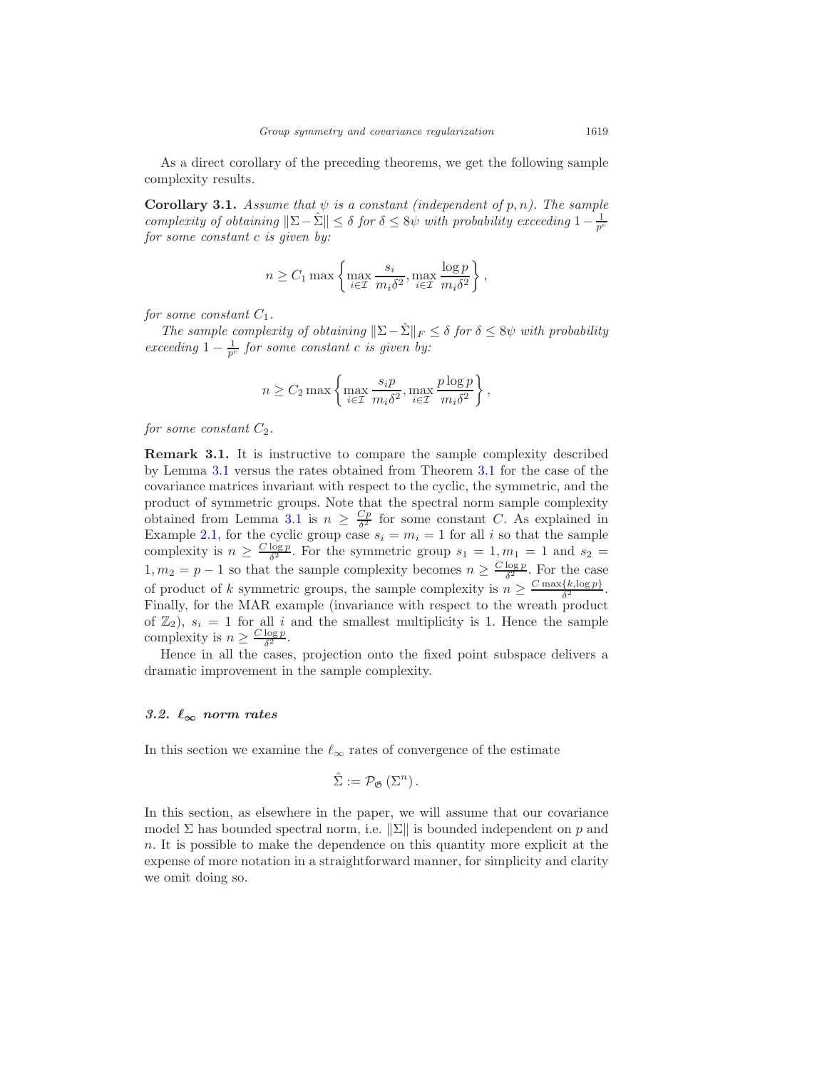As a direct corollary of the preceding theorems, we get the following sample complexity results.

**Corollary 3.1.** *Assume that $\psi$ is a constant (independent of $p, n$). The sample complexity of obtaining $\|\Sigma - \hat{\Sigma}\| \leq \delta$ for $\delta \leq 8\psi$ with probability exceeding $1 - \frac{1}{p^c}$ for some constant $c$ is given by:*

$$n \geq C_1 \max\left\{ \max_{i \in \mathcal{I}} \frac{s_i}{m_i \delta^2}, \max_{i \in \mathcal{I}} \frac{\log p}{m_i \delta^2} \right\},$$

*for some constant $C_1$.*

*The sample complexity of obtaining $\|\Sigma - \hat{\Sigma}\|_F \leq \delta$ for $\delta \leq 8\psi$ with probability exceeding $1 - \frac{1}{p^c}$ for some constant $c$ is given by:*

$$n \geq C_2 \max\left\{ \max_{i \in \mathcal{I}} \frac{s_i p}{m_i \delta^2}, \max_{i \in \mathcal{I}} \frac{p \log p}{m_i \delta^2} \right\},$$

*for some constant $C_2$.*

**Remark 3.1.** It is instructive to compare the sample complexity described by Lemma 3.1 versus the rates obtained from Theorem 3.1 for the case of the covariance matrices invariant with respect to the cyclic, the symmetric, and the product of symmetric groups. Note that the spectral norm sample complexity obtained from Lemma 3.1 is $n \geq \frac{Cp}{\delta^2}$ for some constant $C$. As explained in Example 2.1, for the cyclic group case $s_i = m_i = 1$ for all $i$ so that the sample complexity is $n \geq \frac{C \log p}{\delta^2}$. For the symmetric group $s_1 = 1, m_1 = 1$ and $s_2 = 1, m_2 = p - 1$ so that the sample complexity becomes $n \geq \frac{C \log p}{\delta^2}$. For the case of product of $k$ symmetric groups, the sample complexity is $n \geq \frac{C \max\{k, \log p\}}{\delta^2}$. Finally, for the MAR example (invariance with respect to the wreath product of $\mathbb{Z}_2$), $s_i = 1$ for all $i$ and the smallest multiplicity is 1. Hence the sample complexity is $n \geq \frac{C \log p}{\delta^2}$.

Hence in all the cases, projection onto the fixed point subspace delivers a dramatic improvement in the sample complexity.

### 3.2. $\ell_\infty$ norm rates

In this section we examine the $\ell_\infty$ rates of convergence of the estimate

$$\hat{\Sigma} := \mathcal{P}_{\mathfrak{G}}(\Sigma^n).$$

In this section, as elsewhere in the paper, we will assume that our covariance model $\Sigma$ has bounded spectral norm, i.e. $\|\Sigma\|$ is bounded independent on $p$ and $n$. It is possible to make the dependence on this quantity more explicit at the expense of more notation in a straightforward manner, for simplicity and clarity we omit doing so.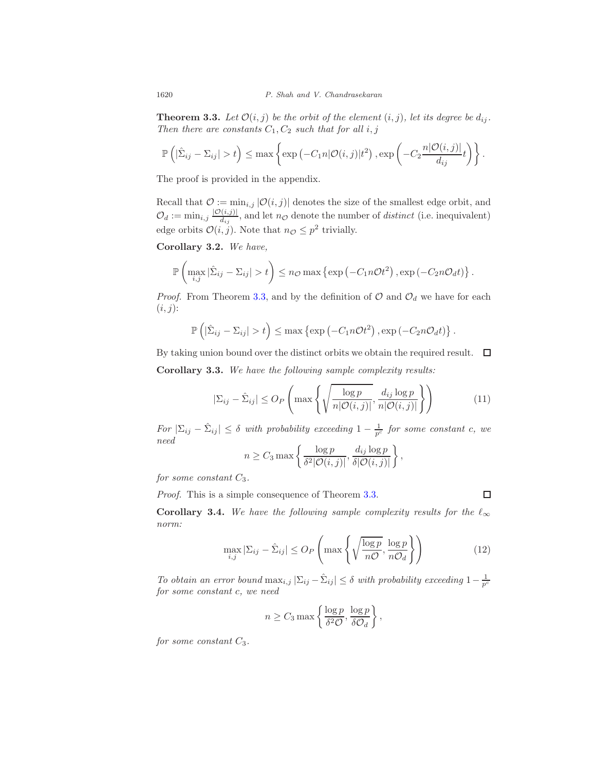**Theorem 3.3.** *Let $\mathcal{O}(i,j)$ be the orbit of the element $(i,j)$, let its degree be $d_{ij}$. Then there are constants $C_1, C_2$ such that for all $i,j$*

$$\mathbb{P}\left(|\hat{\Sigma}_{ij} - \Sigma_{ij}| > t\right) \leq \max\left\{\exp\left(-C_1 n|\mathcal{O}(i,j)|t^2\right), \exp\left(-C_2 \frac{n|\mathcal{O}(i,j)|}{d_{ij}} t\right)\right\}.$$

The proof is provided in the appendix.

Recall that $\mathcal{O} := \min_{i,j} |\mathcal{O}(i,j)|$ denotes the size of the smallest edge orbit, and $\mathcal{O}_d := \min_{i,j} \frac{|\mathcal{O}(i,j)|}{d_{ij}}$, and let $n_{\mathcal{O}}$ denote the number of *distinct* (i.e. inequivalent) edge orbits $\mathcal{O}(i,j)$. Note that $n_{\mathcal{O}} \leq p^2$ trivially.

**Corollary 3.2.** *We have,*

$$\mathbb{P}\left(\max_{i,j} |\hat{\Sigma}_{ij} - \Sigma_{ij}| > t\right) \leq n_{\mathcal{O}} \max\left\{\exp\left(-C_1 n\mathcal{O}t^2\right), \exp\left(-C_2 n\mathcal{O}_d t\right)\right\}.$$

*Proof.* From Theorem 3.3, and by the definition of $\mathcal{O}$ and $\mathcal{O}_d$ we have for each $(i,j)$:

$$\mathbb{P}\left(|\hat{\Sigma}_{ij} - \Sigma_{ij}| > t\right) \leq \max\left\{\exp\left(-C_1 n\mathcal{O}t^2\right), \exp\left(-C_2 n\mathcal{O}_d t\right)\right\}.$$

By taking union bound over the distinct orbits we obtain the required result. $\square$

**Corollary 3.3.** *We have the following sample complexity results:*

$$|\Sigma_{ij} - \hat{\Sigma}_{ij}| \leq O_P\left(\max\left\{\sqrt{\frac{\log p}{n|\mathcal{O}(i,j)|}}, \frac{d_{ij}\log p}{n|\mathcal{O}(i,j)|}\right\}\right) \tag{11}$$

*For $|\Sigma_{ij} - \hat{\Sigma}_{ij}| \leq \delta$ with probability exceeding $1 - \frac{1}{p^c}$ for some constant $c$, we need*

$$n \geq C_3 \max\left\{\frac{\log p}{\delta^2|\mathcal{O}(i,j)|}, \frac{d_{ij}\log p}{\delta|\mathcal{O}(i,j)|}\right\},$$

*for some constant $C_3$.*

*Proof.* This is a simple consequence of Theorem 3.3. $\square$

**Corollary 3.4.** *We have the following sample complexity results for the $\ell_\infty$ norm:*

$$\max_{i,j} |\Sigma_{ij} - \hat{\Sigma}_{ij}| \leq O_P\left(\max\left\{\sqrt{\frac{\log p}{n\mathcal{O}}}, \frac{\log p}{n\mathcal{O}_d}\right\}\right) \tag{12}$$

*To obtain an error bound $\max_{i,j} |\Sigma_{ij} - \hat{\Sigma}_{ij}| \leq \delta$ with probability exceeding $1 - \frac{1}{p^c}$ for some constant $c$, we need*

$$n \geq C_3 \max\left\{\frac{\log p}{\delta^2\mathcal{O}}, \frac{\log p}{\delta\mathcal{O}_d}\right\},$$

*for some constant $C_3$.*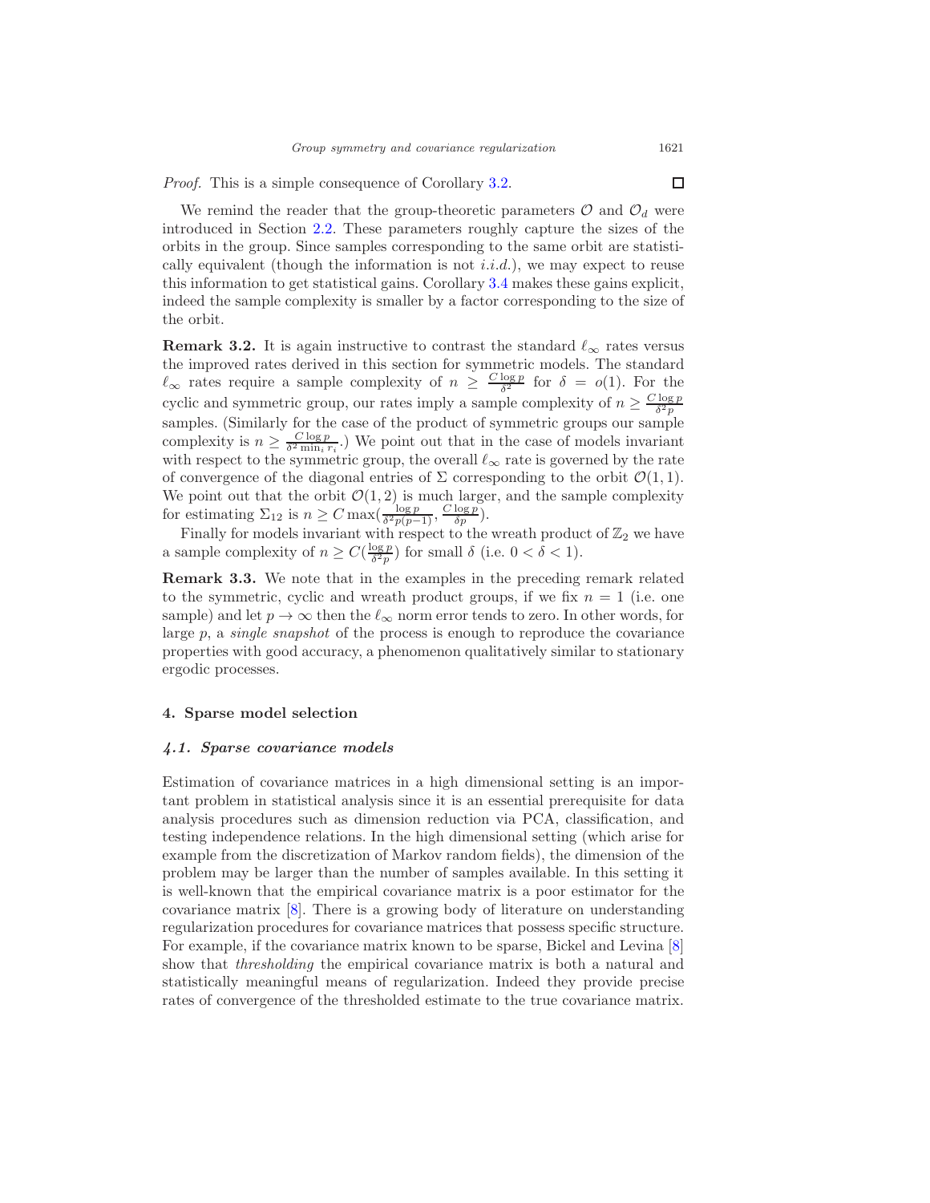*Proof.* This is a simple consequence of Corollary 3.2. □

We remind the reader that the group-theoretic parameters $\mathcal{O}$ and $\mathcal{O}_d$ were introduced in Section 2.2. These parameters roughly capture the sizes of the orbits in the group. Since samples corresponding to the same orbit are statistically equivalent (though the information is not *i.i.d.*), we may expect to reuse this information to get statistical gains. Corollary 3.4 makes these gains explicit, indeed the sample complexity is smaller by a factor corresponding to the size of the orbit.

**Remark 3.2.** It is again instructive to contrast the standard $\ell_\infty$ rates versus the improved rates derived in this section for symmetric models. The standard $\ell_\infty$ rates require a sample complexity of $n \geq \frac{C \log p}{\delta^2}$ for $\delta = o(1)$. For the cyclic and symmetric group, our rates imply a sample complexity of $n \geq \frac{C \log p}{\delta^2 p}$ samples. (Similarly for the case of the product of symmetric groups our sample complexity is $n \geq \frac{C \log p}{\delta^2 \min_i r_i}$.) We point out that in the case of models invariant with respect to the symmetric group, the overall $\ell_\infty$ rate is governed by the rate of convergence of the diagonal entries of $\Sigma$ corresponding to the orbit $\mathcal{O}(1,1)$. We point out that the orbit $\mathcal{O}(1,2)$ is much larger, and the sample complexity for estimating $\Sigma_{12}$ is $n \geq C \max(\frac{\log p}{\delta^2 p(p-1)}, \frac{C \log p}{\delta p})$.

Finally for models invariant with respect to the wreath product of $\mathbb{Z}_2$ we have a sample complexity of $n \geq C(\frac{\log p}{\delta^2 p})$ for small $\delta$ (i.e. $0 < \delta < 1$).

**Remark 3.3.** We note that in the examples in the preceding remark related to the symmetric, cyclic and wreath product groups, if we fix $n = 1$ (i.e. one sample) and let $p \to \infty$ then the $\ell_\infty$ norm error tends to zero. In other words, for large $p$, a *single snapshot* of the process is enough to reproduce the covariance properties with good accuracy, a phenomenon qualitatively similar to stationary ergodic processes.

## 4. Sparse model selection

### 4.1. Sparse covariance models

Estimation of covariance matrices in a high dimensional setting is an important problem in statistical analysis since it is an essential prerequisite for data analysis procedures such as dimension reduction via PCA, classification, and testing independence relations. In the high dimensional setting (which arise for example from the discretization of Markov random fields), the dimension of the problem may be larger than the number of samples available. In this setting it is well-known that the empirical covariance matrix is a poor estimator for the covariance matrix [8]. There is a growing body of literature on understanding regularization procedures for covariance matrices that possess specific structure. For example, if the covariance matrix known to be sparse, Bickel and Levina [8] show that *thresholding* the empirical covariance matrix is both a natural and statistically meaningful means of regularization. Indeed they provide precise rates of convergence of the thresholded estimate to the true covariance matrix.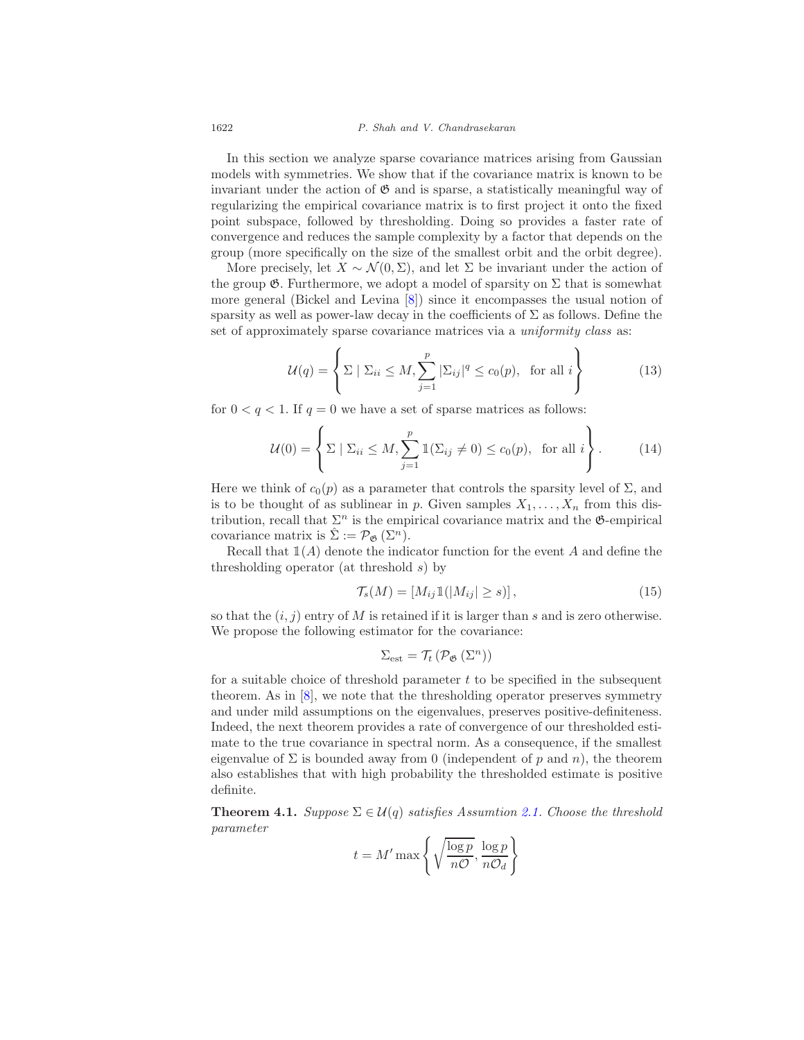In this section we analyze sparse covariance matrices arising from Gaussian models with symmetries. We show that if the covariance matrix is known to be invariant under the action of $\mathfrak{G}$ and is sparse, a statistically meaningful way of regularizing the empirical covariance matrix is to first project it onto the fixed point subspace, followed by thresholding. Doing so provides a faster rate of convergence and reduces the sample complexity by a factor that depends on the group (more specifically on the size of the smallest orbit and the orbit degree).

More precisely, let $X \sim \mathcal{N}(0, \Sigma)$, and let $\Sigma$ be invariant under the action of the group $\mathfrak{G}$. Furthermore, we adopt a model of sparsity on $\Sigma$ that is somewhat more general (Bickel and Levina [8]) since it encompasses the usual notion of sparsity as well as power-law decay in the coefficients of $\Sigma$ as follows. Define the set of approximately sparse covariance matrices via a *uniformity class* as:

$$\mathcal{U}(q) = \left\{ \Sigma \mid \Sigma_{ii} \leq M, \sum_{j=1}^{p} |\Sigma_{ij}|^q \leq c_0(p), \ \text{ for all } i \right\} \tag{13}$$

for $0 < q < 1$. If $q = 0$ we have a set of sparse matrices as follows:

$$\mathcal{U}(0) = \left\{ \Sigma \mid \Sigma_{ii} \leq M, \sum_{j=1}^{p} \mathbb{1}(\Sigma_{ij} \neq 0) \leq c_0(p), \ \text{ for all } i \right\}. \tag{14}$$

Here we think of $c_0(p)$ as a parameter that controls the sparsity level of $\Sigma$, and is to be thought of as sublinear in $p$. Given samples $X_1, \ldots, X_n$ from this distribution, recall that $\Sigma^n$ is the empirical covariance matrix and the $\mathfrak{G}$-empirical covariance matrix is $\hat{\Sigma} := \mathcal{P}_{\mathfrak{G}}(\Sigma^n)$.

Recall that $\mathbb{1}(A)$ denote the indicator function for the event $A$ and define the thresholding operator (at threshold $s$) by

$$\mathcal{T}_s(M) = \left[ M_{ij} \mathbb{1}(|M_{ij}| \geq s) \right], \tag{15}$$

so that the $(i,j)$ entry of $M$ is retained if it is larger than $s$ and is zero otherwise. We propose the following estimator for the covariance:

$$\Sigma_{\text{est}} = \mathcal{T}_t \left( \mathcal{P}_{\mathfrak{G}} \left( \Sigma^n \right) \right)$$

for a suitable choice of threshold parameter $t$ to be specified in the subsequent theorem. As in [8], we note that the thresholding operator preserves symmetry and under mild assumptions on the eigenvalues, preserves positive-definiteness. Indeed, the next theorem provides a rate of convergence of our thresholded estimate to the true covariance in spectral norm. As a consequence, if the smallest eigenvalue of $\Sigma$ is bounded away from 0 (independent of $p$ and $n$), the theorem also establishes that with high probability the thresholded estimate is positive definite.

**Theorem 4.1.** *Suppose $\Sigma \in \mathcal{U}(q)$ satisfies Assumtion 2.1. Choose the threshold parameter*

$$t = M' \max \left\{ \sqrt{\frac{\log p}{n\mathcal{O}}}, \frac{\log p}{n\mathcal{O}_d} \right\}$$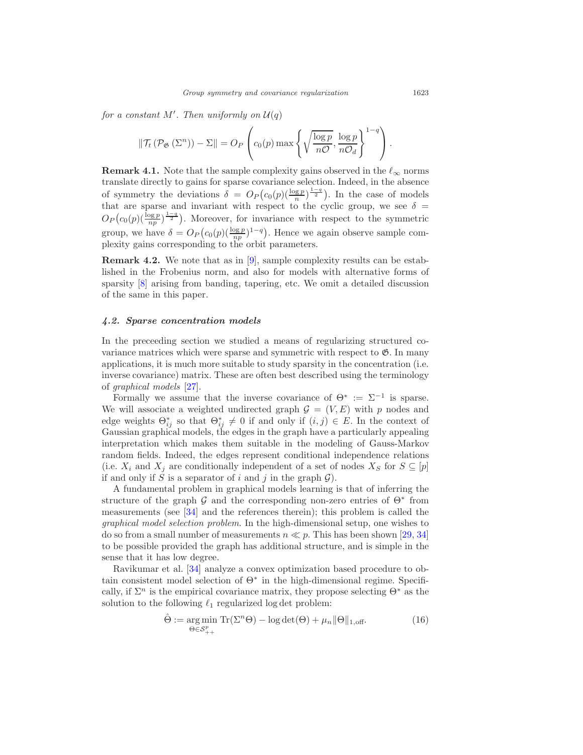*for a constant $M'$. Then uniformly on $\mathcal{U}(q)$*

$$\|\mathcal{T}_t\left(\mathcal{P}_{\mathfrak{G}}\left(\Sigma^n\right)\right) - \Sigma\| = O_P\left(c_0(p) \max\left\{\sqrt{\frac{\log p}{n\mathcal{O}}}, \frac{\log p}{n\mathcal{O}_d}\right\}^{1-q}\right).$$

**Remark 4.1.** Note that the sample complexity gains observed in the $\ell_\infty$ norms translate directly to gains for sparse covariance selection. Indeed, in the absence of symmetry the deviations $\delta = O_P\big(c_0(p)(\frac{\log p}{n})^{\frac{1-q}{2}}\big)$. In the case of models that are sparse and invariant with respect to the cyclic group, we see $\delta = O_P\big(c_0(p)(\frac{\log p}{np})^{\frac{1-q}{2}}\big)$. Moreover, for invariance with respect to the symmetric group, we have $\delta = O_P\big(c_0(p)(\frac{\log p}{np})^{1-q}\big)$. Hence we again observe sample complexity gains corresponding to the orbit parameters.

**Remark 4.2.** We note that as in [9], sample complexity results can be established in the Frobenius norm, and also for models with alternative forms of sparsity [8] arising from banding, tapering, etc. We omit a detailed discussion of the same in this paper.

### *4.2. Sparse concentration models*

In the preceeding section we studied a means of regularizing structured covariance matrices which were sparse and symmetric with respect to $\mathfrak{G}$. In many applications, it is much more suitable to study sparsity in the concentration (i.e. inverse covariance) matrix. These are often best described using the terminology of *graphical models* [27].

Formally we assume that the inverse covariance of $\Theta^* := \Sigma^{-1}$ is sparse. We will associate a weighted undirected graph $\mathcal{G} = (V, E)$ with $p$ nodes and edge weights $\Theta^*_{ij}$ so that $\Theta^*_{ij} \neq 0$ if and only if $(i, j) \in E$. In the context of Gaussian graphical models, the edges in the graph have a particularly appealing interpretation which makes them suitable in the modeling of Gauss-Markov random fields. Indeed, the edges represent conditional independence relations (i.e. $X_i$ and $X_j$ are conditionally independent of a set of nodes $X_S$ for $S \subseteq [p]$ if and only if $S$ is a separator of $i$ and $j$ in the graph $\mathcal{G}$).

A fundamental problem in graphical models learning is that of inferring the structure of the graph $\mathcal{G}$ and the corresponding non-zero entries of $\Theta^*$ from measurements (see [34] and the references therein); this problem is called the *graphical model selection problem.* In the high-dimensional setup, one wishes to do so from a small number of measurements $n \ll p$. This has been shown [29, 34] to be possible provided the graph has additional structure, and is simple in the sense that it has low degree.

Ravikumar et al. [34] analyze a convex optimization based procedure to obtain consistent model selection of $\Theta^*$ in the high-dimensional regime. Specifically, if $\Sigma^n$ is the empirical covariance matrix, they propose selecting $\Theta^*$ as the solution to the following $\ell_1$ regularized $\log\det$ problem:

$$\hat{\Theta} := \underset{\Theta \in \mathcal{S}^p_{++}}{\arg\min}\ \mathrm{Tr}(\Sigma^n \Theta) - \log\det(\Theta) + \mu_n \|\Theta\|_{1,\mathrm{off}}. \tag{16}$$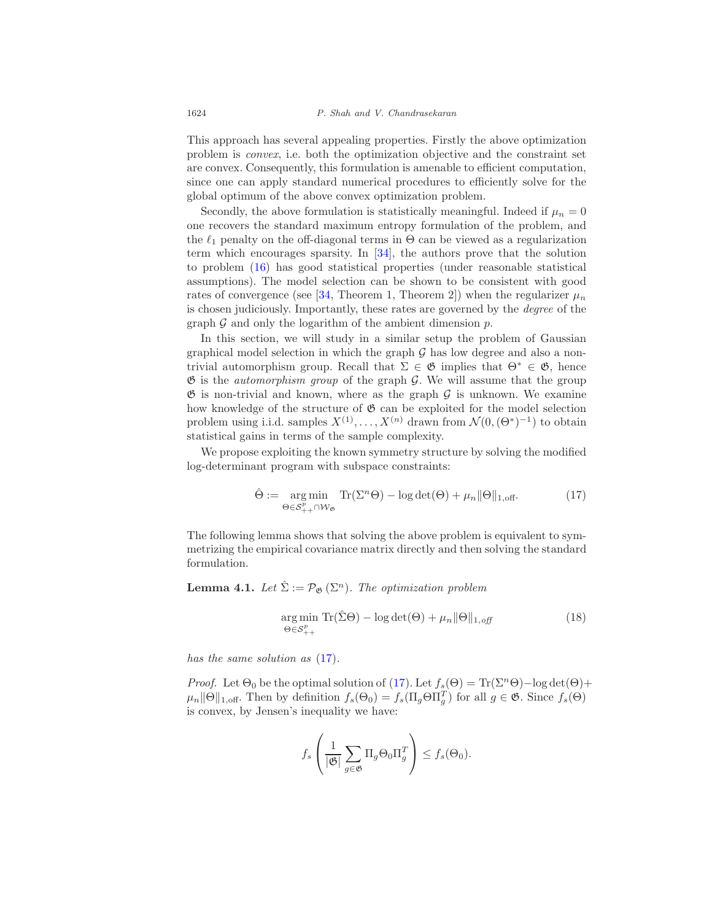This approach has several appealing properties. Firstly the above optimization problem is *convex*, i.e. both the optimization objective and the constraint set are convex. Consequently, this formulation is amenable to efficient computation, since one can apply standard numerical procedures to efficiently solve for the global optimum of the above convex optimization problem.

Secondly, the above formulation is statistically meaningful. Indeed if $\mu_n = 0$ one recovers the standard maximum entropy formulation of the problem, and the $\ell_1$ penalty on the off-diagonal terms in $\Theta$ can be viewed as a regularization term which encourages sparsity. In [34], the authors prove that the solution to problem (16) has good statistical properties (under reasonable statistical assumptions). The model selection can be shown to be consistent with good rates of convergence (see [34, Theorem 1, Theorem 2]) when the regularizer $\mu_n$ is chosen judiciously. Importantly, these rates are governed by the *degree* of the graph $\mathcal{G}$ and only the logarithm of the ambient dimension $p$.

In this section, we will study in a similar setup the problem of Gaussian graphical model selection in which the graph $\mathcal{G}$ has low degree and also a non-trivial automorphism group. Recall that $\Sigma \in \mathfrak{G}$ implies that $\Theta^* \in \mathfrak{G}$, hence $\mathfrak{G}$ is the *automorphism group* of the graph $\mathcal{G}$. We will assume that the group $\mathfrak{G}$ is non-trivial and known, where as the graph $\mathcal{G}$ is unknown. We examine how knowledge of the structure of $\mathfrak{G}$ can be exploited for the model selection problem using i.i.d. samples $X^{(1)}, \ldots, X^{(n)}$ drawn from $\mathcal{N}(0, (\Theta^*)^{-1})$ to obtain statistical gains in terms of the sample complexity.

We propose exploiting the known symmetry structure by solving the modified log-determinant program with subspace constraints:

$$\hat{\Theta} := \underset{\Theta \in \mathcal{S}^p_{++} \cap \mathcal{W}_{\mathfrak{G}}}{\arg\min} \ \operatorname{Tr}(\Sigma^n \Theta) - \log\det(\Theta) + \mu_n \|\Theta\|_{1,\text{off}}. \tag{17}$$

The following lemma shows that solving the above problem is equivalent to symmetrizing the empirical covariance matrix directly and then solving the standard formulation.

**Lemma 4.1.** *Let $\hat{\Sigma} := \mathcal{P}_{\mathfrak{G}}(\Sigma^n)$. The optimization problem*

$$\underset{\Theta \in \mathcal{S}^p_{++}}{\arg\min} \ \operatorname{Tr}(\hat{\Sigma}\Theta) - \log\det(\Theta) + \mu_n \|\Theta\|_{1,\mathit{off}} \tag{18}$$

*has the same solution as* (17).

*Proof.* Let $\Theta_0$ be the optimal solution of (17). Let $f_s(\Theta) = \operatorname{Tr}(\Sigma^n\Theta) - \log\det(\Theta) + \mu_n\|\Theta\|_{1,\text{off}}$. Then by definition $f_s(\Theta_0) = f_s(\Pi_g \Theta \Pi_g^T)$ for all $g \in \mathfrak{G}$. Since $f_s(\Theta)$ is convex, by Jensen's inequality we have:

$$f_s\left(\frac{1}{|\mathfrak{G}|}\sum_{g \in \mathfrak{G}} \Pi_g \Theta_0 \Pi_g^T\right) \leq f_s(\Theta_0).$$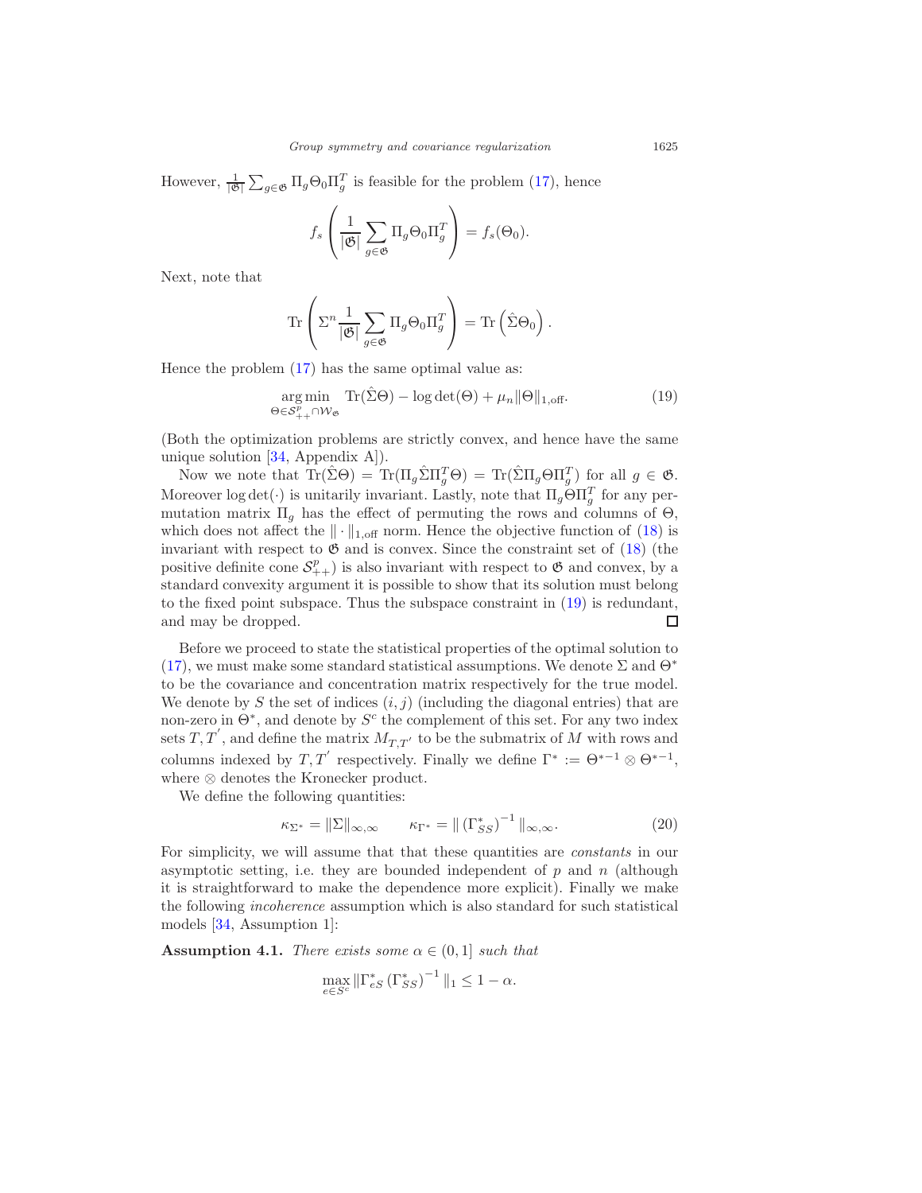However, $\frac{1}{|\mathfrak{G}|}\sum_{g\in\mathfrak{G}} \Pi_g \Theta_0 \Pi_g^T$ is feasible for the problem (17), hence

$$f_s\left(\frac{1}{|\mathfrak{G}|}\sum_{g\in\mathfrak{G}} \Pi_g \Theta_0 \Pi_g^T\right) = f_s(\Theta_0).$$

Next, note that

$$\mathrm{Tr}\left(\Sigma^n \frac{1}{|\mathfrak{G}|}\sum_{g\in\mathfrak{G}} \Pi_g \Theta_0 \Pi_g^T\right) = \mathrm{Tr}\left(\hat{\Sigma}\Theta_0\right).$$

Hence the problem (17) has the same optimal value as:

$$\underset{\Theta\in\mathcal{S}^p_{++}\cap\mathcal{W}_{\mathfrak{G}}}{\arg\min} \quad \mathrm{Tr}(\hat{\Sigma}\Theta) - \log\det(\Theta) + \mu_n\|\Theta\|_{1,\mathrm{off}}. \tag{19}$$

(Both the optimization problems are strictly convex, and hence have the same unique solution [34, Appendix A]).

Now we note that $\mathrm{Tr}(\hat{\Sigma}\Theta) = \mathrm{Tr}(\Pi_g\hat{\Sigma}\Pi_g^T\Theta) = \mathrm{Tr}(\hat{\Sigma}\Pi_g\Theta\Pi_g^T)$ for all $g \in \mathfrak{G}$. Moreover $\log\det(\cdot)$ is unitarily invariant. Lastly, note that $\Pi_g\Theta\Pi_g^T$ for any permutation matrix $\Pi_g$ has the effect of permuting the rows and columns of $\Theta$, which does not affect the $\|\cdot\|_{1,\mathrm{off}}$ norm. Hence the objective function of (18) is invariant with respect to $\mathfrak{G}$ and is convex. Since the constraint set of (18) (the positive definite cone $\mathcal{S}^p_{++}$) is also invariant with respect to $\mathfrak{G}$ and convex, by a standard convexity argument it is possible to show that its solution must belong to the fixed point subspace. Thus the subspace constraint in (19) is redundant, and may be dropped. □

Before we proceed to state the statistical properties of the optimal solution to (17), we must make some standard statistical assumptions. We denote $\Sigma$ and $\Theta^*$ to be the covariance and concentration matrix respectively for the true model. We denote by $S$ the set of indices $(i,j)$ (including the diagonal entries) that are non-zero in $\Theta^*$, and denote by $S^c$ the complement of this set. For any two index sets $T, T^{'}$, and define the matrix $M_{T,T^{'}}$ to be the submatrix of $M$ with rows and columns indexed by $T, T^{'}$ respectively. Finally we define $\Gamma^* := \Theta^{*-1} \otimes \Theta^{*-1}$, where $\otimes$ denotes the Kronecker product.

We define the following quantities:

$$\kappa_{\Sigma^*} = \|\Sigma\|_{\infty,\infty} \qquad \kappa_{\Gamma^*} = \|\left(\Gamma^*_{SS}\right)^{-1}\|_{\infty,\infty}. \tag{20}$$

For simplicity, we will assume that that these quantities are *constants* in our asymptotic setting, i.e. they are bounded independent of $p$ and $n$ (although it is straightforward to make the dependence more explicit). Finally we make the following *incoherence* assumption which is also standard for such statistical models [34, Assumption 1]:

**Assumption 4.1.** *There exists some* $\alpha \in (0, 1]$ *such that*

$$\max_{e\in S^c} \|\Gamma^*_{eS}\left(\Gamma^*_{SS}\right)^{-1}\|_1 \leq 1 - \alpha.$$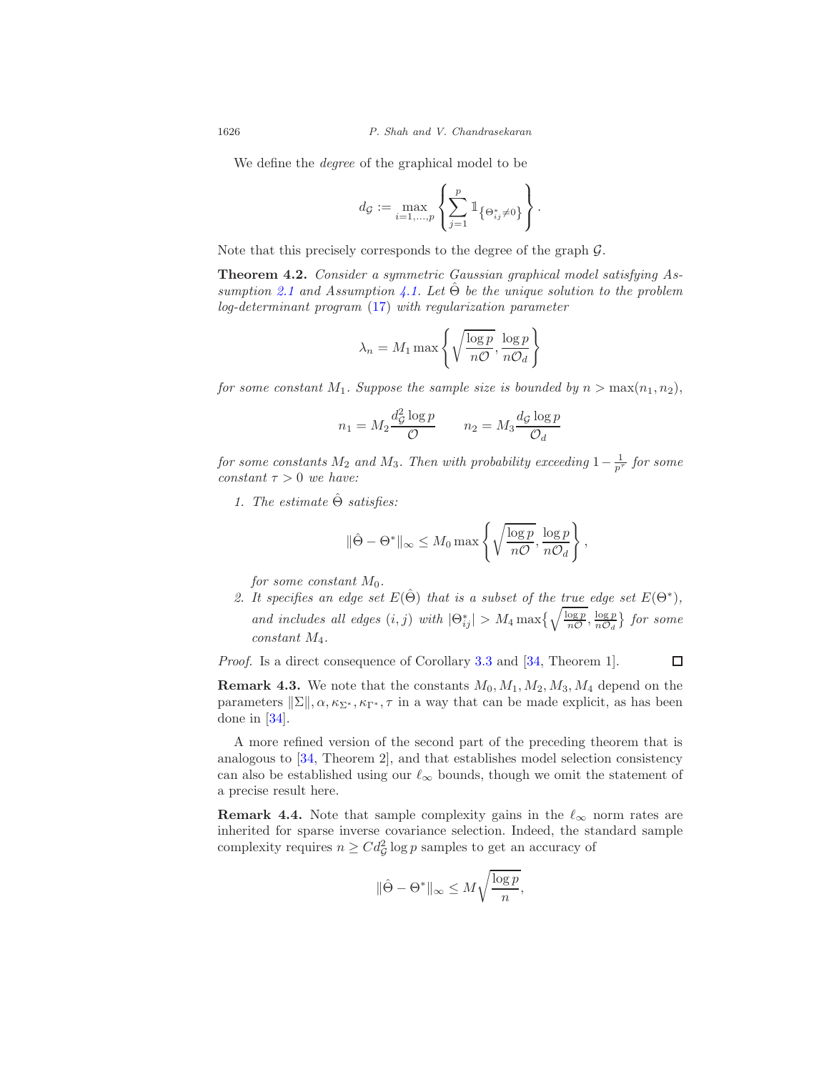We define the *degree* of the graphical model to be

$$d_{\mathcal{G}} := \max_{i=1,\ldots,p} \left\{ \sum_{j=1}^{p} \mathbb{1}_{\{\Theta^*_{ij} \neq 0\}} \right\}.$$

Note that this precisely corresponds to the degree of the graph $\mathcal{G}$.

**Theorem 4.2.** *Consider a symmetric Gaussian graphical model satisfying Assumption 2.1 and Assumption 4.1. Let $\hat{\Theta}$ be the unique solution to the problem log-determinant program (17) with regularization parameter*

$$\lambda_n = M_1 \max\left\{ \sqrt{\frac{\log p}{n\mathcal{O}}}, \frac{\log p}{n\mathcal{O}_d} \right\}$$

*for some constant $M_1$. Suppose the sample size is bounded by $n > \max(n_1, n_2)$,*

$$n_1 = M_2 \frac{d_{\mathcal{G}}^2 \log p}{\mathcal{O}} \qquad n_2 = M_3 \frac{d_{\mathcal{G}} \log p}{\mathcal{O}_d}$$

*for some constants $M_2$ and $M_3$. Then with probability exceeding $1 - \frac{1}{p^\tau}$ for some constant $\tau > 0$ we have:*

1. *The estimate $\hat{\Theta}$ satisfies:*

$$\|\hat{\Theta} - \Theta^*\|_\infty \leq M_0 \max\left\{ \sqrt{\frac{\log p}{n\mathcal{O}}}, \frac{\log p}{n\mathcal{O}_d} \right\},$$

   *for some constant $M_0$.*

2. *It specifies an edge set $E(\hat{\Theta})$ that is a subset of the true edge set $E(\Theta^*)$, and includes all edges $(i,j)$ with $|\Theta^*_{ij}| > M_4 \max\left\{ \sqrt{\frac{\log p}{n\mathcal{O}}}, \frac{\log p}{n\mathcal{O}_d} \right\}$ for some constant $M_4$.*

*Proof.* Is a direct consequence of Corollary 3.3 and [34, Theorem 1]. □

**Remark 4.3.** We note that the constants $M_0, M_1, M_2, M_3, M_4$ depend on the parameters $\|\Sigma\|, \alpha, \kappa_{\Sigma^*}, \kappa_{\Gamma^*}, \tau$ in a way that can be made explicit, as has been done in [34].

A more refined version of the second part of the preceding theorem that is analogous to [34, Theorem 2], and that establishes model selection consistency can also be established using our $\ell_\infty$ bounds, though we omit the statement of a precise result here.

**Remark 4.4.** Note that sample complexity gains in the $\ell_\infty$ norm rates are inherited for sparse inverse covariance selection. Indeed, the standard sample complexity requires $n \geq C d_{\mathcal{G}}^2 \log p$ samples to get an accuracy of

$$\|\hat{\Theta} - \Theta^*\|_\infty \leq M \sqrt{\frac{\log p}{n}},$$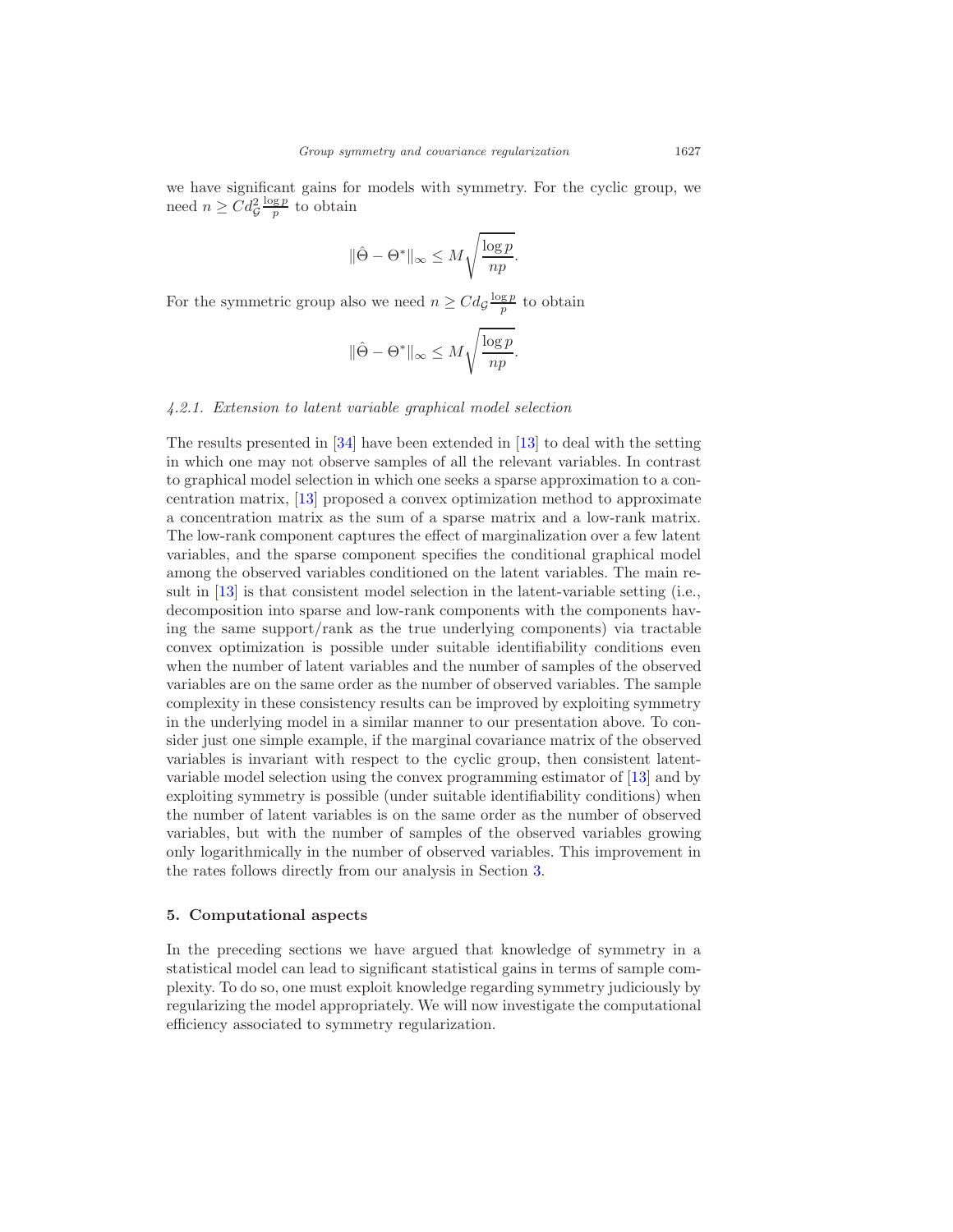we have significant gains for models with symmetry. For the cyclic group, we need $n \geq C d_{\mathcal{G}}^2 \frac{\log p}{p}$ to obtain

$$\|\hat{\Theta} - \Theta^*\|_\infty \leq M \sqrt{\frac{\log p}{np}}.$$

For the symmetric group also we need $n \geq C d_{\mathcal{G}} \frac{\log p}{p}$ to obtain

$$\|\hat{\Theta} - \Theta^*\|_\infty \leq M \sqrt{\frac{\log p}{np}}.$$

#### *4.2.1. Extension to latent variable graphical model selection*

The results presented in [34] have been extended in [13] to deal with the setting in which one may not observe samples of all the relevant variables. In contrast to graphical model selection in which one seeks a sparse approximation to a concentration matrix, [13] proposed a convex optimization method to approximate a concentration matrix as the sum of a sparse matrix and a low-rank matrix. The low-rank component captures the effect of marginalization over a few latent variables, and the sparse component specifies the conditional graphical model among the observed variables conditioned on the latent variables. The main result in [13] is that consistent model selection in the latent-variable setting (i.e., decomposition into sparse and low-rank components with the components having the same support/rank as the true underlying components) via tractable convex optimization is possible under suitable identifiability conditions even when the number of latent variables and the number of samples of the observed variables are on the same order as the number of observed variables. The sample complexity in these consistency results can be improved by exploiting symmetry in the underlying model in a similar manner to our presentation above. To consider just one simple example, if the marginal covariance matrix of the observed variables is invariant with respect to the cyclic group, then consistent latent-variable model selection using the convex programming estimator of [13] and by exploiting symmetry is possible (under suitable identifiability conditions) when the number of latent variables is on the same order as the number of observed variables, but with the number of samples of the observed variables growing only logarithmically in the number of observed variables. This improvement in the rates follows directly from our analysis in Section 3.

## 5. Computational aspects

In the preceding sections we have argued that knowledge of symmetry in a statistical model can lead to significant statistical gains in terms of sample complexity. To do so, one must exploit knowledge regarding symmetry judiciously by regularizing the model appropriately. We will now investigate the computational efficiency associated to symmetry regularization.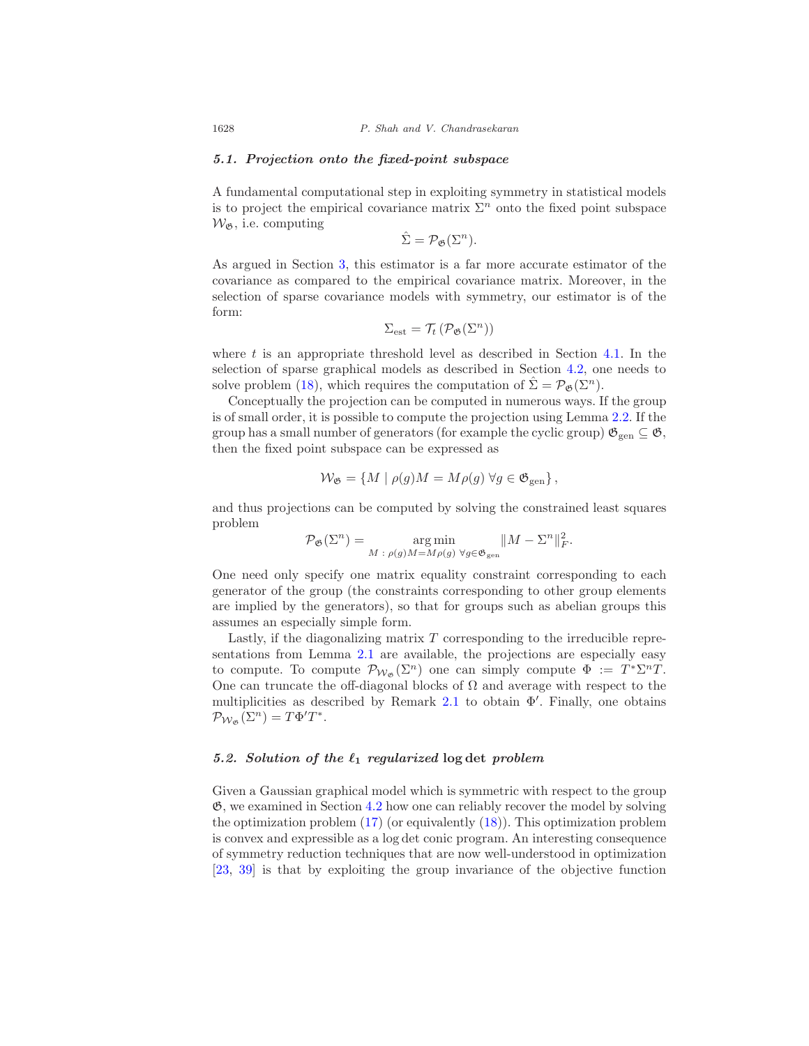### 5.1. Projection onto the fixed-point subspace

A fundamental computational step in exploiting symmetry in statistical models is to project the empirical covariance matrix $\Sigma^n$ onto the fixed point subspace $\mathcal{W}_{\mathfrak{G}}$, i.e. computing

$$\hat{\Sigma} = \mathcal{P}_{\mathfrak{G}}(\Sigma^n).$$

As argued in Section 3, this estimator is a far more accurate estimator of the covariance as compared to the empirical covariance matrix. Moreover, in the selection of sparse covariance models with symmetry, our estimator is of the form:

$$\Sigma_{\text{est}} = \mathcal{T}_t\left(\mathcal{P}_{\mathfrak{G}}(\Sigma^n)\right)$$

where $t$ is an appropriate threshold level as described in Section 4.1. In the selection of sparse graphical models as described in Section 4.2, one needs to solve problem (18), which requires the computation of $\hat{\Sigma} = \mathcal{P}_{\mathfrak{G}}(\Sigma^n)$.

Conceptually the projection can be computed in numerous ways. If the group is of small order, it is possible to compute the projection using Lemma 2.2. If the group has a small number of generators (for example the cyclic group) $\mathfrak{G}_{\text{gen}} \subseteq \mathfrak{G}$, then the fixed point subspace can be expressed as

$$\mathcal{W}_{\mathfrak{G}} = \left\{ M \mid \rho(g)M = M\rho(g) \ \forall g \in \mathfrak{G}_{\text{gen}} \right\},$$

and thus projections can be computed by solving the constrained least squares problem

$$\mathcal{P}_{\mathfrak{G}}(\Sigma^n) = \underset{M \,:\, \rho(g)M = M\rho(g) \ \forall g \in \mathfrak{G}_{\text{gen}}}{\arg\min} \|M - \Sigma^n\|_F^2.$$

One need only specify one matrix equality constraint corresponding to each generator of the group (the constraints corresponding to other group elements are implied by the generators), so that for groups such as abelian groups this assumes an especially simple form.

Lastly, if the diagonalizing matrix $T$ corresponding to the irreducible representations from Lemma 2.1 are available, the projections are especially easy to compute. To compute $\mathcal{P}_{\mathcal{W}_{\mathfrak{G}}}(\Sigma^n)$ one can simply compute $\Phi := T^*\Sigma^n T$. One can truncate the off-diagonal blocks of $\Omega$ and average with respect to the multiplicities as described by Remark 2.1 to obtain $\Phi'$. Finally, one obtains $\mathcal{P}_{\mathcal{W}_{\mathfrak{G}}}(\Sigma^n) = T\Phi' T^*$.

### 5.2. Solution of the $\ell_1$ regularized $\log\det$ problem

Given a Gaussian graphical model which is symmetric with respect to the group $\mathfrak{G}$, we examined in Section 4.2 how one can reliably recover the model by solving the optimization problem (17) (or equivalently (18)). This optimization problem is convex and expressible as a $\log\det$ conic program. An interesting consequence of symmetry reduction techniques that are now well-understood in optimization [23, 39] is that by exploiting the group invariance of the objective function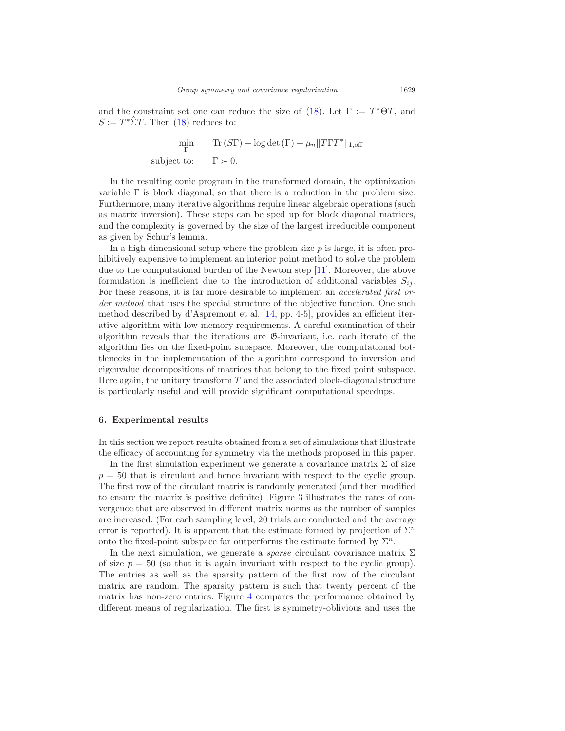and the constraint set one can reduce the size of (18). Let $\Gamma := T^*\Theta T$, and $S := T^*\hat{\Sigma}T$. Then (18) reduces to:

$$
\begin{aligned}
\min_{\Gamma} \qquad & \mathrm{Tr}\,(S\Gamma) - \log\det(\Gamma) + \mu_n \|T\Gamma T^*\|_{1,\mathrm{off}} \\
\text{subject to:} \qquad & \Gamma \succ 0.
\end{aligned}
$$

In the resulting conic program in the transformed domain, the optimization variable $\Gamma$ is block diagonal, so that there is a reduction in the problem size. Furthermore, many iterative algorithms require linear algebraic operations (such as matrix inversion). These steps can be sped up for block diagonal matrices, and the complexity is governed by the size of the largest irreducible component as given by Schur's lemma.

In a high dimensional setup where the problem size $p$ is large, it is often prohibitively expensive to implement an interior point method to solve the problem due to the computational burden of the Newton step [11]. Moreover, the above formulation is inefficient due to the introduction of additional variables $S_{ij}$. For these reasons, it is far more desirable to implement an *accelerated first order method* that uses the special structure of the objective function. One such method described by d'Aspremont et al. [14, pp. 4-5], provides an efficient iterative algorithm with low memory requirements. A careful examination of their algorithm reveals that the iterations are $\mathfrak{G}$-invariant, i.e. each iterate of the algorithm lies on the fixed-point subspace. Moreover, the computational bottlenecks in the implementation of the algorithm correspond to inversion and eigenvalue decompositions of matrices that belong to the fixed point subspace. Here again, the unitary transform $T$ and the associated block-diagonal structure is particularly useful and will provide significant computational speedups.

## 6. Experimental results

In this section we report results obtained from a set of simulations that illustrate the efficacy of accounting for symmetry via the methods proposed in this paper.

In the first simulation experiment we generate a covariance matrix $\Sigma$ of size $p = 50$ that is circulant and hence invariant with respect to the cyclic group. The first row of the circulant matrix is randomly generated (and then modified to ensure the matrix is positive definite). Figure 3 illustrates the rates of convergence that are observed in different matrix norms as the number of samples are increased. (For each sampling level, 20 trials are conducted and the average error is reported). It is apparent that the estimate formed by projection of $\Sigma^n$ onto the fixed-point subspace far outperforms the estimate formed by $\Sigma^n$.

In the next simulation, we generate a *sparse* circulant covariance matrix $\Sigma$ of size $p = 50$ (so that it is again invariant with respect to the cyclic group). The entries as well as the sparsity pattern of the first row of the circulant matrix are random. The sparsity pattern is such that twenty percent of the matrix has non-zero entries. Figure 4 compares the performance obtained by different means of regularization. The first is symmetry-oblivious and uses the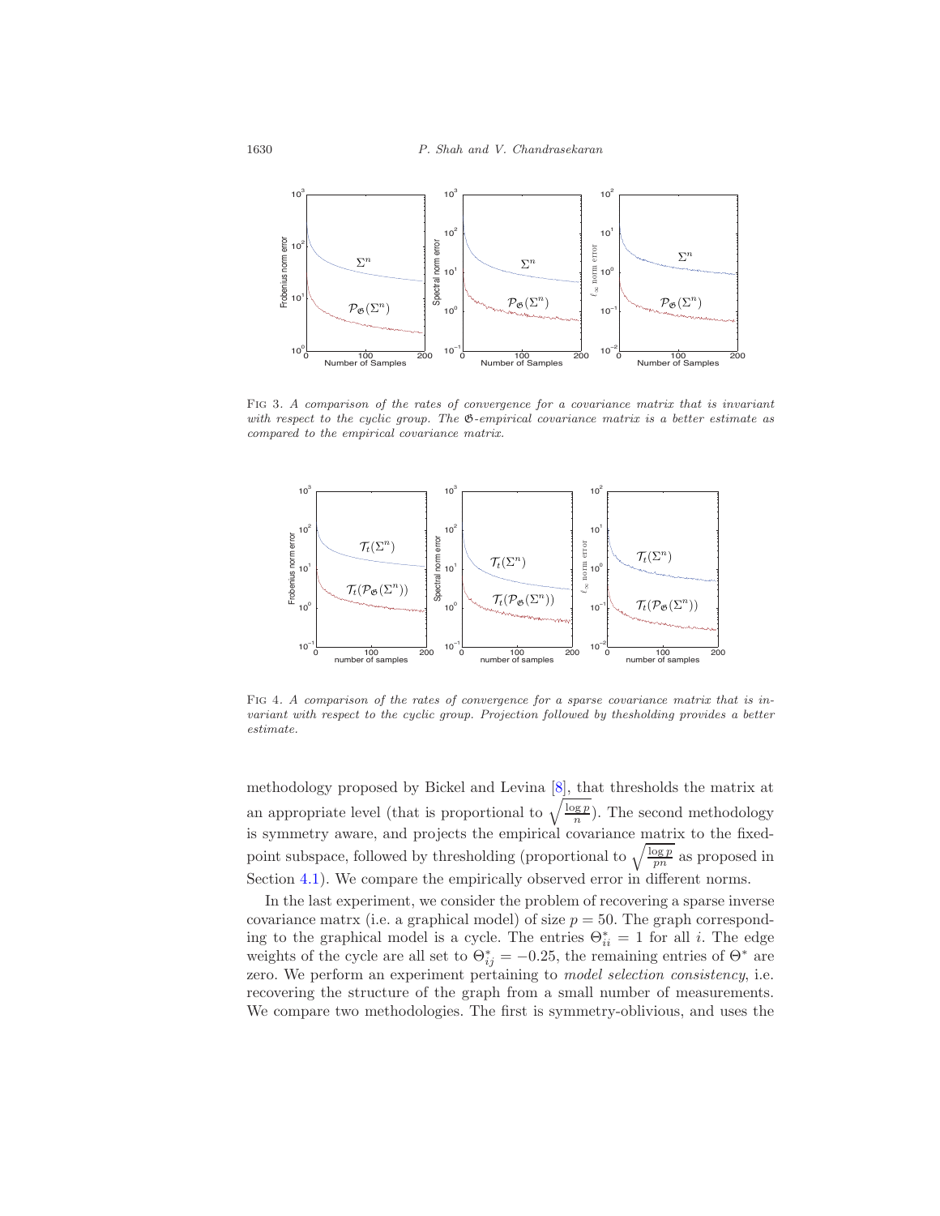Fig 3. *A comparison of the rates of convergence for a covariance matrix that is invariant with respect to the cyclic group. The $\mathfrak{G}$-empirical covariance matrix is a better estimate as compared to the empirical covariance matrix.*

Fig 4. *A comparison of the rates of convergence for a sparse covariance matrix that is invariant with respect to the cyclic group. Projection followed by thesholding provides a better estimate.*

methodology proposed by Bickel and Levina [8], that thresholds the matrix at an appropriate level (that is proportional to $\sqrt{\frac{\log p}{n}}$). The second methodology is symmetry aware, and projects the empirical covariance matrix to the fixed-point subspace, followed by thresholding (proportional to $\sqrt{\frac{\log p}{pn}}$ as proposed in Section 4.1). We compare the empirically observed error in different norms.

In the last experiment, we consider the problem of recovering a sparse inverse covariance matrx (i.e. a graphical model) of size $p = 50$. The graph corresponding to the graphical model is a cycle. The entries $\Theta^*_{ii} = 1$ for all $i$. The edge weights of the cycle are all set to $\Theta^*_{ij} = -0.25$, the remaining entries of $\Theta^*$ are zero. We perform an experiment pertaining to *model selection consistency*, i.e. recovering the structure of the graph from a small number of measurements. We compare two methodologies. The first is symmetry-oblivious, and uses the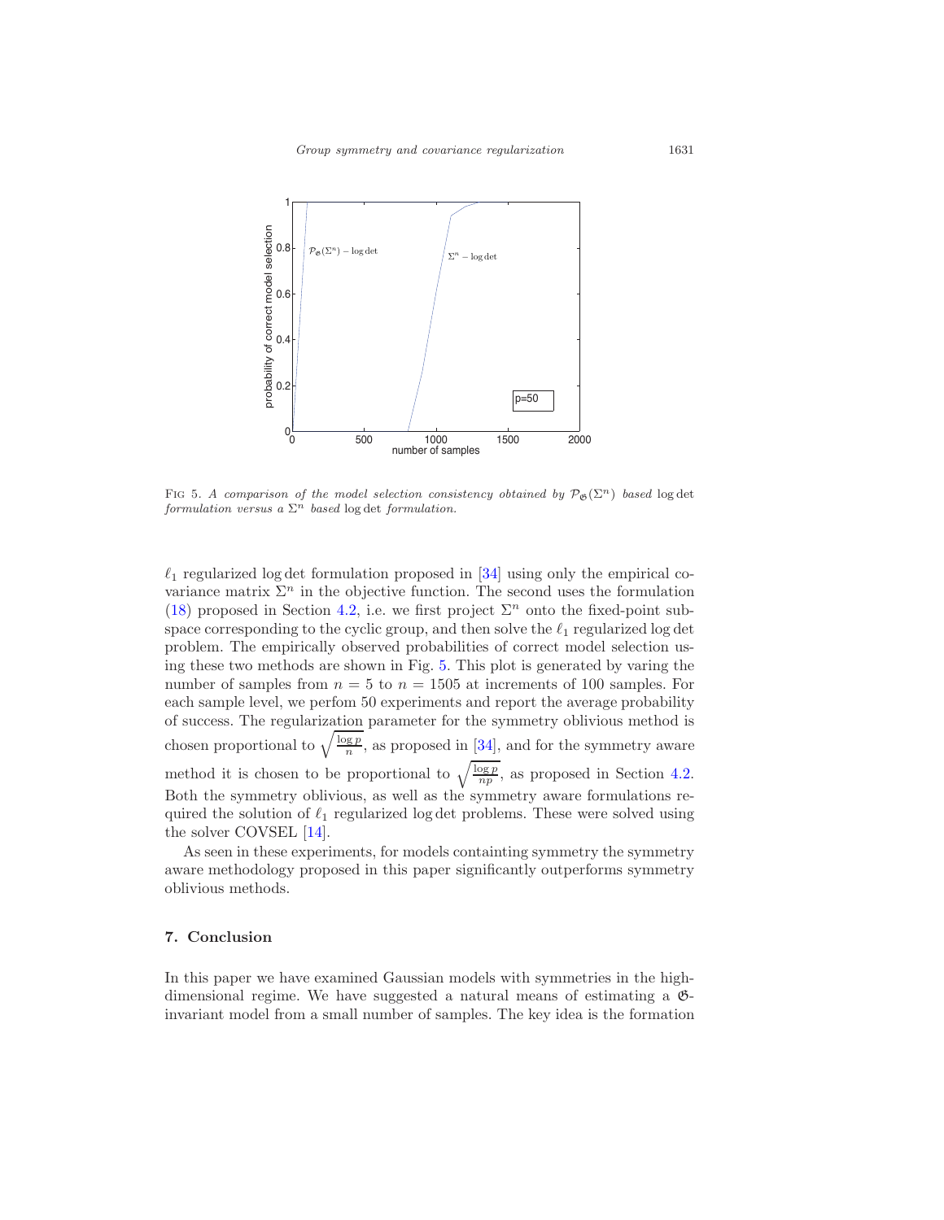FIG 5. *A comparison of the model selection consistency obtained by* $\mathcal{P}_{\mathfrak{G}}(\Sigma^n)$ *based* $\log\det$ *formulation versus a* $\Sigma^n$ *based* $\log\det$ *formulation.*

$\ell_1$ regularized $\log\det$ formulation proposed in [34] using only the empirical covariance matrix $\Sigma^n$ in the objective function. The second uses the formulation (18) proposed in Section 4.2, i.e. we first project $\Sigma^n$ onto the fixed-point subspace corresponding to the cyclic group, and then solve the $\ell_1$ regularized $\log\det$ problem. The empirically observed probabilities of correct model selection using these two methods are shown in Fig. 5. This plot is generated by varing the number of samples from $n = 5$ to $n = 1505$ at increments of 100 samples. For each sample level, we perfom 50 experiments and report the average probability of success. The regularization parameter for the symmetry oblivious method is chosen proportional to $\sqrt{\frac{\log p}{n}}$, as proposed in [34], and for the symmetry aware method it is chosen to be proportional to $\sqrt{\frac{\log p}{np}}$, as proposed in Section 4.2. Both the symmetry oblivious, as well as the symmetry aware formulations required the solution of $\ell_1$ regularized $\log\det$ problems. These were solved using the solver COVSEL [14].

As seen in these experiments, for models containting symmetry the symmetry aware methodology proposed in this paper significantly outperforms symmetry oblivious methods.

## 7. Conclusion

In this paper we have examined Gaussian models with symmetries in the high-dimensional regime. We have suggested a natural means of estimating a $\mathfrak{G}$-invariant model from a small number of samples. The key idea is the formation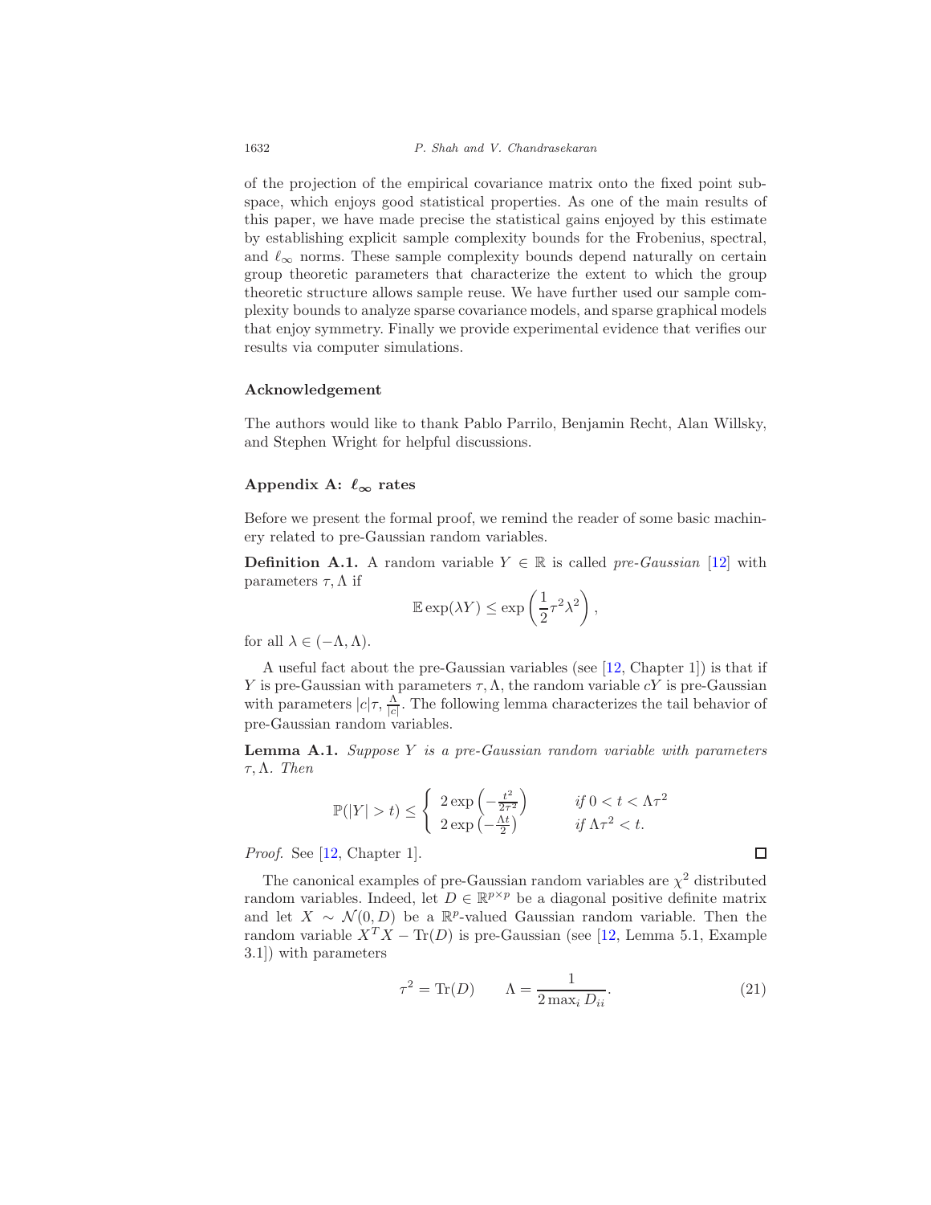of the projection of the empirical covariance matrix onto the fixed point subspace, which enjoys good statistical properties. As one of the main results of this paper, we have made precise the statistical gains enjoyed by this estimate by establishing explicit sample complexity bounds for the Frobenius, spectral, and $\ell_\infty$ norms. These sample complexity bounds depend naturally on certain group theoretic parameters that characterize the extent to which the group theoretic structure allows sample reuse. We have further used our sample complexity bounds to analyze sparse covariance models, and sparse graphical models that enjoy symmetry. Finally we provide experimental evidence that verifies our results via computer simulations.

## Acknowledgement

The authors would like to thank Pablo Parrilo, Benjamin Recht, Alan Willsky, and Stephen Wright for helpful discussions.

## Appendix A: $\ell_\infty$ rates

Before we present the formal proof, we remind the reader of some basic machinery related to pre-Gaussian random variables.

**Definition A.1.** A random variable $Y \in \mathbb{R}$ is called *pre-Gaussian* [12] with parameters $\tau, \Lambda$ if

$$\mathbb{E}\exp(\lambda Y) \leq \exp\left(\frac{1}{2}\tau^2\lambda^2\right),$$

for all $\lambda \in (-\Lambda, \Lambda)$.

A useful fact about the pre-Gaussian variables (see [12, Chapter 1]) is that if $Y$ is pre-Gaussian with parameters $\tau, \Lambda$, the random variable $cY$ is pre-Gaussian with parameters $|c|\tau, \frac{\Lambda}{|c|}$. The following lemma characterizes the tail behavior of pre-Gaussian random variables.

**Lemma A.1.** *Suppose $Y$ is a pre-Gaussian random variable with parameters $\tau, \Lambda$. Then*

$$\mathbb{P}(|Y| > t) \leq \begin{cases} 2\exp\left(-\frac{t^2}{2\tau^2}\right) & \text{if } 0 < t < \Lambda\tau^2 \\ 2\exp\left(-\frac{\Lambda t}{2}\right) & \text{if } \Lambda\tau^2 < t. \end{cases}$$

*Proof.* See [12, Chapter 1]. □

The canonical examples of pre-Gaussian random variables are $\chi^2$ distributed random variables. Indeed, let $D \in \mathbb{R}^{p\times p}$ be a diagonal positive definite matrix and let $X \sim \mathcal{N}(0, D)$ be a $\mathbb{R}^p$-valued Gaussian random variable. Then the random variable $X^TX - \text{Tr}(D)$ is pre-Gaussian (see [12, Lemma 5.1, Example 3.1]) with parameters

$$\tau^2 = \text{Tr}(D) \qquad \Lambda = \frac{1}{2\max_i D_{ii}}. \tag{21}$$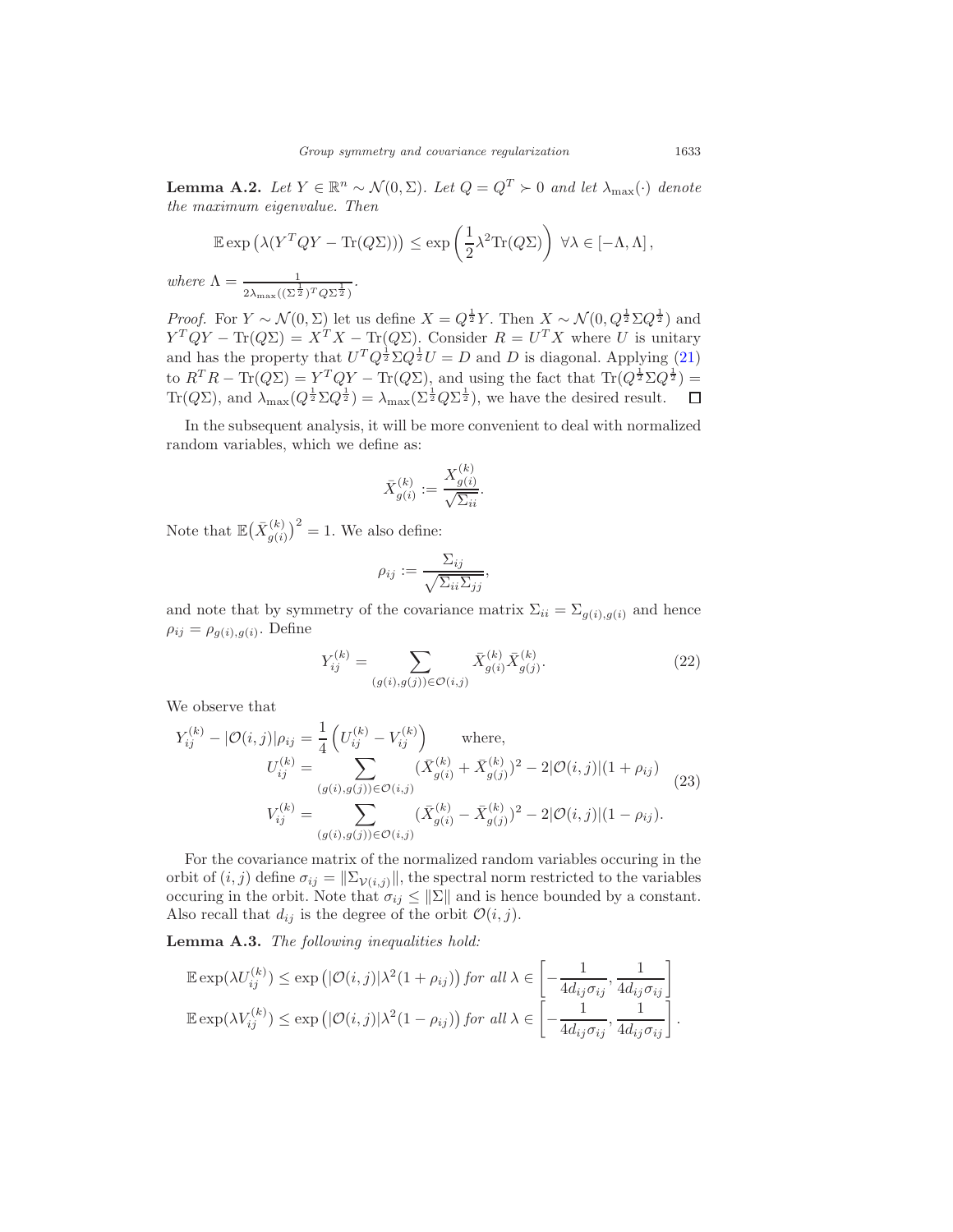**Lemma A.2.** *Let $Y \in \mathbb{R}^n \sim \mathcal{N}(0, \Sigma)$. Let $Q = Q^T \succ 0$ and let $\lambda_{\max}(\cdot)$ denote the maximum eigenvalue. Then*

$$\mathbb{E}\exp\left(\lambda(Y^T QY - \mathrm{Tr}(Q\Sigma))\right) \leq \exp\left(\frac{1}{2}\lambda^2 \mathrm{Tr}(Q\Sigma)\right) \ \forall \lambda \in [-\Lambda, \Lambda],$$

*where* $\Lambda = \frac{1}{2\lambda_{\max}((\Sigma^{\frac{1}{2}})^T Q \Sigma^{\frac{1}{2}})}$.

*Proof.* For $Y \sim \mathcal{N}(0, \Sigma)$ let us define $X = Q^{\frac{1}{2}}Y$. Then $X \sim \mathcal{N}(0, Q^{\frac{1}{2}}\Sigma Q^{\frac{1}{2}})$ and $Y^T QY - \mathrm{Tr}(Q\Sigma) = X^T X - \mathrm{Tr}(Q\Sigma)$. Consider $R = U^T X$ where $U$ is unitary and has the property that $U^T Q^{\frac{1}{2}}\Sigma Q^{\frac{1}{2}} U = D$ and $D$ is diagonal. Applying (21) to $R^T R - \mathrm{Tr}(Q\Sigma) = Y^T QY - \mathrm{Tr}(Q\Sigma)$, and using the fact that $\mathrm{Tr}(Q^{\frac{1}{2}}\Sigma Q^{\frac{1}{2}}) = \mathrm{Tr}(Q\Sigma)$, and $\lambda_{\max}(Q^{\frac{1}{2}}\Sigma Q^{\frac{1}{2}}) = \lambda_{\max}(\Sigma^{\frac{1}{2}} Q \Sigma^{\frac{1}{2}})$, we have the desired result. ◻

In the subsequent analysis, it will be more convenient to deal with normalized random variables, which we define as:

$$\bar{X}^{(k)}_{g(i)} := \frac{X^{(k)}_{g(i)}}{\sqrt{\Sigma_{ii}}}.$$

Note that $\mathbb{E}\big(\bar{X}^{(k)}_{g(i)}\big)^2 = 1$. We also define:

$$\rho_{ij} := \frac{\Sigma_{ij}}{\sqrt{\Sigma_{ii}\Sigma_{jj}}},$$

and note that by symmetry of the covariance matrix $\Sigma_{ii} = \Sigma_{g(i),g(i)}$ and hence $\rho_{ij} = \rho_{g(i),g(i)}$. Define

$$Y^{(k)}_{ij} = \sum_{(g(i),g(j)) \in \mathcal{O}(i,j)} \bar{X}^{(k)}_{g(i)} \bar{X}^{(k)}_{g(j)}. \tag{22}$$

We observe that

$$\begin{aligned}
Y^{(k)}_{ij} - |\mathcal{O}(i,j)|\rho_{ij} &= \frac{1}{4}\left(U^{(k)}_{ij} - V^{(k)}_{ij}\right) \qquad \text{where,} \\
U^{(k)}_{ij} &= \sum_{(g(i),g(j)) \in \mathcal{O}(i,j)} (\bar{X}^{(k)}_{g(i)} + \bar{X}^{(k)}_{g(j)})^2 - 2|\mathcal{O}(i,j)|(1 + \rho_{ij}) \\
V^{(k)}_{ij} &= \sum_{(g(i),g(j)) \in \mathcal{O}(i,j)} (\bar{X}^{(k)}_{g(i)} - \bar{X}^{(k)}_{g(j)})^2 - 2|\mathcal{O}(i,j)|(1 - \rho_{ij}).
\end{aligned} \tag{23}$$

For the covariance matrix of the normalized random variables occuring in the orbit of $(i,j)$ define $\sigma_{ij} = \|\Sigma_{\mathcal{V}(i,j)}\|$, the spectral norm restricted to the variables occuring in the orbit. Note that $\sigma_{ij} \leq \|\Sigma\|$ and is hence bounded by a constant. Also recall that $d_{ij}$ is the degree of the orbit $\mathcal{O}(i,j)$.

**Lemma A.3.** *The following inequalities hold:*

$$\begin{aligned}
\mathbb{E}\exp(\lambda U^{(k)}_{ij}) &\leq \exp\left(|\mathcal{O}(i,j)|\lambda^2(1 + \rho_{ij})\right) \text{ for all } \lambda \in \left[-\frac{1}{4d_{ij}\sigma_{ij}}, \frac{1}{4d_{ij}\sigma_{ij}}\right] \\
\mathbb{E}\exp(\lambda V^{(k)}_{ij}) &\leq \exp\left(|\mathcal{O}(i,j)|\lambda^2(1 - \rho_{ij})\right) \text{ for all } \lambda \in \left[-\frac{1}{4d_{ij}\sigma_{ij}}, \frac{1}{4d_{ij}\sigma_{ij}}\right].
\end{aligned}$$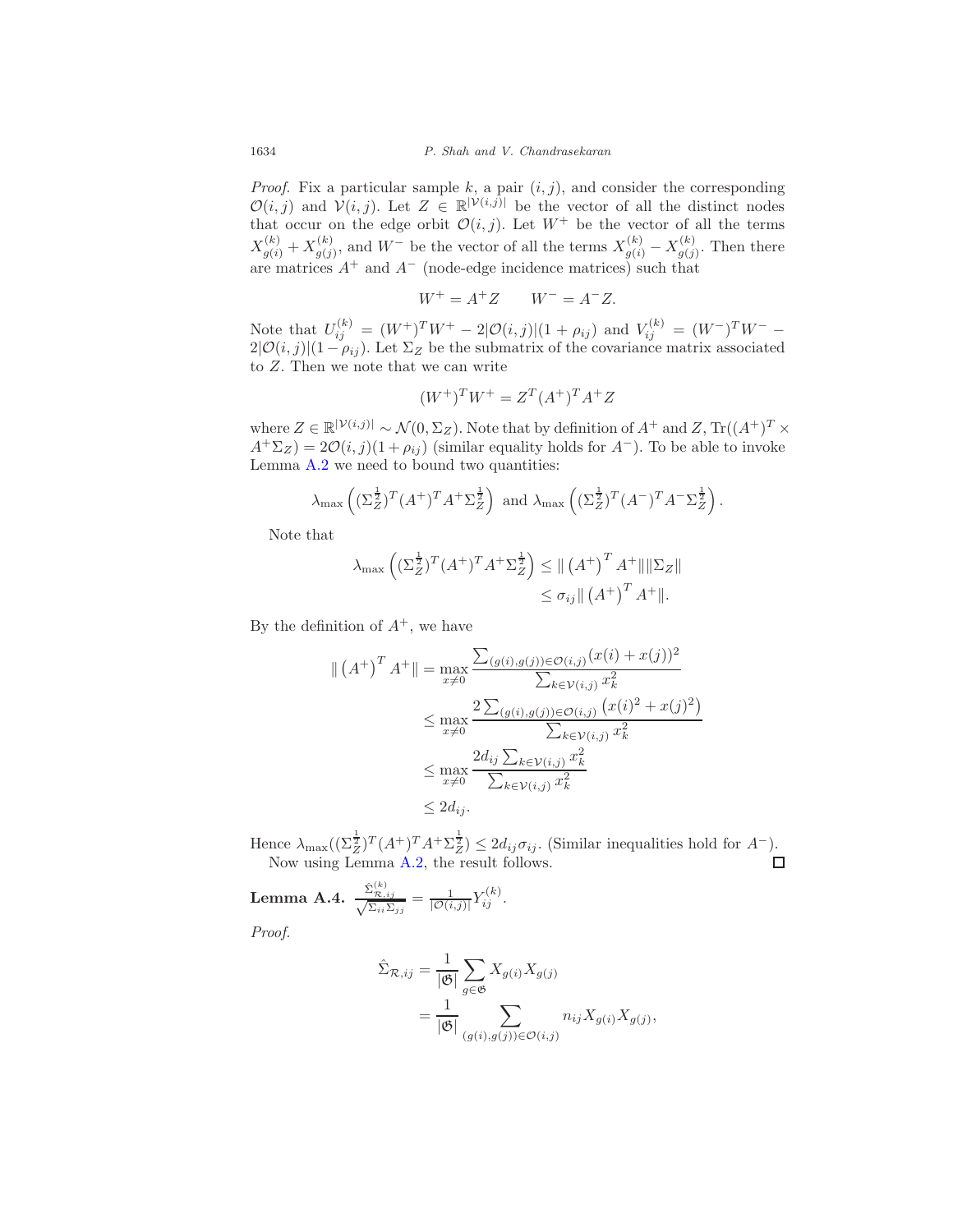*Proof.* Fix a particular sample $k$, a pair $(i,j)$, and consider the corresponding $\mathcal{O}(i,j)$ and $\mathcal{V}(i,j)$. Let $Z \in \mathbb{R}^{|\mathcal{V}(i,j)|}$ be the vector of all the distinct nodes that occur on the edge orbit $\mathcal{O}(i,j)$. Let $W^+$ be the vector of all the terms $X_{g(i)}^{(k)} + X_{g(j)}^{(k)}$, and $W^-$ be the vector of all the terms $X_{g(i)}^{(k)} - X_{g(j)}^{(k)}$. Then there are matrices $A^+$ and $A^-$ (node-edge incidence matrices) such that

$$W^+ = A^+ Z \qquad W^- = A^- Z.$$

Note that $U_{ij}^{(k)} = (W^+)^T W^+ - 2|\mathcal{O}(i,j)|(1+\rho_{ij})$ and $V_{ij}^{(k)} = (W^-)^T W^- - 2|\mathcal{O}(i,j)|(1-\rho_{ij})$. Let $\Sigma_Z$ be the submatrix of the covariance matrix associated to $Z$. Then we note that we can write

$$(W^+)^T W^+ = Z^T (A^+)^T A^+ Z$$

where $Z \in \mathbb{R}^{|\mathcal{V}(i,j)|} \sim \mathcal{N}(0, \Sigma_Z)$. Note that by definition of $A^+$ and $Z$, $\mathrm{Tr}((A^+)^T \times A^+ \Sigma_Z) = 2\mathcal{O}(i,j)(1+\rho_{ij})$ (similar equality holds for $A^-$). To be able to invoke Lemma A.2 we need to bound two quantities:

$$\lambda_{\max}\left((\Sigma_Z^{\frac{1}{2}})^T (A^+)^T A^+ \Sigma_Z^{\frac{1}{2}}\right) \text{ and } \lambda_{\max}\left((\Sigma_Z^{\frac{1}{2}})^T (A^-)^T A^- \Sigma_Z^{\frac{1}{2}}\right).$$

Note that

$$\begin{aligned}
\lambda_{\max}\left((\Sigma_Z^{\frac{1}{2}})^T (A^+)^T A^+ \Sigma_Z^{\frac{1}{2}}\right) &\leq \|\left(A^+\right)^T A^+\| \|\Sigma_Z\| \\
&\leq \sigma_{ij} \|\left(A^+\right)^T A^+\|.
\end{aligned}$$

By the definition of $A^+$, we have

$$\begin{aligned}
\|\left(A^+\right)^T A^+\| &= \max_{x \neq 0} \frac{\sum_{(g(i),g(j)) \in \mathcal{O}(i,j)} (x(i)+x(j))^2}{\sum_{k \in \mathcal{V}(i,j)} x_k^2} \\
&\leq \max_{x \neq 0} \frac{2\sum_{(g(i),g(j)) \in \mathcal{O}(i,j)} \left(x(i)^2 + x(j)^2\right)}{\sum_{k \in \mathcal{V}(i,j)} x_k^2} \\
&\leq \max_{x \neq 0} \frac{2d_{ij} \sum_{k \in \mathcal{V}(i,j)} x_k^2}{\sum_{k \in \mathcal{V}(i,j)} x_k^2} \\
&\leq 2d_{ij}.
\end{aligned}$$

Hence $\lambda_{\max}((\Sigma_Z^{\frac{1}{2}})^T (A^+)^T A^+ \Sigma_Z^{\frac{1}{2}}) \leq 2d_{ij}\sigma_{ij}$. (Similar inequalities hold for $A^-$).

Now using Lemma A.2, the result follows. ∎

**Lemma A.4.** $\frac{\hat{\Sigma}_{\mathcal{R},ij}^{(k)}}{\sqrt{\Sigma_{ii}\Sigma_{jj}}} = \frac{1}{|\mathcal{O}(i,j)|} Y_{ij}^{(k)}$.

*Proof.*

$$\begin{aligned}
\hat{\Sigma}_{\mathcal{R},ij} &= \frac{1}{|\mathfrak{G}|} \sum_{g \in \mathfrak{G}} X_{g(i)} X_{g(j)} \\
&= \frac{1}{|\mathfrak{G}|} \sum_{(g(i),g(j)) \in \mathcal{O}(i,j)} n_{ij} X_{g(i)} X_{g(j)},
\end{aligned}$$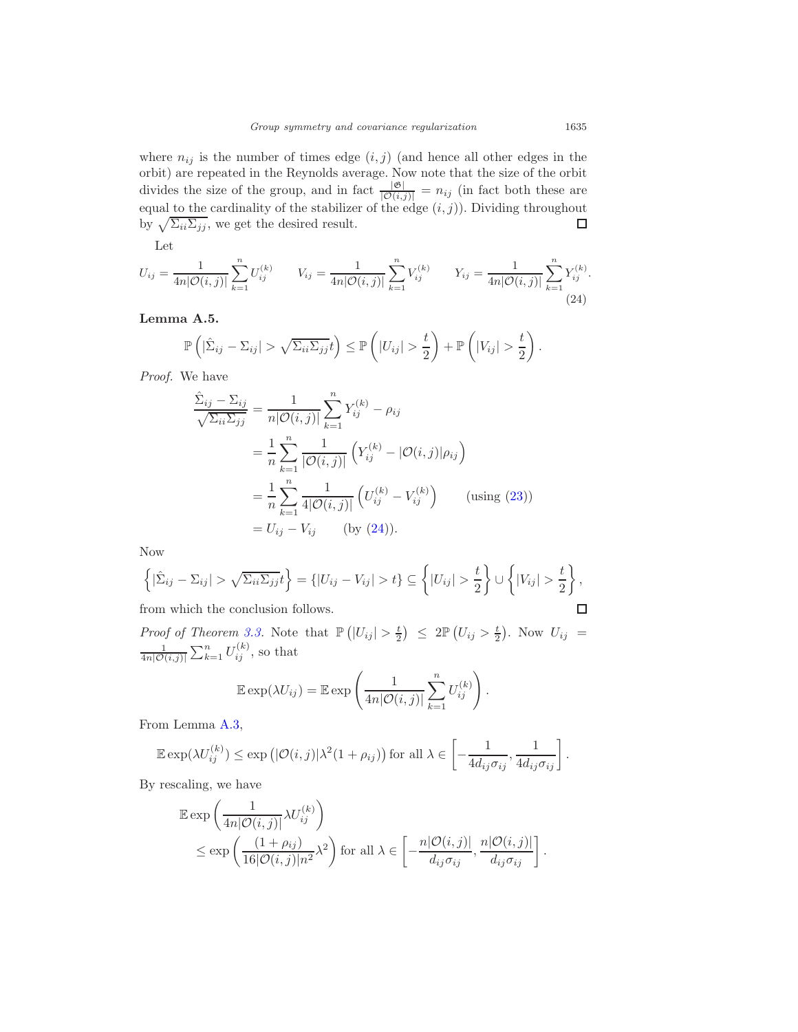where $n_{ij}$ is the number of times edge $(i,j)$ (and hence all other edges in the orbit) are repeated in the Reynolds average. Now note that the size of the orbit divides the size of the group, and in fact $\frac{|\mathfrak{G}|}{|\mathcal{O}(i,j)|} = n_{ij}$ (in fact both these are equal to the cardinality of the stabilizer of the edge $(i,j)$). Dividing throughout by $\sqrt{\Sigma_{ii}\Sigma_{jj}}$, we get the desired result. □

Let

$$U_{ij} = \frac{1}{4n|\mathcal{O}(i,j)|}\sum_{k=1}^{n} U_{ij}^{(k)} \qquad V_{ij} = \frac{1}{4n|\mathcal{O}(i,j)|}\sum_{k=1}^{n} V_{ij}^{(k)} \qquad Y_{ij} = \frac{1}{4n|\mathcal{O}(i,j)|}\sum_{k=1}^{n} Y_{ij}^{(k)}. \tag{24}$$

**Lemma A.5.**

$$\mathbb{P}\left(|\hat{\Sigma}_{ij} - \Sigma_{ij}| > \sqrt{\Sigma_{ii}\Sigma_{jj}}t\right) \le \mathbb{P}\left(|U_{ij}| > \frac{t}{2}\right) + \mathbb{P}\left(|V_{ij}| > \frac{t}{2}\right).$$

*Proof.* We have

$$\begin{aligned}
\frac{\hat{\Sigma}_{ij} - \Sigma_{ij}}{\sqrt{\Sigma_{ii}\Sigma_{jj}}} &= \frac{1}{n|\mathcal{O}(i,j)|}\sum_{k=1}^{n} Y_{ij}^{(k)} - \rho_{ij} \\
&= \frac{1}{n}\sum_{k=1}^{n}\frac{1}{|\mathcal{O}(i,j)|}\left(Y_{ij}^{(k)} - |\mathcal{O}(i,j)|\rho_{ij}\right) \\
&= \frac{1}{n}\sum_{k=1}^{n}\frac{1}{4|\mathcal{O}(i,j)|}\left(U_{ij}^{(k)} - V_{ij}^{(k)}\right) \qquad \text{(using (23))} \\
&= U_{ij} - V_{ij} \qquad \text{(by (24))}.
\end{aligned}$$

Now

$$\left\{|\hat{\Sigma}_{ij} - \Sigma_{ij}| > \sqrt{\Sigma_{ii}\Sigma_{jj}}t\right\} = \{|U_{ij} - V_{ij}| > t\} \subseteq \left\{|U_{ij}| > \frac{t}{2}\right\} \cup \left\{|V_{ij}| > \frac{t}{2}\right\},$$

from which the conclusion follows. □

*Proof of Theorem 3.3.* Note that $\mathbb{P}\left(|U_{ij}| > \frac{t}{2}\right) \le 2\mathbb{P}\left(U_{ij} > \frac{t}{2}\right)$. Now $U_{ij} = \frac{1}{4n|\mathcal{O}(i,j)|}\sum_{k=1}^{n} U_{ij}^{(k)}$, so that

$$\mathbb{E}\exp(\lambda U_{ij}) = \mathbb{E}\exp\left(\frac{1}{4n|\mathcal{O}(i,j)|}\sum_{k=1}^{n} U_{ij}^{(k)}\right).$$

From Lemma A.3,

$$\mathbb{E}\exp(\lambda U_{ij}^{(k)}) \le \exp\left(|\mathcal{O}(i,j)|\lambda^2(1+\rho_{ij})\right) \text{ for all } \lambda \in \left[-\frac{1}{4d_{ij}\sigma_{ij}}, \frac{1}{4d_{ij}\sigma_{ij}}\right].$$

By rescaling, we have

$$\begin{aligned}
&\mathbb{E}\exp\left(\frac{1}{4n|\mathcal{O}(i,j)|}\lambda U_{ij}^{(k)}\right) \\
&\quad \le \exp\left(\frac{(1+\rho_{ij})}{16|\mathcal{O}(i,j)|n^2}\lambda^2\right) \text{ for all } \lambda \in \left[-\frac{n|\mathcal{O}(i,j)|}{d_{ij}\sigma_{ij}}, \frac{n|\mathcal{O}(i,j)|}{d_{ij}\sigma_{ij}}\right].
\end{aligned}$$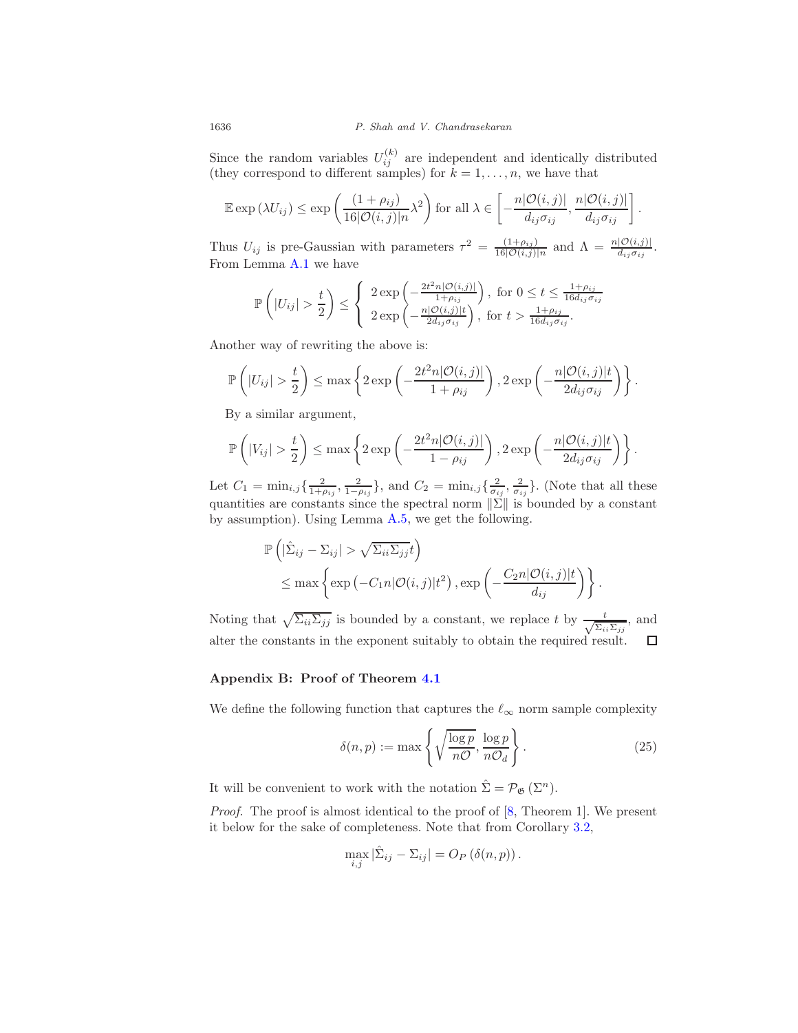Since the random variables $U_{ij}^{(k)}$ are independent and identically distributed (they correspond to different samples) for $k = 1, \ldots, n$, we have that

$$\mathbb{E} \exp\left(\lambda U_{ij}\right) \leq \exp\left(\frac{(1+\rho_{ij})}{16|\mathcal{O}(i,j)|n}\lambda^2\right) \text{ for all } \lambda \in \left[-\frac{n|\mathcal{O}(i,j)|}{d_{ij}\sigma_{ij}}, \frac{n|\mathcal{O}(i,j)|}{d_{ij}\sigma_{ij}}\right].$$

Thus $U_{ij}$ is pre-Gaussian with parameters $\tau^2 = \frac{(1+\rho_{ij})}{16|\mathcal{O}(i,j)|n}$ and $\Lambda = \frac{n|\mathcal{O}(i,j)|}{d_{ij}\sigma_{ij}}$. From Lemma A.1 we have

$$\mathbb{P}\left(|U_{ij}| > \frac{t}{2}\right) \leq \begin{cases} 2\exp\left(-\frac{2t^2 n|\mathcal{O}(i,j)|}{1+\rho_{ij}}\right), & \text{for } 0 \leq t \leq \frac{1+\rho_{ij}}{16 d_{ij}\sigma_{ij}} \\ 2\exp\left(-\frac{n|\mathcal{O}(i,j)|t}{2d_{ij}\sigma_{ij}}\right), & \text{for } t > \frac{1+\rho_{ij}}{16 d_{ij}\sigma_{ij}}. \end{cases}$$

Another way of rewriting the above is:

$$\mathbb{P}\left(|U_{ij}| > \frac{t}{2}\right) \leq \max\left\{2\exp\left(-\frac{2t^2 n|\mathcal{O}(i,j)|}{1+\rho_{ij}}\right), 2\exp\left(-\frac{n|\mathcal{O}(i,j)|t}{2d_{ij}\sigma_{ij}}\right)\right\}.$$

By a similar argument,

$$\mathbb{P}\left(|V_{ij}| > \frac{t}{2}\right) \leq \max\left\{2\exp\left(-\frac{2t^2 n|\mathcal{O}(i,j)|}{1-\rho_{ij}}\right), 2\exp\left(-\frac{n|\mathcal{O}(i,j)|t}{2d_{ij}\sigma_{ij}}\right)\right\}.$$

Let $C_1 = \min_{i,j}\{\frac{2}{1+\rho_{ij}}, \frac{2}{1-\rho_{ij}}\}$, and $C_2 = \min_{i,j}\{\frac{2}{\sigma_{ij}}, \frac{2}{\sigma_{ij}}\}$. (Note that all these quantities are constants since the spectral norm $\|\Sigma\|$ is bounded by a constant by assumption). Using Lemma A.5, we get the following.

$$\begin{aligned} &\mathbb{P}\left(|\hat{\Sigma}_{ij} - \Sigma_{ij}| > \sqrt{\Sigma_{ii}\Sigma_{jj}}t\right) \\ &\quad \leq \max\left\{\exp\left(-C_1 n|\mathcal{O}(i,j)|t^2\right), \exp\left(-\frac{C_2 n|\mathcal{O}(i,j)|t}{d_{ij}}\right)\right\}. \end{aligned}$$

Noting that $\sqrt{\Sigma_{ii}\Sigma_{jj}}$ is bounded by a constant, we replace $t$ by $\frac{t}{\sqrt{\Sigma_{ii}\Sigma_{jj}}}$, and alter the constants in the exponent suitably to obtain the required result. $\square$

## Appendix B: Proof of Theorem 4.1

We define the following function that captures the $\ell_\infty$ norm sample complexity

$$\delta(n,p) := \max\left\{\sqrt{\frac{\log p}{n\mathcal{O}}}, \frac{\log p}{n\mathcal{O}_d}\right\}. \tag{25}$$

It will be convenient to work with the notation $\hat{\Sigma} = \mathcal{P}_{\mathfrak{G}}\left(\Sigma^n\right)$.

*Proof.* The proof is almost identical to the proof of [8, Theorem 1]. We present it below for the sake of completeness. Note that from Corollary 3.2,

$$\max_{i,j} |\hat{\Sigma}_{ij} - \Sigma_{ij}| = O_P\left(\delta(n,p)\right).$$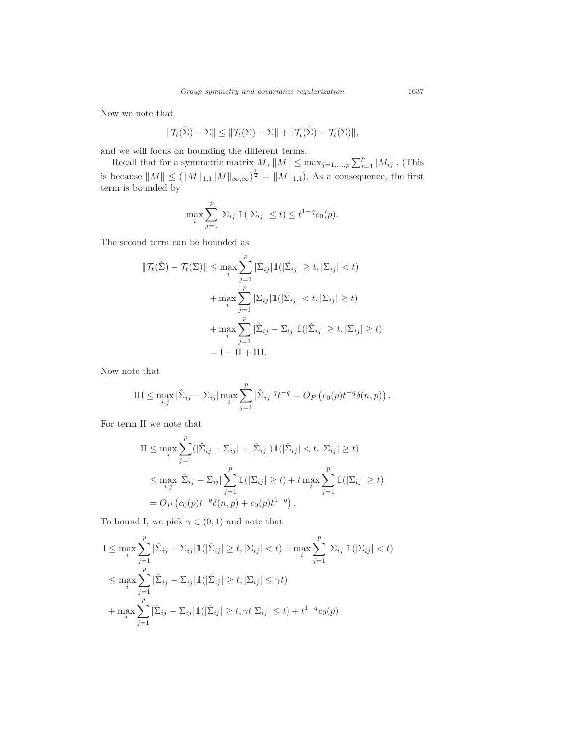Now we note that

$$\|\mathcal{T}_t(\hat{\Sigma}) - \Sigma\| \le \|\mathcal{T}_t(\Sigma) - \Sigma\| + \|\mathcal{T}_t(\hat{\Sigma}) - \mathcal{T}_t(\Sigma)\|,$$

and we will focus on bounding the different terms.

Recall that for a symmetric matrix $M$, $\|M\| \le \max_{j=1,\dots,p} \sum_{i=1}^p |M_{ij}|$. (This is because $\|M\| \le (\|M\|_{1,1}\|M\|_{\infty,\infty})^{\frac{1}{2}} = \|M\|_{1,1}$). As a consequence, the first term is bounded by

$$\max_i \sum_{j=1}^p |\Sigma_{ij}| \mathbb{1}(|\Sigma_{ij}| \le t) \le t^{1-q} c_0(p).$$

The second term can be bounded as

$$\begin{aligned}
\|\mathcal{T}_t(\hat{\Sigma}) - \mathcal{T}_t(\Sigma)\| &\le \max_i \sum_{j=1}^p |\hat{\Sigma}_{ij}| \mathbb{1}(|\hat{\Sigma}_{ij}| \ge t, |\Sigma_{ij}| < t) \\
&\quad + \max_i \sum_{j=1}^p |\Sigma_{ij}| \mathbb{1}(|\hat{\Sigma}_{ij}| < t, |\Sigma_{ij}| \ge t) \\
&\quad + \max_i \sum_{j=1}^p |\hat{\Sigma}_{ij} - \Sigma_{ij}| \mathbb{1}(|\hat{\Sigma}_{ij}| \ge t, |\Sigma_{ij}| \ge t) \\
&= \mathrm{I} + \mathrm{II} + \mathrm{III}.
\end{aligned}$$

Now note that

$$\mathrm{III} \le \max_{i,j} |\hat{\Sigma}_{ij} - \Sigma_{ij}| \max_i \sum_{j=1}^p |\hat{\Sigma}_{ij}|^q t^{-q} = O_P\left(c_0(p) t^{-q} \delta(n,p)\right).$$

For term II we note that

$$\begin{aligned}
\mathrm{II} &\le \max_i \sum_{j=1}^p (|\hat{\Sigma}_{ij} - \Sigma_{ij}| + |\hat{\Sigma}_{ij}|) \mathbb{1}(|\hat{\Sigma}_{ij}| < t, |\Sigma_{ij}| \ge t) \\
&\le \max_{i,j} |\hat{\Sigma}_{ij} - \Sigma_{ij}| \sum_{j=1}^p \mathbb{1}(|\Sigma_{ij}| \ge t) + t \max_i \sum_{j=1}^p \mathbb{1}(|\Sigma_{ij}| \ge t) \\
&= O_P\left(c_0(p) t^{-q} \delta(n,p) + c_0(p) t^{1-q}\right).
\end{aligned}$$

To bound I, we pick $\gamma \in (0,1)$ and note that

$$\begin{aligned}
\mathrm{I} &\le \max_i \sum_{j=1}^p |\hat{\Sigma}_{ij} - \Sigma_{ij}| \mathbb{1}(|\hat{\Sigma}_{ij}| \ge t, |\Sigma_{ij}| < t) + \max_i \sum_{j=1}^p |\Sigma_{ij}| \mathbb{1}(|\Sigma_{ij}| < t) \\
&\le \max_i \sum_{j=1}^p |\hat{\Sigma}_{ij} - \Sigma_{ij}| \mathbb{1}(|\hat{\Sigma}_{ij}| \ge t, |\Sigma_{ij}| \le \gamma t) \\
&\quad + \max_i \sum_{j=1}^p |\hat{\Sigma}_{ij} - \Sigma_{ij}| \mathbb{1}(|\hat{\Sigma}_{ij}| \ge t, \gamma t |\Sigma_{ij}| \le t) + t^{1-q} c_0(p)
\end{aligned}$$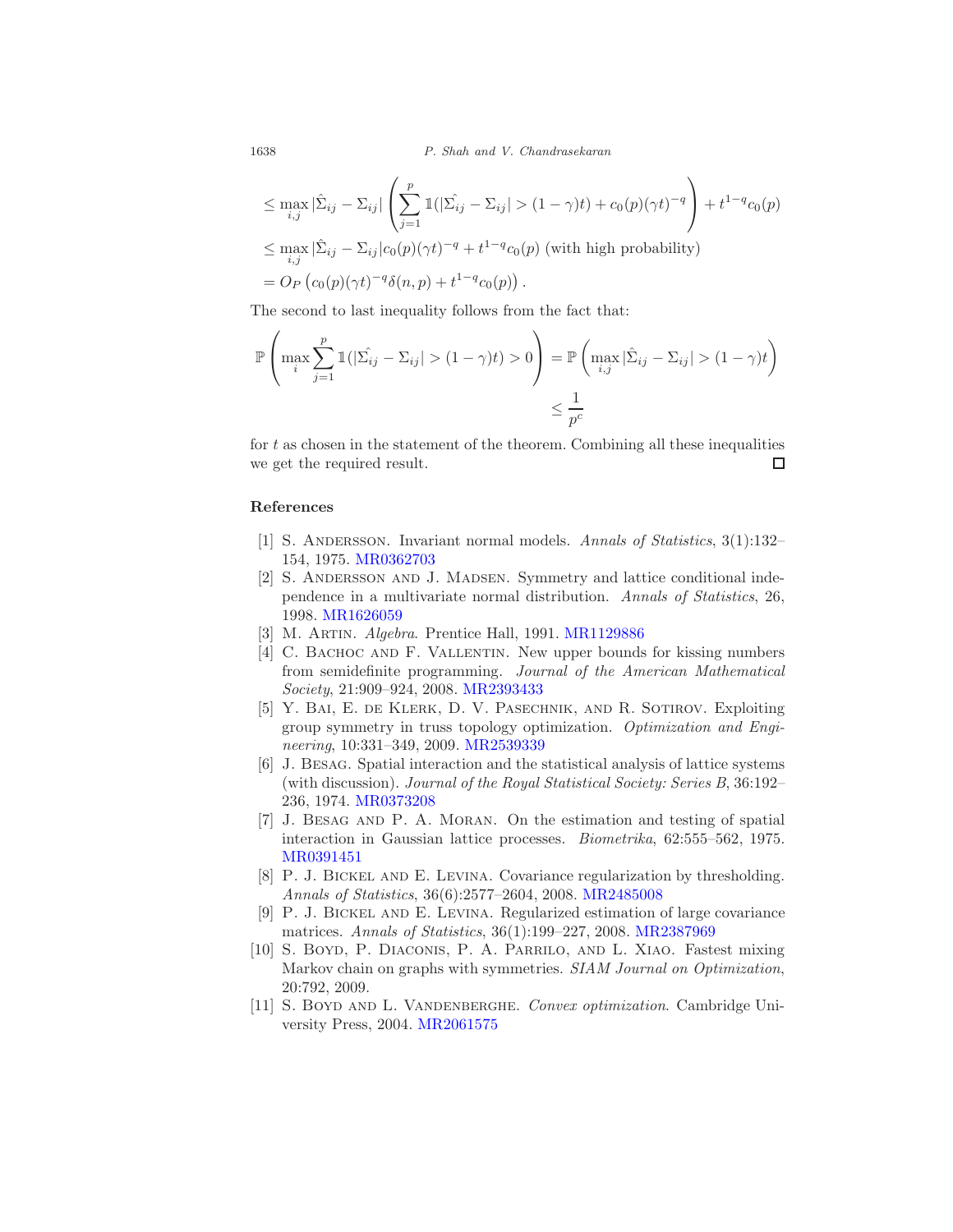$$
\begin{aligned}
&\leq \max_{i,j} |\hat{\Sigma}_{ij} - \Sigma_{ij}| \left( \sum_{j=1}^{p} \mathbb{1}(|\hat{\Sigma_{ij}} - \Sigma_{ij}| > (1-\gamma)t) + c_0(p)(\gamma t)^{-q} \right) + t^{1-q} c_0(p) \\
&\leq \max_{i,j} |\hat{\Sigma}_{ij} - \Sigma_{ij}| c_0(p)(\gamma t)^{-q} + t^{1-q} c_0(p) \text{ (with high probability)} \\
&= O_P\left( c_0(p)(\gamma t)^{-q} \delta(n,p) + t^{1-q} c_0(p) \right).
\end{aligned}
$$

The second to last inequality follows from the fact that:

$$
\begin{aligned}
\mathbb{P}\left( \max_{i} \sum_{j=1}^{p} \mathbb{1}(|\hat{\Sigma_{ij}} - \Sigma_{ij}| > (1-\gamma)t) > 0 \right) &= \mathbb{P}\left( \max_{i,j} |\hat{\Sigma}_{ij} - \Sigma_{ij}| > (1-\gamma)t \right) \\
&\leq \frac{1}{p^c}
\end{aligned}
$$

for $t$ as chosen in the statement of the theorem. Combining all these inequalities we get the required result. □

## References

[1] S. Andersson. Invariant normal models. *Annals of Statistics*, 3(1):132–154, 1975. MR0362703

[2] S. Andersson and J. Madsen. Symmetry and lattice conditional independence in a multivariate normal distribution. *Annals of Statistics*, 26, 1998. MR1626059

[3] M. Artin. *Algebra*. Prentice Hall, 1991. MR1129886

[4] C. Bachoc and F. Vallentin. New upper bounds for kissing numbers from semidefinite programming. *Journal of the American Mathematical Society*, 21:909–924, 2008. MR2393433

[5] Y. Bai, E. de Klerk, D. V. Pasechnik, and R. Sotirov. Exploiting group symmetry in truss topology optimization. *Optimization and Engineering*, 10:331–349, 2009. MR2539339

[6] J. Besag. Spatial interaction and the statistical analysis of lattice systems (with discussion). *Journal of the Royal Statistical Society: Series B*, 36:192–236, 1974. MR0373208

[7] J. Besag and P. A. Moran. On the estimation and testing of spatial interaction in Gaussian lattice processes. *Biometrika*, 62:555–562, 1975. MR0391451

[8] P. J. Bickel and E. Levina. Covariance regularization by thresholding. *Annals of Statistics*, 36(6):2577–2604, 2008. MR2485008

[9] P. J. Bickel and E. Levina. Regularized estimation of large covariance matrices. *Annals of Statistics*, 36(1):199–227, 2008. MR2387969

[10] S. Boyd, P. Diaconis, P. A. Parrilo, and L. Xiao. Fastest mixing Markov chain on graphs with symmetries. *SIAM Journal on Optimization*, 20:792, 2009.

[11] S. Boyd and L. Vandenberghe. *Convex optimization*. Cambridge University Press, 2004. MR2061575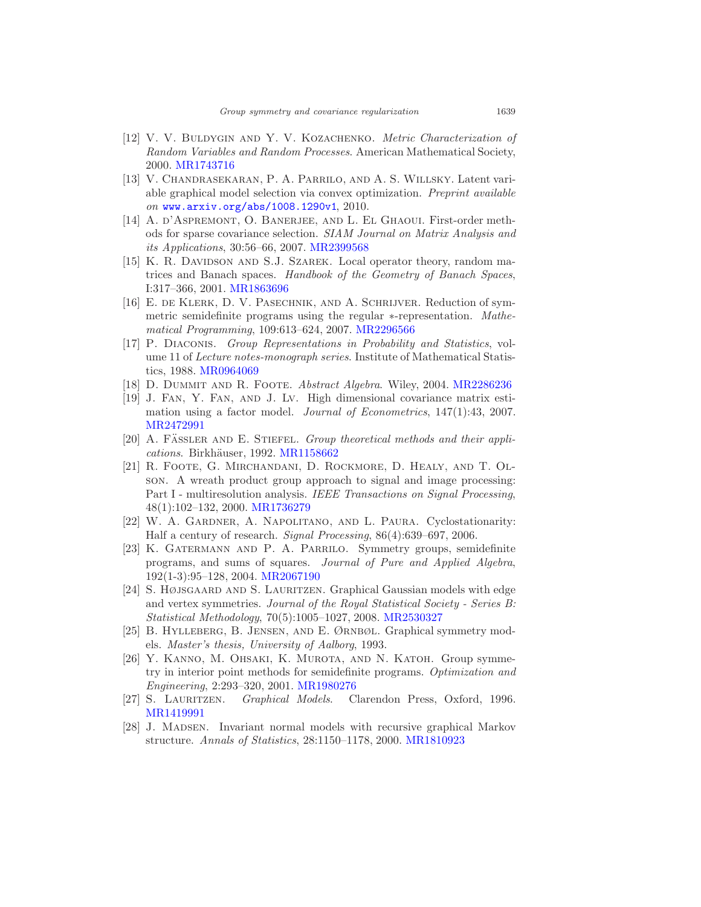[12] V. V. Buldygin and Y. V. Kozachenko. *Metric Characterization of Random Variables and Random Processes*. American Mathematical Society, 2000. MR1743716

[13] V. Chandrasekaran, P. A. Parrilo, and A. S. Willsky. Latent variable graphical model selection via convex optimization. *Preprint available on* www.arxiv.org/abs/1008.1290v1, 2010.

[14] A. d'Aspremont, O. Banerjee, and L. El Ghaoui. First-order methods for sparse covariance selection. *SIAM Journal on Matrix Analysis and its Applications*, 30:56–66, 2007. MR2399568

[15] K. R. Davidson and S.J. Szarek. Local operator theory, random matrices and Banach spaces. *Handbook of the Geometry of Banach Spaces*, I:317–366, 2001. MR1863696

[16] E. de Klerk, D. V. Pasechnik, and A. Schrijver. Reduction of symmetric semidefinite programs using the regular $*$-representation. *Mathematical Programming*, 109:613–624, 2007. MR2296566

[17] P. Diaconis. *Group Representations in Probability and Statistics*, volume 11 of *Lecture notes-monograph series*. Institute of Mathematical Statistics, 1988. MR0964069

[18] D. Dummit and R. Foote. *Abstract Algebra*. Wiley, 2004. MR2286236

[19] J. Fan, Y. Fan, and J. Lv. High dimensional covariance matrix estimation using a factor model. *Journal of Econometrics*, 147(1):43, 2007. MR2472991

[20] A. Fässler and E. Stiefel. *Group theoretical methods and their applications*. Birkhäuser, 1992. MR1158662

[21] R. Foote, G. Mirchandani, D. Rockmore, D. Healy, and T. Olson. A wreath product group approach to signal and image processing: Part I - multiresolution analysis. *IEEE Transactions on Signal Processing*, 48(1):102–132, 2000. MR1736279

[22] W. A. Gardner, A. Napolitano, and L. Paura. Cyclostationarity: Half a century of research. *Signal Processing*, 86(4):639–697, 2006.

[23] K. Gatermann and P. A. Parrilo. Symmetry groups, semidefinite programs, and sums of squares. *Journal of Pure and Applied Algebra*, 192(1-3):95–128, 2004. MR2067190

[24] S. Højsgaard and S. Lauritzen. Graphical Gaussian models with edge and vertex symmetries. *Journal of the Royal Statistical Society - Series B: Statistical Methodology*, 70(5):1005–1027, 2008. MR2530327

[25] B. Hylleberg, B. Jensen, and E. Ørnbøl. Graphical symmetry models. *Master's thesis, University of Aalborg*, 1993.

[26] Y. Kanno, M. Ohsaki, K. Murota, and N. Katoh. Group symmetry in interior point methods for semidefinite programs. *Optimization and Engineering*, 2:293–320, 2001. MR1980276

[27] S. Lauritzen. *Graphical Models*. Clarendon Press, Oxford, 1996. MR1419991

[28] J. Madsen. Invariant normal models with recursive graphical Markov structure. *Annals of Statistics*, 28:1150–1178, 2000. MR1810923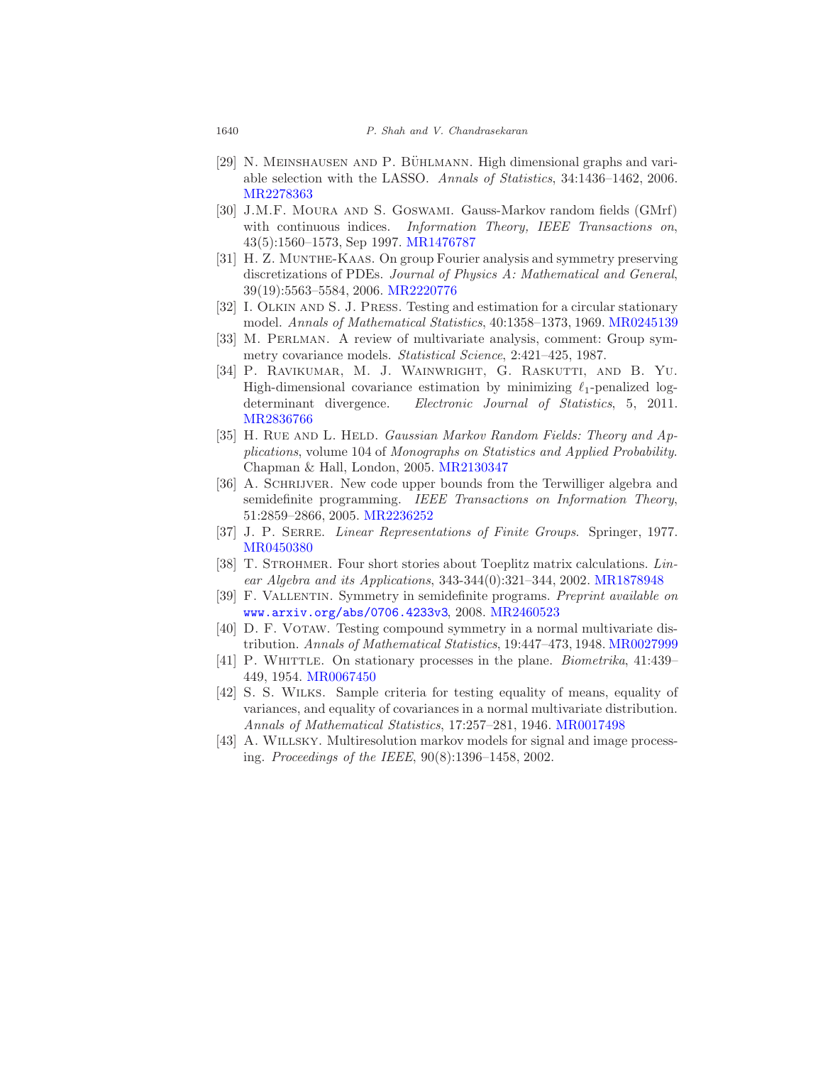[29] N. Meinshausen and P. Bühlmann. High dimensional graphs and variable selection with the LASSO. *Annals of Statistics*, 34:1436–1462, 2006. MR2278363

[30] J.M.F. Moura and S. Goswami. Gauss-Markov random fields (GMrf) with continuous indices. *Information Theory, IEEE Transactions on*, 43(5):1560–1573, Sep 1997. MR1476787

[31] H. Z. Munthe-Kaas. On group Fourier analysis and symmetry preserving discretizations of PDEs. *Journal of Physics A: Mathematical and General*, 39(19):5563–5584, 2006. MR2220776

[32] I. Olkin and S. J. Press. Testing and estimation for a circular stationary model. *Annals of Mathematical Statistics*, 40:1358–1373, 1969. MR0245139

[33] M. Perlman. A review of multivariate analysis, comment: Group symmetry covariance models. *Statistical Science*, 2:421–425, 1987.

[34] P. Ravikumar, M. J. Wainwright, G. Raskutti, and B. Yu. High-dimensional covariance estimation by minimizing $\ell_1$-penalized log-determinant divergence. *Electronic Journal of Statistics*, 5, 2011. MR2836766

[35] H. Rue and L. Held. *Gaussian Markov Random Fields: Theory and Applications*, volume 104 of *Monographs on Statistics and Applied Probability*. Chapman & Hall, London, 2005. MR2130347

[36] A. Schrijver. New code upper bounds from the Terwilliger algebra and semidefinite programming. *IEEE Transactions on Information Theory*, 51:2859–2866, 2005. MR2236252

[37] J. P. Serre. *Linear Representations of Finite Groups*. Springer, 1977. MR0450380

[38] T. Strohmer. Four short stories about Toeplitz matrix calculations. *Linear Algebra and its Applications*, 343-344(0):321–344, 2002. MR1878948

[39] F. Vallentin. Symmetry in semidefinite programs. *Preprint available on* `www.arxiv.org/abs/0706.4233v3`, 2008. MR2460523

[40] D. F. Votaw. Testing compound symmetry in a normal multivariate distribution. *Annals of Mathematical Statistics*, 19:447–473, 1948. MR0027999

[41] P. Whittle. On stationary processes in the plane. *Biometrika*, 41:439–449, 1954. MR0067450

[42] S. S. Wilks. Sample criteria for testing equality of means, equality of variances, and equality of covariances in a normal multivariate distribution. *Annals of Mathematical Statistics*, 17:257–281, 1946. MR0017498

[43] A. Willsky. Multiresolution markov models for signal and image processing. *Proceedings of the IEEE*, 90(8):1396–1458, 2002.